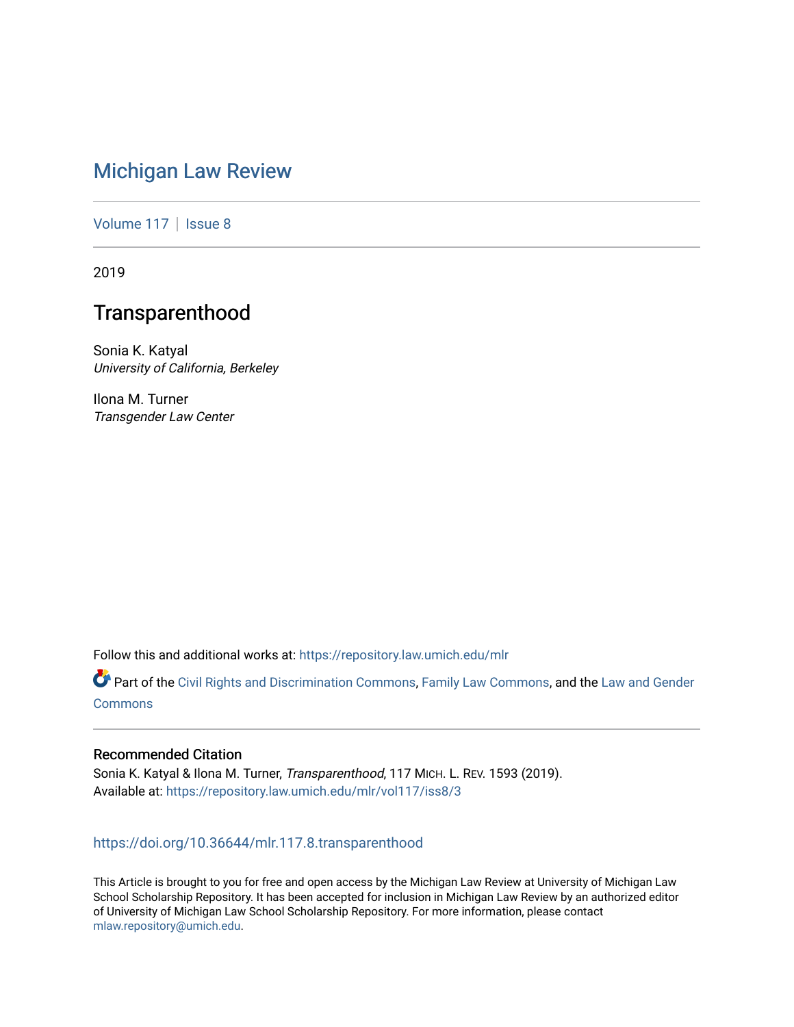# Michigan Law Review

Volume 117 | Issue 8

2019

## Transparenthood

Sonia K. Katyal
*University of California, Berkeley*

Ilona M. Turner
*Transgender Law Center*

Follow this and additional works at: https://repository.law.umich.edu/mlr

Part of the Civil Rights and Discrimination Commons, Family Law Commons, and the Law and Gender Commons

### Recommended Citation

Sonia K. Katyal & Ilona M. Turner, *Transparenthood*, 117 MICH. L. REV. 1593 (2019).
Available at: https://repository.law.umich.edu/mlr/vol117/iss8/3

https://doi.org/10.36644/mlr.117.8.transparenthood

This Article is brought to you for free and open access by the Michigan Law Review at University of Michigan Law School Scholarship Repository. It has been accepted for inclusion in Michigan Law Review by an authorized editor of University of Michigan Law School Scholarship Repository. For more information, please contact mlaw.repository@umich.edu.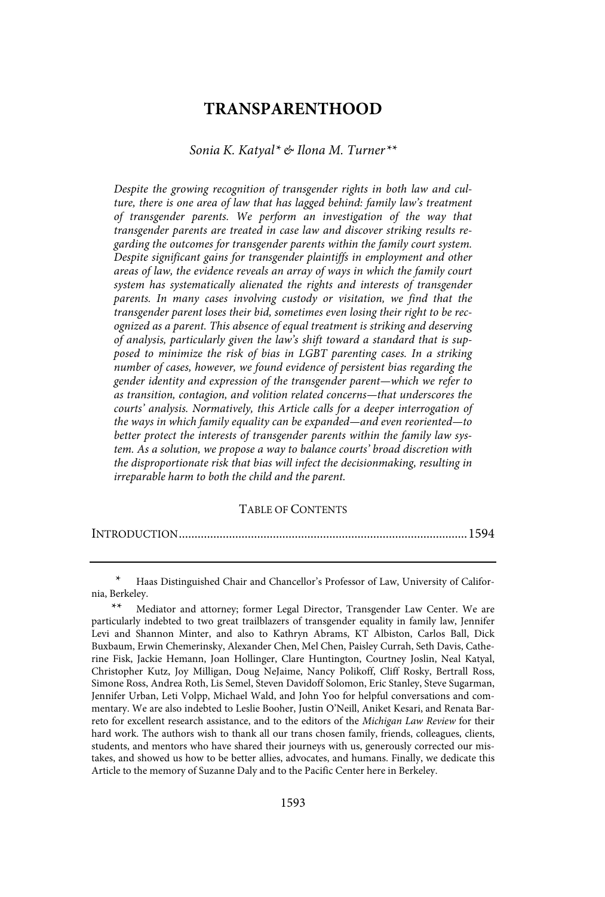# TRANSPARENTHOOD

*Sonia K. Katyal\* & Ilona M. Turner\*\**

*Despite the growing recognition of transgender rights in both law and culture, there is one area of law that has lagged behind: family law's treatment of transgender parents. We perform an investigation of the way that transgender parents are treated in case law and discover striking results regarding the outcomes for transgender parents within the family court system. Despite significant gains for transgender plaintiffs in employment and other areas of law, the evidence reveals an array of ways in which the family court system has systematically alienated the rights and interests of transgender parents. In many cases involving custody or visitation, we find that the transgender parent loses their bid, sometimes even losing their right to be recognized as a parent. This absence of equal treatment is striking and deserving of analysis, particularly given the law's shift toward a standard that is supposed to minimize the risk of bias in LGBT parenting cases. In a striking number of cases, however, we found evidence of persistent bias regarding the gender identity and expression of the transgender parent—which we refer to as transition, contagion, and volition related concerns—that underscores the courts' analysis. Normatively, this Article calls for a deeper interrogation of the ways in which family equality can be expanded—and even reoriented—to better protect the interests of transgender parents within the family law system. As a solution, we propose a way to balance courts' broad discretion with the disproportionate risk that bias will infect the decisionmaking, resulting in irreparable harm to both the child and the parent.*

TABLE OF CONTENTS

INTRODUCTION .......................................................................................... 1594

---

\* Haas Distinguished Chair and Chancellor's Professor of Law, University of California, Berkeley.

\*\* Mediator and attorney; former Legal Director, Transgender Law Center. We are particularly indebted to two great trailblazers of transgender equality in family law, Jennifer Levi and Shannon Minter, and also to Kathryn Abrams, KT Albiston, Carlos Ball, Dick Buxbaum, Erwin Chemerinsky, Alexander Chen, Mel Chen, Paisley Currah, Seth Davis, Catherine Fisk, Jackie Hemann, Joan Hollinger, Clare Huntington, Courtney Joslin, Neal Katyal, Christopher Kutz, Joy Milligan, Doug NeJaime, Nancy Polikoff, Cliff Rosky, Bertrall Ross, Simone Ross, Andrea Roth, Lis Semel, Steven Davidoff Solomon, Eric Stanley, Steve Sugarman, Jennifer Urban, Leti Volpp, Michael Wald, and John Yoo for helpful conversations and commentary. We are also indebted to Leslie Booher, Justin O'Neill, Aniket Kesari, and Renata Barreto for excellent research assistance, and to the editors of the *Michigan Law Review* for their hard work. The authors wish to thank all our trans chosen family, friends, colleagues, clients, students, and mentors who have shared their journeys with us, generously corrected our mistakes, and showed us how to be better allies, advocates, and humans. Finally, we dedicate this Article to the memory of Suzanne Daly and to the Pacific Center here in Berkeley.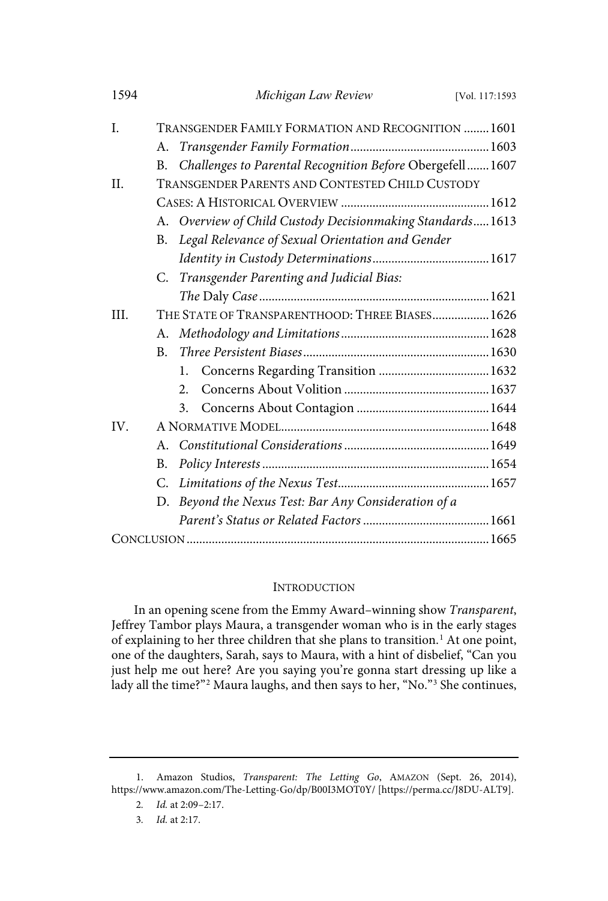| | | |
|---|---|---|
| I. | TRANSGENDER FAMILY FORMATION AND RECOGNITION | 1601 |
| | A. *Transgender Family Formation* | 1603 |
| | B. *Challenges to Parental Recognition Before* Obergefell | 1607 |
| II. | TRANSGENDER PARENTS AND CONTESTED CHILD CUSTODY CASES: A HISTORICAL OVERVIEW | 1612 |
| | A. *Overview of Child Custody Decisionmaking Standards* | 1613 |
| | B. *Legal Relevance of Sexual Orientation and Gender Identity in Custody Determinations* | 1617 |
| | C. *Transgender Parenting and Judicial Bias: The* Daly *Case* | 1621 |
| III. | THE STATE OF TRANSPARENTHOOD: THREE BIASES | 1626 |
| | A. *Methodology and Limitations* | 1628 |
| | B. *Three Persistent Biases* | 1630 |
| | 1. Concerns Regarding Transition | 1632 |
| | 2. Concerns About Volition | 1637 |
| | 3. Concerns About Contagion | 1644 |
| IV. | A NORMATIVE MODEL | 1648 |
| | A. *Constitutional Considerations* | 1649 |
| | B. *Policy Interests* | 1654 |
| | C. *Limitations of the Nexus Test* | 1657 |
| | D. *Beyond the Nexus Test: Bar Any Consideration of a Parent's Status or Related Factors* | 1661 |
| CONCLUSION | | 1665 |

## INTRODUCTION

In an opening scene from the Emmy Award–winning show *Transparent*, Jeffrey Tambor plays Maura, a transgender woman who is in the early stages of explaining to her three children that she plans to transition.[1] At one point, one of the daughters, Sarah, says to Maura, with a hint of disbelief, "Can you just help me out here? Are you saying you're gonna start dressing up like a lady all the time?"[2] Maura laughs, and then says to her, "No."[3] She continues,

---

1. Amazon Studios, *Transparent: The Letting Go*, AMAZON (Sept. 26, 2014), https://www.amazon.com/The-Letting-Go/dp/B00I3MOT0Y/ [https://perma.cc/J8DU-ALT9].

2. *Id.* at 2:09–2:17.

3. *Id.* at 2:17.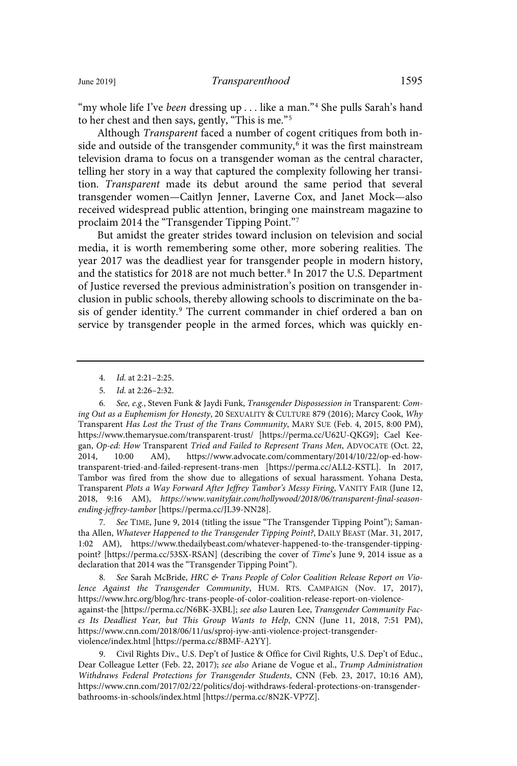"my whole life I've *been* dressing up . . . like a man."[4] She pulls Sarah's hand to her chest and then says, gently, "This is me."[5]

Although *Transparent* faced a number of cogent critiques from both inside and outside of the transgender community,[6] it was the first mainstream television drama to focus on a transgender woman as the central character, telling her story in a way that captured the complexity following her transition. *Transparent* made its debut around the same period that several transgender women—Caitlyn Jenner, Laverne Cox, and Janet Mock—also received widespread public attention, bringing one mainstream magazine to proclaim 2014 the "Transgender Tipping Point."[7]

But amidst the greater strides toward inclusion on television and social media, it is worth remembering some other, more sobering realities. The year 2017 was the deadliest year for transgender people in modern history, and the statistics for 2018 are not much better.[8] In 2017 the U.S. Department of Justice reversed the previous administration's position on transgender inclusion in public schools, thereby allowing schools to discriminate on the basis of gender identity.[9] The current commander in chief ordered a ban on service by transgender people in the armed forces, which was quickly en-

---

4. *Id.* at 2:21–2:25.

5. *Id.* at 2:26–2:32.

6. *See, e.g.*, Steven Funk & Jaydi Funk, *Transgender Dispossession in* Transparent*: Coming Out as a Euphemism for Honesty*, 20 SEXUALITY & CULTURE 879 (2016); Marcy Cook, *Why* Transparent *Has Lost the Trust of the Trans Community*, MARY SUE (Feb. 4, 2015, 8:00 PM), https://www.themarysue.com/transparent-trust/ [https://perma.cc/U62U-QKG9]; Cael Keegan, *Op-ed: How* Transparent *Tried and Failed to Represent Trans Men*, ADVOCATE (Oct. 22, 2014, 10:00 AM), https://www.advocate.com/commentary/2014/10/22/op-ed-how-transparent-tried-and-failed-represent-trans-men [https://perma.cc/ALL2-KSTL]. In 2017, Tambor was fired from the show due to allegations of sexual harassment. Yohana Desta, Transparent *Plots a Way Forward After Jeffrey Tambor's Messy Firing*, VANITY FAIR (June 12, 2018, 9:16 AM), *https://www.vanityfair.com/hollywood/2018/06/transparent-final-season-ending-jeffrey-tambor* [https://perma.cc/JL39-NN28].

7. *See* TIME, June 9, 2014 (titling the issue "The Transgender Tipping Point"); Samantha Allen, *Whatever Happened to the Transgender Tipping Point?*, DAILY BEAST (Mar. 31, 2017, 1:02 AM), https://www.thedailybeast.com/whatever-happened-to-the-transgender-tipping-point? [https://perma.cc/53SX-RSAN] (describing the cover of *Time*'s June 9, 2014 issue as a declaration that 2014 was the "Transgender Tipping Point").

8. *See* Sarah McBride, *HRC & Trans People of Color Coalition Release Report on Violence Against the Transgender Community*, HUM. RTS. CAMPAIGN (Nov. 17, 2017), https://www.hrc.org/blog/hrc-trans-people-of-color-coalition-release-report-on-violence-against-the [https://perma.cc/N6BK-3XBL]; *see also* Lauren Lee, *Transgender Community Faces Its Deadliest Year, but This Group Wants to Help*, CNN (June 11, 2018, 7:51 PM), https://www.cnn.com/2018/06/11/us/sproj-iyw-anti-violence-project-transgender-violence/index.html [https://perma.cc/8BMF-A2YY].

9. Civil Rights Div., U.S. Dep't of Justice & Office for Civil Rights, U.S. Dep't of Educ., Dear Colleague Letter (Feb. 22, 2017); *see also* Ariane de Vogue et al., *Trump Administration Withdraws Federal Protections for Transgender Students*, CNN (Feb. 23, 2017, 10:16 AM), https://www.cnn.com/2017/02/22/politics/doj-withdraws-federal-protections-on-transgender-bathrooms-in-schools/index.html [https://perma.cc/8N2K-VP7Z].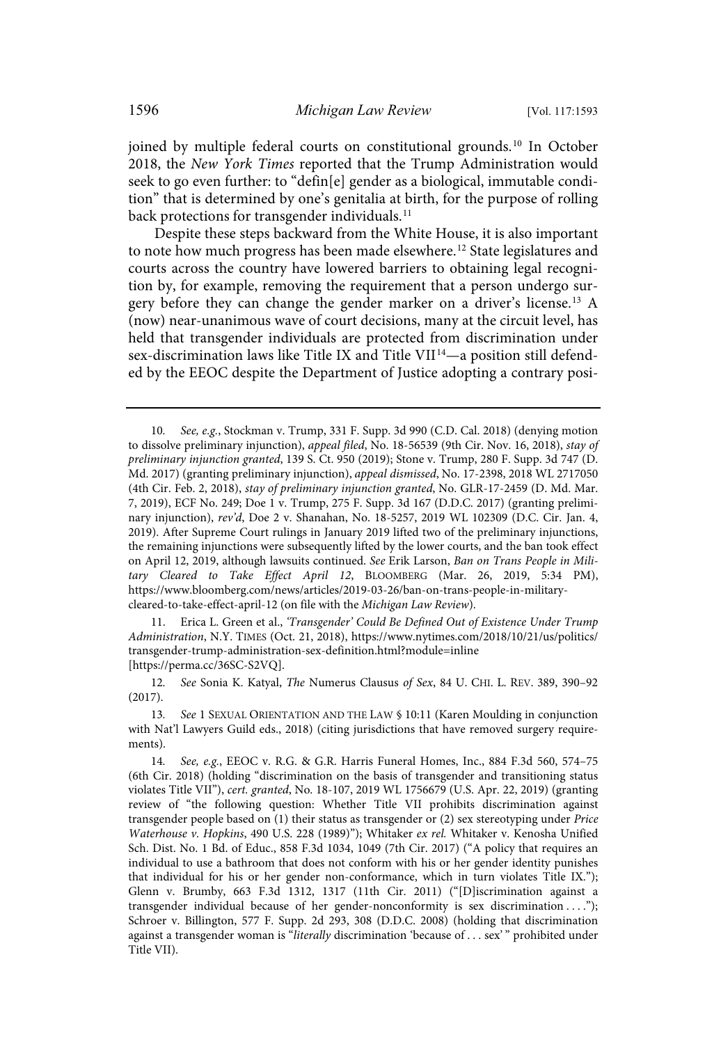joined by multiple federal courts on constitutional grounds.[10] In October 2018, the *New York Times* reported that the Trump Administration would seek to go even further: to "defin[e] gender as a biological, immutable condition" that is determined by one's genitalia at birth, for the purpose of rolling back protections for transgender individuals.[11]

Despite these steps backward from the White House, it is also important to note how much progress has been made elsewhere.[12] State legislatures and courts across the country have lowered barriers to obtaining legal recognition by, for example, removing the requirement that a person undergo surgery before they can change the gender marker on a driver's license.[13] A (now) near-unanimous wave of court decisions, many at the circuit level, has held that transgender individuals are protected from discrimination under sex-discrimination laws like Title IX and Title VII[14]—a position still defended by the EEOC despite the Department of Justice adopting a contrary posi-

---

10. *See, e.g.*, Stockman v. Trump, 331 F. Supp. 3d 990 (C.D. Cal. 2018) (denying motion to dissolve preliminary injunction), *appeal filed*, No. 18-56539 (9th Cir. Nov. 16, 2018), *stay of preliminary injunction granted*, 139 S. Ct. 950 (2019); Stone v. Trump, 280 F. Supp. 3d 747 (D. Md. 2017) (granting preliminary injunction), *appeal dismissed*, No. 17-2398, 2018 WL 2717050 (4th Cir. Feb. 2, 2018), *stay of preliminary injunction granted*, No. GLR-17-2459 (D. Md. Mar. 7, 2019), ECF No. 249; Doe 1 v. Trump, 275 F. Supp. 3d 167 (D.D.C. 2017) (granting preliminary injunction), *rev'd*, Doe 2 v. Shanahan, No. 18-5257, 2019 WL 102309 (D.C. Cir. Jan. 4, 2019). After Supreme Court rulings in January 2019 lifted two of the preliminary injunctions, the remaining injunctions were subsequently lifted by the lower courts, and the ban took effect on April 12, 2019, although lawsuits continued. *See* Erik Larson, *Ban on Trans People in Military Cleared to Take Effect April 12*, BLOOMBERG (Mar. 26, 2019, 5:34 PM), https://www.bloomberg.com/news/articles/2019-03-26/ban-on-trans-people-in-military-cleared-to-take-effect-april-12 (on file with the *Michigan Law Review*).

11. Erica L. Green et al., *'Transgender' Could Be Defined Out of Existence Under Trump Administration*, N.Y. TIMES (Oct. 21, 2018), https://www.nytimes.com/2018/10/21/us/politics/transgender-trump-administration-sex-definition.html?module=inline [https://perma.cc/36SC-S2VQ].

12. *See* Sonia K. Katyal, *The* Numerus Clausus *of Sex*, 84 U. CHI. L. REV. 389, 390–92 (2017).

13. *See* 1 SEXUAL ORIENTATION AND THE LAW § 10:11 (Karen Moulding in conjunction with Nat'l Lawyers Guild eds., 2018) (citing jurisdictions that have removed surgery requirements).

14. *See, e.g.*, EEOC v. R.G. & G.R. Harris Funeral Homes, Inc., 884 F.3d 560, 574–75 (6th Cir. 2018) (holding "discrimination on the basis of transgender and transitioning status violates Title VII"), *cert. granted*, No. 18-107, 2019 WL 1756679 (U.S. Apr. 22, 2019) (granting review of "the following question: Whether Title VII prohibits discrimination against transgender people based on (1) their status as transgender or (2) sex stereotyping under *Price Waterhouse v. Hopkins*, 490 U.S. 228 (1989)"); Whitaker *ex rel.* Whitaker v. Kenosha Unified Sch. Dist. No. 1 Bd. of Educ., 858 F.3d 1034, 1049 (7th Cir. 2017) ("A policy that requires an individual to use a bathroom that does not conform with his or her gender identity punishes that individual for his or her gender non-conformance, which in turn violates Title IX."); Glenn v. Brumby, 663 F.3d 1312, 1317 (11th Cir. 2011) ("[D]iscrimination against a transgender individual because of her gender-nonconformity is sex discrimination . . . ."); Schroer v. Billington, 577 F. Supp. 2d 293, 308 (D.D.C. 2008) (holding that discrimination against a transgender woman is "*literally* discrimination 'because of . . . sex' " prohibited under Title VII).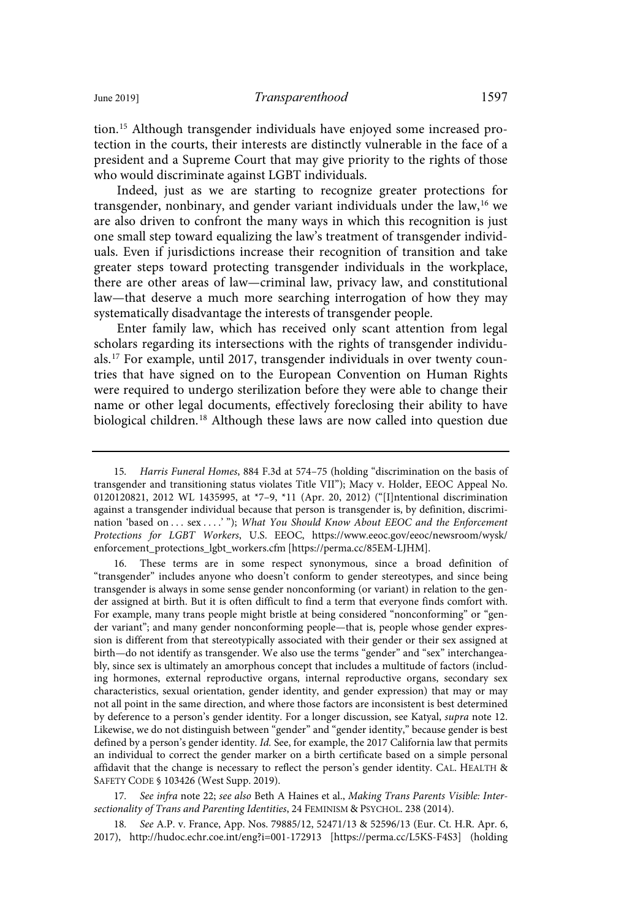tion.[15] Although transgender individuals have enjoyed some increased protection in the courts, their interests are distinctly vulnerable in the face of a president and a Supreme Court that may give priority to the rights of those who would discriminate against LGBT individuals.

Indeed, just as we are starting to recognize greater protections for transgender, nonbinary, and gender variant individuals under the law,[16] we are also driven to confront the many ways in which this recognition is just one small step toward equalizing the law's treatment of transgender individuals. Even if jurisdictions increase their recognition of transition and take greater steps toward protecting transgender individuals in the workplace, there are other areas of law—criminal law, privacy law, and constitutional law—that deserve a much more searching interrogation of how they may systematically disadvantage the interests of transgender people.

Enter family law, which has received only scant attention from legal scholars regarding its intersections with the rights of transgender individuals.[17] For example, until 2017, transgender individuals in over twenty countries that have signed on to the European Convention on Human Rights were required to undergo sterilization before they were able to change their name or other legal documents, effectively foreclosing their ability to have biological children.[18] Although these laws are now called into question due

---

15. *Harris Funeral Homes*, 884 F.3d at 574–75 (holding "discrimination on the basis of transgender and transitioning status violates Title VII"); Macy v. Holder, EEOC Appeal No. 0120120821, 2012 WL 1435995, at *7–9, *11 (Apr. 20, 2012) ("[I]ntentional discrimination against a transgender individual because that person is transgender is, by definition, discrimination 'based on . . . sex . . . .' "); *What You Should Know About EEOC and the Enforcement Protections for LGBT Workers*, U.S. EEOC, https://www.eeoc.gov/eeoc/newsroom/wysk/enforcement_protections_lgbt_workers.cfm [https://perma.cc/85EM-LJHM].

16. These terms are in some respect synonymous, since a broad definition of "transgender" includes anyone who doesn't conform to gender stereotypes, and since being transgender is always in some sense gender nonconforming (or variant) in relation to the gender assigned at birth. But it is often difficult to find a term that everyone finds comfort with. For example, many trans people might bristle at being considered "nonconforming" or "gender variant"; and many gender nonconforming people—that is, people whose gender expression is different from that stereotypically associated with their gender or their sex assigned at birth—do not identify as transgender. We also use the terms "gender" and "sex" interchangeably, since sex is ultimately an amorphous concept that includes a multitude of factors (including hormones, external reproductive organs, internal reproductive organs, secondary sex characteristics, sexual orientation, gender identity, and gender expression) that may or may not all point in the same direction, and where those factors are inconsistent is best determined by deference to a person's gender identity. For a longer discussion, see Katyal, *supra* note 12. Likewise, we do not distinguish between "gender" and "gender identity," because gender is best defined by a person's gender identity. *Id.* See, for example, the 2017 California law that permits an individual to correct the gender marker on a birth certificate based on a simple personal affidavit that the change is necessary to reflect the person's gender identity. CAL. HEALTH & SAFETY CODE § 103426 (West Supp. 2019).

17. *See infra* note 22; *see also* Beth A Haines et al., *Making Trans Parents Visible: Intersectionality of Trans and Parenting Identities*, 24 FEMINISM & PSYCHOL. 238 (2014).

18. *See* A.P. v. France, App. Nos. 79885/12, 52471/13 & 52596/13 (Eur. Ct. H.R. Apr. 6, 2017), http://hudoc.echr.coe.int/eng?i=001-172913 [https://perma.cc/L5KS-F4S3] (holding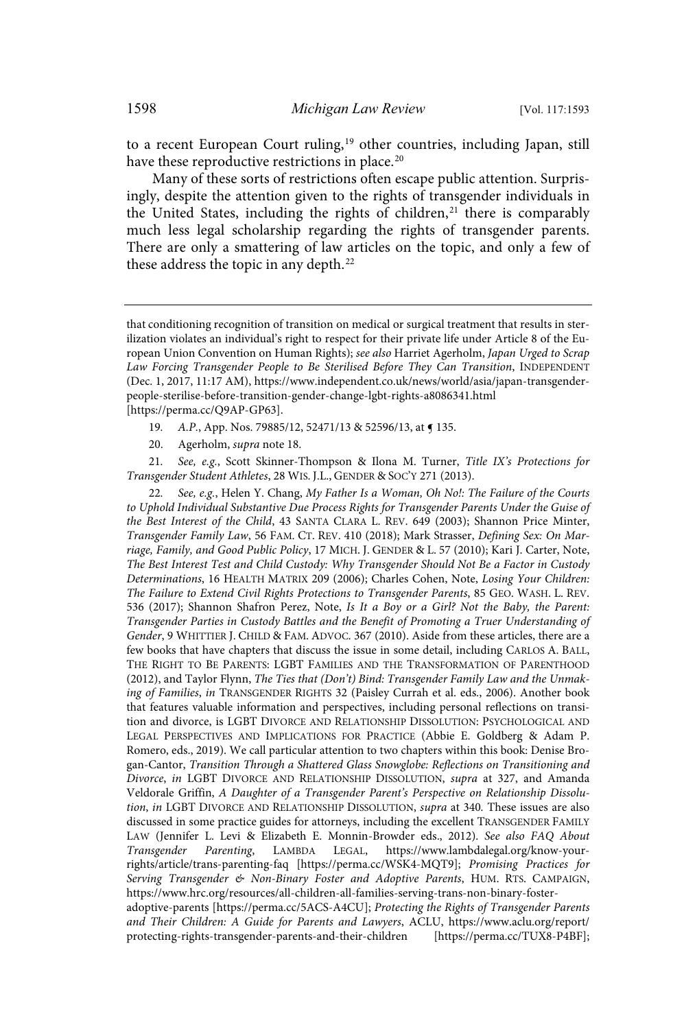to a recent European Court ruling,[19] other countries, including Japan, still have these reproductive restrictions in place.[20]

Many of these sorts of restrictions often escape public attention. Surprisingly, despite the attention given to the rights of transgender individuals in the United States, including the rights of children,[21] there is comparably much less legal scholarship regarding the rights of transgender parents. There are only a smattering of law articles on the topic, and only a few of these address the topic in any depth.[22]

---

that conditioning recognition of transition on medical or surgical treatment that results in sterilization violates an individual's right to respect for their private life under Article 8 of the European Union Convention on Human Rights); *see also* Harriet Agerholm, *Japan Urged to Scrap Law Forcing Transgender People to Be Sterilised Before They Can Transition*, INDEPENDENT (Dec. 1, 2017, 11:17 AM), https://www.independent.co.uk/news/world/asia/japan-transgender-people-sterilise-before-transition-gender-change-lgbt-rights-a8086341.html [https://perma.cc/Q9AP-GP63].

19. *A.P.*, App. Nos. 79885/12, 52471/13 & 52596/13, at ¶ 135.

20. Agerholm, *supra* note 18.

21. *See, e.g.*, Scott Skinner-Thompson & Ilona M. Turner, *Title IX's Protections for Transgender Student Athletes*, 28 WIS. J.L., GENDER & SOC'Y 271 (2013).

22. *See, e.g.*, Helen Y. Chang, *My Father Is a Woman, Oh No!: The Failure of the Courts to Uphold Individual Substantive Due Process Rights for Transgender Parents Under the Guise of the Best Interest of the Child*, 43 SANTA CLARA L. REV. 649 (2003); Shannon Price Minter, *Transgender Family Law*, 56 FAM. CT. REV. 410 (2018); Mark Strasser, *Defining Sex: On Marriage, Family, and Good Public Policy*, 17 MICH. J. GENDER & L. 57 (2010); Kari J. Carter, Note, *The Best Interest Test and Child Custody: Why Transgender Should Not Be a Factor in Custody Determinations*, 16 HEALTH MATRIX 209 (2006); Charles Cohen, Note, *Losing Your Children: The Failure to Extend Civil Rights Protections to Transgender Parents*, 85 GEO. WASH. L. REV. 536 (2017); Shannon Shafron Perez, Note, *Is It a Boy or a Girl? Not the Baby, the Parent: Transgender Parties in Custody Battles and the Benefit of Promoting a Truer Understanding of Gender*, 9 WHITTIER J. CHILD & FAM. ADVOC. 367 (2010). Aside from these articles, there are a few books that have chapters that discuss the issue in some detail, including CARLOS A. BALL, THE RIGHT TO BE PARENTS: LGBT FAMILIES AND THE TRANSFORMATION OF PARENTHOOD (2012), and Taylor Flynn, *The Ties that (Don't) Bind: Transgender Family Law and the Unmaking of Families*, *in* TRANSGENDER RIGHTS 32 (Paisley Currah et al. eds., 2006). Another book that features valuable information and perspectives, including personal reflections on transition and divorce, is LGBT DIVORCE AND RELATIONSHIP DISSOLUTION: PSYCHOLOGICAL AND LEGAL PERSPECTIVES AND IMPLICATIONS FOR PRACTICE (Abbie E. Goldberg & Adam P. Romero, eds., 2019). We call particular attention to two chapters within this book: Denise Brogan-Cantor, *Transition Through a Shattered Glass Snowglobe: Reflections on Transitioning and Divorce*, *in* LGBT DIVORCE AND RELATIONSHIP DISSOLUTION, *supra* at 327, and Amanda Veldorale Griffin, *A Daughter of a Transgender Parent's Perspective on Relationship Dissolution*, *in* LGBT DIVORCE AND RELATIONSHIP DISSOLUTION, *supra* at 340. These issues are also discussed in some practice guides for attorneys, including the excellent TRANSGENDER FAMILY LAW (Jennifer L. Levi & Elizabeth E. Monnin-Browder eds., 2012). *See also FAQ About Transgender Parenting*, LAMBDA LEGAL, https://www.lambdalegal.org/know-your-rights/article/trans-parenting-faq [https://perma.cc/WSK4-MQT9]; *Promising Practices for Serving Transgender & Non-Binary Foster and Adoptive Parents*, HUM. RTS. CAMPAIGN, https://www.hrc.org/resources/all-children-all-families-serving-trans-non-binary-foster-adoptive-parents [https://perma.cc/5ACS-A4CU]; *Protecting the Rights of Transgender Parents and Their Children: A Guide for Parents and Lawyers*, ACLU, https://www.aclu.org/report/protecting-rights-transgender-parents-and-their-children [https://perma.cc/TUX8-P4BF];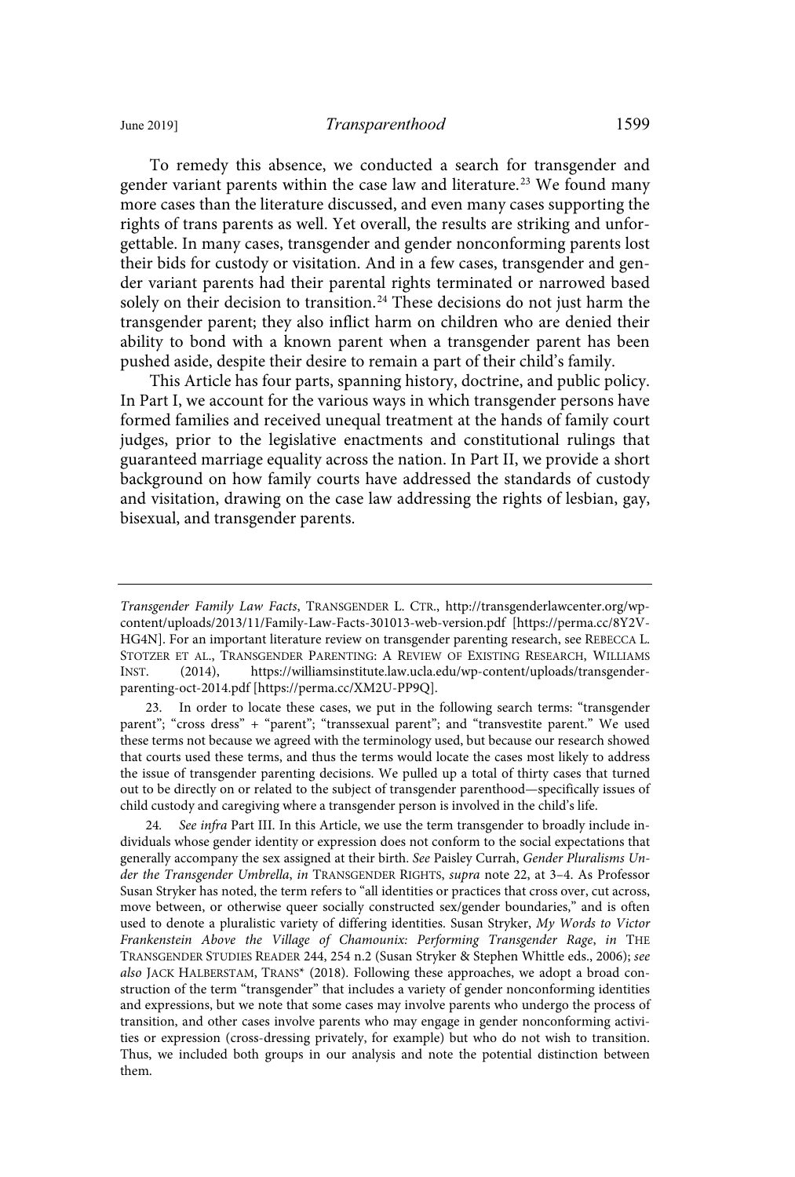To remedy this absence, we conducted a search for transgender and gender variant parents within the case law and literature.[23] We found many more cases than the literature discussed, and even many cases supporting the rights of trans parents as well. Yet overall, the results are striking and unforgettable. In many cases, transgender and gender nonconforming parents lost their bids for custody or visitation. And in a few cases, transgender and gender variant parents had their parental rights terminated or narrowed based solely on their decision to transition.[24] These decisions do not just harm the transgender parent; they also inflict harm on children who are denied their ability to bond with a known parent when a transgender parent has been pushed aside, despite their desire to remain a part of their child's family.

This Article has four parts, spanning history, doctrine, and public policy. In Part I, we account for the various ways in which transgender persons have formed families and received unequal treatment at the hands of family court judges, prior to the legislative enactments and constitutional rulings that guaranteed marriage equality across the nation. In Part II, we provide a short background on how family courts have addressed the standards of custody and visitation, drawing on the case law addressing the rights of lesbian, gay, bisexual, and transgender parents.

---

*Transgender Family Law Facts*, TRANSGENDER L. CTR., http://transgenderlawcenter.org/wp-content/uploads/2013/11/Family-Law-Facts-301013-web-version.pdf [https://perma.cc/8Y2V-HG4N]. For an important literature review on transgender parenting research, see REBECCA L. STOTZER ET AL., TRANSGENDER PARENTING: A REVIEW OF EXISTING RESEARCH, WILLIAMS INST. (2014), https://williamsinstitute.law.ucla.edu/wp-content/uploads/transgender-parenting-oct-2014.pdf [https://perma.cc/XM2U-PP9Q].

23. In order to locate these cases, we put in the following search terms: "transgender parent"; "cross dress" + "parent"; "transsexual parent"; and "transvestite parent." We used these terms not because we agreed with the terminology used, but because our research showed that courts used these terms, and thus the terms would locate the cases most likely to address the issue of transgender parenting decisions. We pulled up a total of thirty cases that turned out to be directly on or related to the subject of transgender parenthood—specifically issues of child custody and caregiving where a transgender person is involved in the child's life.

24. *See infra* Part III. In this Article, we use the term transgender to broadly include individuals whose gender identity or expression does not conform to the social expectations that generally accompany the sex assigned at their birth. *See* Paisley Currah, *Gender Pluralisms Under the Transgender Umbrella*, *in* TRANSGENDER RIGHTS, *supra* note 22, at 3–4. As Professor Susan Stryker has noted, the term refers to "all identities or practices that cross over, cut across, move between, or otherwise queer socially constructed sex/gender boundaries," and is often used to denote a pluralistic variety of differing identities. Susan Stryker, *My Words to Victor Frankenstein Above the Village of Chamounix: Performing Transgender Rage*, *in* THE TRANSGENDER STUDIES READER 244, 254 n.2 (Susan Stryker & Stephen Whittle eds., 2006); *see also* JACK HALBERSTAM, TRANS* (2018). Following these approaches, we adopt a broad construction of the term "transgender" that includes a variety of gender nonconforming identities and expressions, but we note that some cases may involve parents who undergo the process of transition, and other cases involve parents who may engage in gender nonconforming activities or expression (cross-dressing privately, for example) but who do not wish to transition. Thus, we included both groups in our analysis and note the potential distinction between them.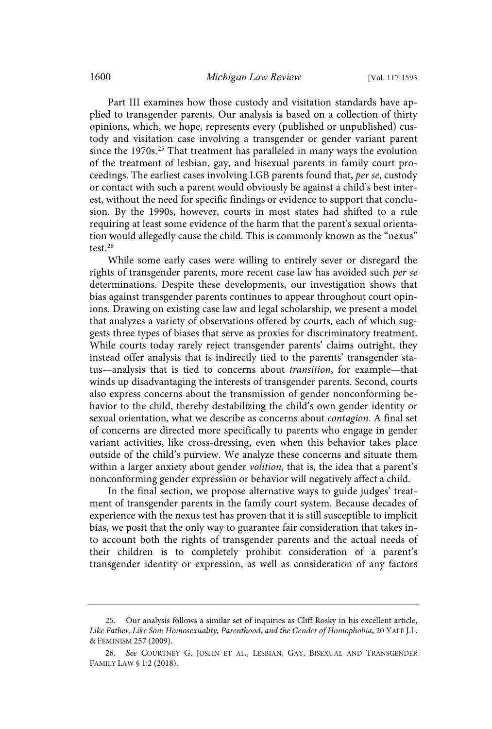Part III examines how those custody and visitation standards have applied to transgender parents. Our analysis is based on a collection of thirty opinions, which, we hope, represents every (published or unpublished) custody and visitation case involving a transgender or gender variant parent since the 1970s.[25] That treatment has paralleled in many ways the evolution of the treatment of lesbian, gay, and bisexual parents in family court proceedings. The earliest cases involving LGB parents found that, *per se*, custody or contact with such a parent would obviously be against a child's best interest, without the need for specific findings or evidence to support that conclusion. By the 1990s, however, courts in most states had shifted to a rule requiring at least some evidence of the harm that the parent's sexual orientation would allegedly cause the child. This is commonly known as the "nexus" test.[26]

While some early cases were willing to entirely sever or disregard the rights of transgender parents, more recent case law has avoided such *per se* determinations. Despite these developments, our investigation shows that bias against transgender parents continues to appear throughout court opinions. Drawing on existing case law and legal scholarship, we present a model that analyzes a variety of observations offered by courts, each of which suggests three types of biases that serve as proxies for discriminatory treatment. While courts today rarely reject transgender parents' claims outright, they instead offer analysis that is indirectly tied to the parents' transgender status—analysis that is tied to concerns about *transition*, for example—that winds up disadvantaging the interests of transgender parents. Second, courts also express concerns about the transmission of gender nonconforming behavior to the child, thereby destabilizing the child's own gender identity or sexual orientation, what we describe as concerns about *contagion*. A final set of concerns are directed more specifically to parents who engage in gender variant activities, like cross-dressing, even when this behavior takes place outside of the child's purview. We analyze these concerns and situate them within a larger anxiety about gender *volition*, that is, the idea that a parent's nonconforming gender expression or behavior will negatively affect a child.

In the final section, we propose alternative ways to guide judges' treatment of transgender parents in the family court system. Because decades of experience with the nexus test has proven that it is still susceptible to implicit bias, we posit that the only way to guarantee fair consideration that takes into account both the rights of transgender parents and the actual needs of their children is to completely prohibit consideration of a parent's transgender identity or expression, as well as consideration of any factors

---

25. Our analysis follows a similar set of inquiries as Cliff Rosky in his excellent article, *Like Father, Like Son: Homosexuality, Parenthood, and the Gender of Homophobia*, 20 YALE J.L. & FEMINISM 257 (2009).

26. *See* COURTNEY G. JOSLIN ET AL., LESBIAN, GAY, BISEXUAL AND TRANSGENDER FAMILY LAW § 1:2 (2018).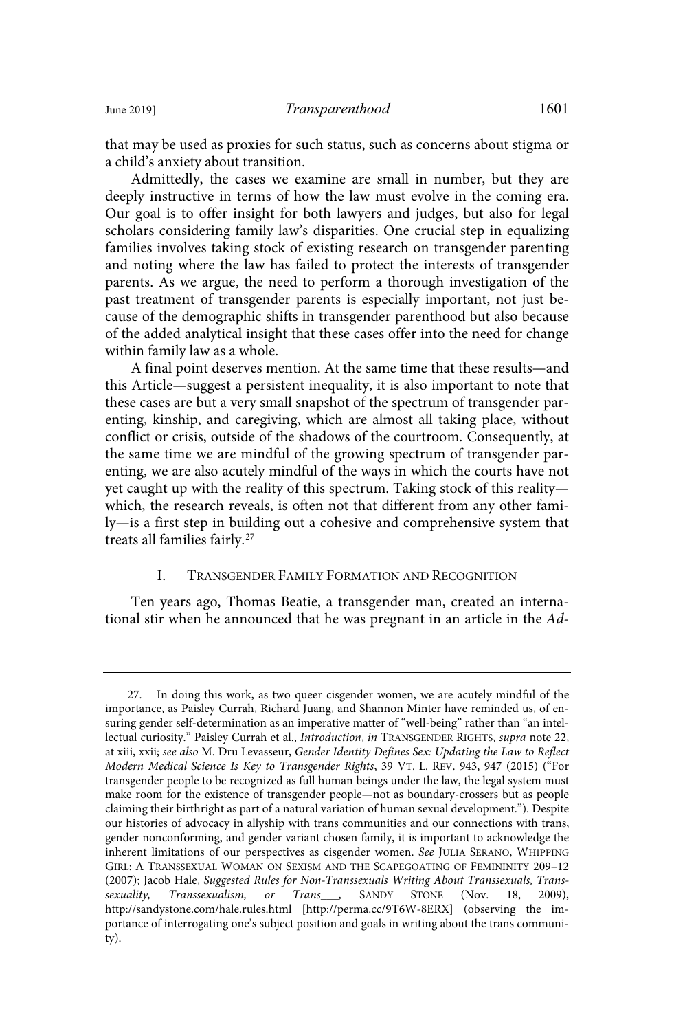that may be used as proxies for such status, such as concerns about stigma or a child's anxiety about transition.

Admittedly, the cases we examine are small in number, but they are deeply instructive in terms of how the law must evolve in the coming era. Our goal is to offer insight for both lawyers and judges, but also for legal scholars considering family law's disparities. One crucial step in equalizing families involves taking stock of existing research on transgender parenting and noting where the law has failed to protect the interests of transgender parents. As we argue, the need to perform a thorough investigation of the past treatment of transgender parents is especially important, not just because of the demographic shifts in transgender parenthood but also because of the added analytical insight that these cases offer into the need for change within family law as a whole.

A final point deserves mention. At the same time that these results—and this Article—suggest a persistent inequality, it is also important to note that these cases are but a very small snapshot of the spectrum of transgender parenting, kinship, and caregiving, which are almost all taking place, without conflict or crisis, outside of the shadows of the courtroom. Consequently, at the same time we are mindful of the growing spectrum of transgender parenting, we are also acutely mindful of the ways in which the courts have not yet caught up with the reality of this spectrum. Taking stock of this reality—which, the research reveals, is often not that different from any other family—is a first step in building out a cohesive and comprehensive system that treats all families fairly.[27]

## I. TRANSGENDER FAMILY FORMATION AND RECOGNITION

Ten years ago, Thomas Beatie, a transgender man, created an international stir when he announced that he was pregnant in an article in the *Ad-*

---

27. In doing this work, as two queer cisgender women, we are acutely mindful of the importance, as Paisley Currah, Richard Juang, and Shannon Minter have reminded us, of ensuring gender self-determination as an imperative matter of "well-being" rather than "an intellectual curiosity." Paisley Currah et al., *Introduction*, *in* TRANSGENDER RIGHTS, *supra* note 22, at xiii, xxii; *see also* M. Dru Levasseur, *Gender Identity Defines Sex: Updating the Law to Reflect Modern Medical Science Is Key to Transgender Rights*, 39 VT. L. REV. 943, 947 (2015) ("For transgender people to be recognized as full human beings under the law, the legal system must make room for the existence of transgender people—not as boundary-crossers but as people claiming their birthright as part of a natural variation of human sexual development."). Despite our histories of advocacy in allyship with trans communities and our connections with trans, gender nonconforming, and gender variant chosen family, it is important to acknowledge the inherent limitations of our perspectives as cisgender women. *See* JULIA SERANO, WHIPPING GIRL: A TRANSSEXUAL WOMAN ON SEXISM AND THE SCAPEGOATING OF FEMININITY 209–12 (2007); Jacob Hale, *Suggested Rules for Non-Transsexuals Writing About Transsexuals, Transsexuality, Transsexualism, or Trans\_\_\_*, SANDY STONE (Nov. 18, 2009), http://sandystone.com/hale.rules.html [http://perma.cc/9T6W-8ERX] (observing the importance of interrogating one's subject position and goals in writing about the trans community).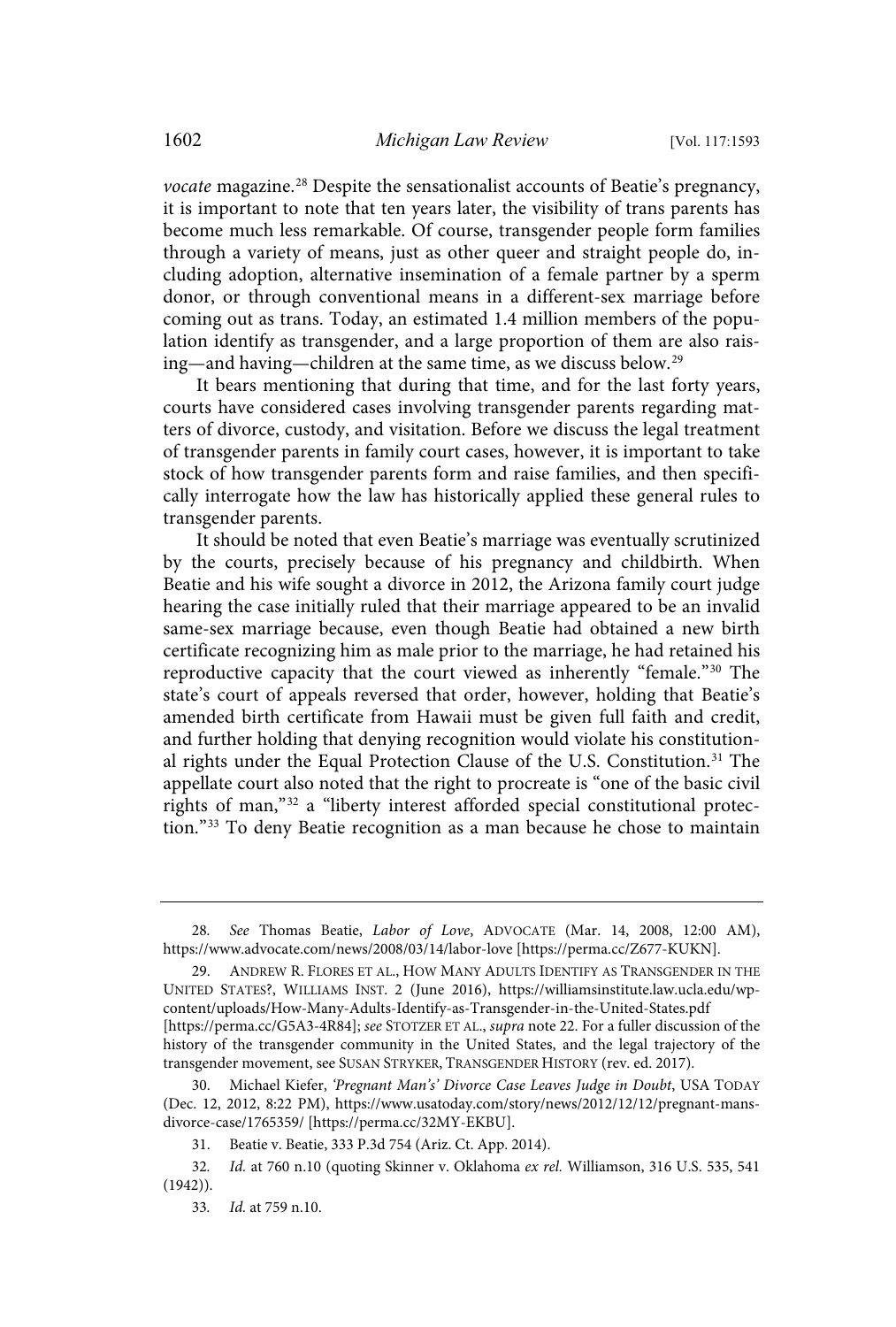*vocate* magazine.[28] Despite the sensationalist accounts of Beatie's pregnancy, it is important to note that ten years later, the visibility of trans parents has become much less remarkable. Of course, transgender people form families through a variety of means, just as other queer and straight people do, including adoption, alternative insemination of a female partner by a sperm donor, or through conventional means in a different-sex marriage before coming out as trans. Today, an estimated 1.4 million members of the population identify as transgender, and a large proportion of them are also raising—and having—children at the same time, as we discuss below.[29]

It bears mentioning that during that time, and for the last forty years, courts have considered cases involving transgender parents regarding matters of divorce, custody, and visitation. Before we discuss the legal treatment of transgender parents in family court cases, however, it is important to take stock of how transgender parents form and raise families, and then specifically interrogate how the law has historically applied these general rules to transgender parents.

It should be noted that even Beatie's marriage was eventually scrutinized by the courts, precisely because of his pregnancy and childbirth. When Beatie and his wife sought a divorce in 2012, the Arizona family court judge hearing the case initially ruled that their marriage appeared to be an invalid same-sex marriage because, even though Beatie had obtained a new birth certificate recognizing him as male prior to the marriage, he had retained his reproductive capacity that the court viewed as inherently "female."[30] The state's court of appeals reversed that order, however, holding that Beatie's amended birth certificate from Hawaii must be given full faith and credit, and further holding that denying recognition would violate his constitutional rights under the Equal Protection Clause of the U.S. Constitution.[31] The appellate court also noted that the right to procreate is "one of the basic civil rights of man,"[32] a "liberty interest afforded special constitutional protection."[33] To deny Beatie recognition as a man because he chose to maintain

---

28. *See* Thomas Beatie, *Labor of Love*, ADVOCATE (Mar. 14, 2008, 12:00 AM), https://www.advocate.com/news/2008/03/14/labor-love [https://perma.cc/Z677-KUKN].

29. ANDREW R. FLORES ET AL., HOW MANY ADULTS IDENTIFY AS TRANSGENDER IN THE UNITED STATES?, WILLIAMS INST. 2 (June 2016), https://williamsinstitute.law.ucla.edu/wp-content/uploads/How-Many-Adults-Identify-as-Transgender-in-the-United-States.pdf [https://perma.cc/G5A3-4R84]; *see* STOTZER ET AL., *supra* note 22. For a fuller discussion of the history of the transgender community in the United States, and the legal trajectory of the transgender movement, see SUSAN STRYKER, TRANSGENDER HISTORY (rev. ed. 2017).

30. Michael Kiefer, *'Pregnant Man's' Divorce Case Leaves Judge in Doubt*, USA TODAY (Dec. 12, 2012, 8:22 PM), https://www.usatoday.com/story/news/2012/12/12/pregnant-mans-divorce-case/1765359/ [https://perma.cc/32MY-EKBU].

31. Beatie v. Beatie, 333 P.3d 754 (Ariz. Ct. App. 2014).

32. *Id.* at 760 n.10 (quoting Skinner v. Oklahoma *ex rel.* Williamson, 316 U.S. 535, 541 (1942)).

33. *Id.* at 759 n.10.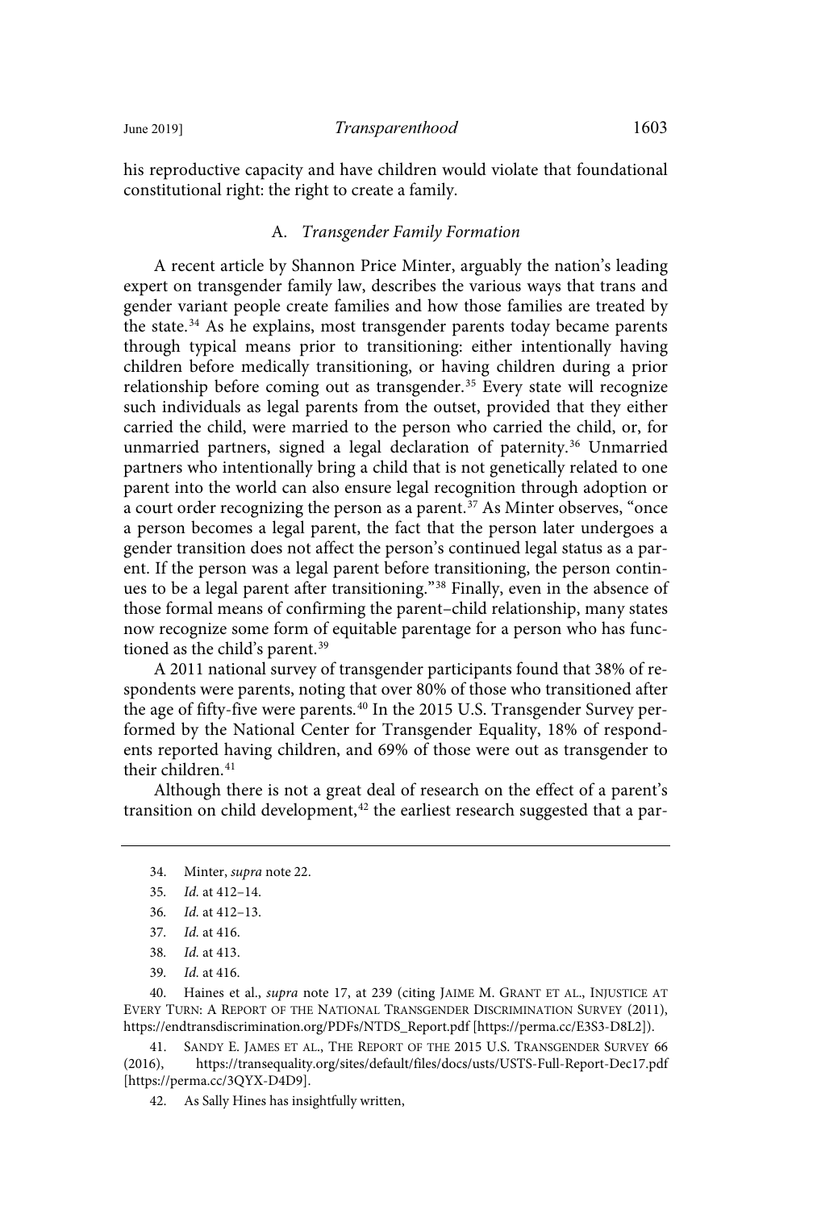his reproductive capacity and have children would violate that foundational constitutional right: the right to create a family.

### A. *Transgender Family Formation*

A recent article by Shannon Price Minter, arguably the nation's leading expert on transgender family law, describes the various ways that trans and gender variant people create families and how those families are treated by the state.[34] As he explains, most transgender parents today became parents through typical means prior to transitioning: either intentionally having children before medically transitioning, or having children during a prior relationship before coming out as transgender.[35] Every state will recognize such individuals as legal parents from the outset, provided that they either carried the child, were married to the person who carried the child, or, for unmarried partners, signed a legal declaration of paternity.[36] Unmarried partners who intentionally bring a child that is not genetically related to one parent into the world can also ensure legal recognition through adoption or a court order recognizing the person as a parent.[37] As Minter observes, "once a person becomes a legal parent, the fact that the person later undergoes a gender transition does not affect the person's continued legal status as a parent. If the person was a legal parent before transitioning, the person continues to be a legal parent after transitioning."[38] Finally, even in the absence of those formal means of confirming the parent–child relationship, many states now recognize some form of equitable parentage for a person who has functioned as the child's parent.[39]

A 2011 national survey of transgender participants found that 38% of respondents were parents, noting that over 80% of those who transitioned after the age of fifty-five were parents.[40] In the 2015 U.S. Transgender Survey performed by the National Center for Transgender Equality, 18% of respondents reported having children, and 69% of those were out as transgender to their children.[41]

Although there is not a great deal of research on the effect of a parent's transition on child development,[42] the earliest research suggested that a par-

---

34. Minter, *supra* note 22.

35. *Id.* at 412–14.

36. *Id.* at 412–13.

37. *Id.* at 416.

38. *Id.* at 413.

39. *Id.* at 416.

40. Haines et al., *supra* note 17, at 239 (citing JAIME M. GRANT ET AL., INJUSTICE AT EVERY TURN: A REPORT OF THE NATIONAL TRANSGENDER DISCRIMINATION SURVEY (2011), https://endtransdiscrimination.org/PDFs/NTDS_Report.pdf [https://perma.cc/E3S3-D8L2]).

41. SANDY E. JAMES ET AL., THE REPORT OF THE 2015 U.S. TRANSGENDER SURVEY 66 (2016), https://transequality.org/sites/default/files/docs/usts/USTS-Full-Report-Dec17.pdf [https://perma.cc/3QYX-D4D9].

42. As Sally Hines has insightfully written,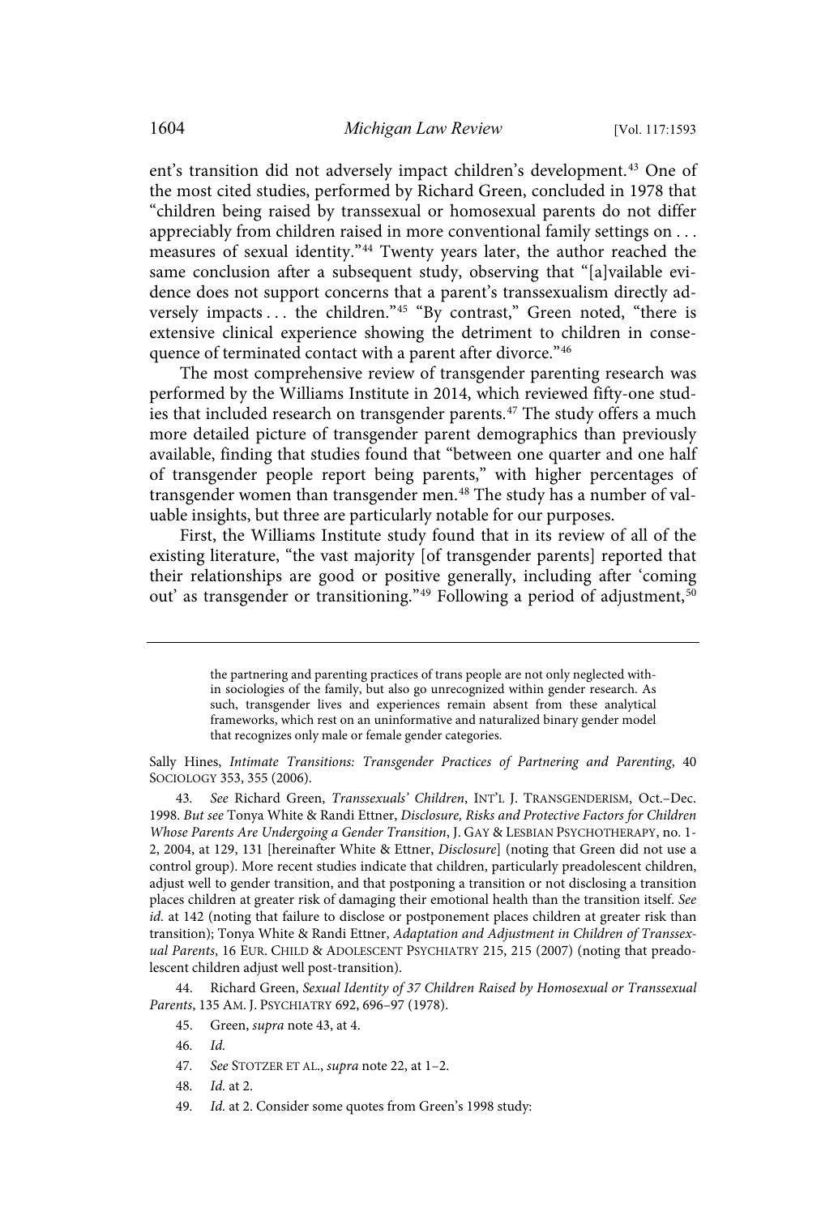ent's transition did not adversely impact children's development.[43] One of the most cited studies, performed by Richard Green, concluded in 1978 that "children being raised by transsexual or homosexual parents do not differ appreciably from children raised in more conventional family settings on . . . measures of sexual identity."[44] Twenty years later, the author reached the same conclusion after a subsequent study, observing that "[a]vailable evidence does not support concerns that a parent's transsexualism directly adversely impacts . . . the children."[45] "By contrast," Green noted, "there is extensive clinical experience showing the detriment to children in consequence of terminated contact with a parent after divorce."[46]

The most comprehensive review of transgender parenting research was performed by the Williams Institute in 2014, which reviewed fifty-one studies that included research on transgender parents.[47] The study offers a much more detailed picture of transgender parent demographics than previously available, finding that studies found that "between one quarter and one half of transgender people report being parents," with higher percentages of transgender women than transgender men.[48] The study has a number of valuable insights, but three are particularly notable for our purposes.

First, the Williams Institute study found that in its review of all of the existing literature, "the vast majority [of transgender parents] reported that their relationships are good or positive generally, including after 'coming out' as transgender or transitioning."[49] Following a period of adjustment,[50]

---

> the partnering and parenting practices of trans people are not only neglected within sociologies of the family, but also go unrecognized within gender research. As such, transgender lives and experiences remain absent from these analytical frameworks, which rest on an uninformative and naturalized binary gender model that recognizes only male or female gender categories.

Sally Hines, *Intimate Transitions: Transgender Practices of Partnering and Parenting*, 40 SOCIOLOGY 353, 355 (2006).

43. *See* Richard Green, *Transsexuals' Children*, INT'L J. TRANSGENDERISM, Oct.–Dec. 1998. *But see* Tonya White & Randi Ettner, *Disclosure, Risks and Protective Factors for Children Whose Parents Are Undergoing a Gender Transition*, J. GAY & LESBIAN PSYCHOTHERAPY, no. 1-2, 2004, at 129, 131 [hereinafter White & Ettner, *Disclosure*] (noting that Green did not use a control group). More recent studies indicate that children, particularly preadolescent children, adjust well to gender transition, and that postponing a transition or not disclosing a transition places children at greater risk of damaging their emotional health than the transition itself. *See id.* at 142 (noting that failure to disclose or postponement places children at greater risk than transition); Tonya White & Randi Ettner, *Adaptation and Adjustment in Children of Transsexual Parents*, 16 EUR. CHILD & ADOLESCENT PSYCHIATRY 215, 215 (2007) (noting that preadolescent children adjust well post-transition).

44. Richard Green, *Sexual Identity of 37 Children Raised by Homosexual or Transsexual Parents*, 135 AM. J. PSYCHIATRY 692, 696–97 (1978).

45. Green, *supra* note 43, at 4.

46. *Id.*

47. *See* STOTZER ET AL., *supra* note 22, at 1–2.

48. *Id.* at 2.

49. *Id.* at 2. Consider some quotes from Green's 1998 study: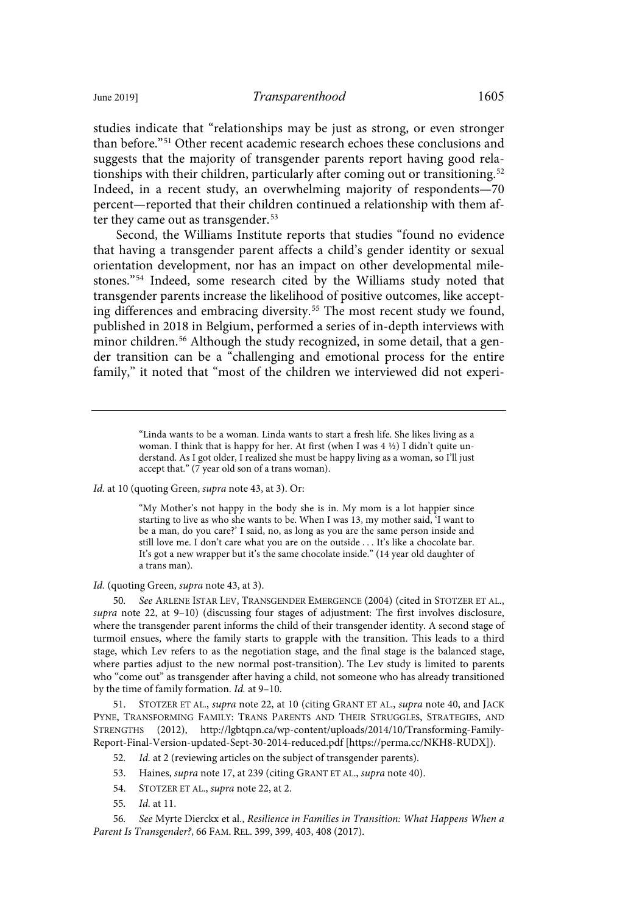studies indicate that "relationships may be just as strong, or even stronger than before."[51] Other recent academic research echoes these conclusions and suggests that the majority of transgender parents report having good relationships with their children, particularly after coming out or transitioning.[52] Indeed, in a recent study, an overwhelming majority of respondents—70 percent—reported that their children continued a relationship with them after they came out as transgender.[53]

Second, the Williams Institute reports that studies "found no evidence that having a transgender parent affects a child's gender identity or sexual orientation development, nor has an impact on other developmental milestones."[54] Indeed, some research cited by the Williams study noted that transgender parents increase the likelihood of positive outcomes, like accepting differences and embracing diversity.[55] The most recent study we found, published in 2018 in Belgium, performed a series of in-depth interviews with minor children.[56] Although the study recognized, in some detail, that a gender transition can be a "challenging and emotional process for the entire family," it noted that "most of the children we interviewed did not experi-

---

> "Linda wants to be a woman. Linda wants to start a fresh life. She likes living as a woman. I think that is happy for her. At first (when I was 4 ½) I didn't quite understand. As I got older, I realized she must be happy living as a woman, so I'll just accept that." (7 year old son of a trans woman).

*Id.* at 10 (quoting Green, *supra* note 43, at 3). Or:

> "My Mother's not happy in the body she is in. My mom is a lot happier since starting to live as who she wants to be. When I was 13, my mother said, 'I want to be a man, do you care?' I said, no, as long as you are the same person inside and still love me. I don't care what you are on the outside . . . It's like a chocolate bar. It's got a new wrapper but it's the same chocolate inside." (14 year old daughter of a trans man).

*Id.* (quoting Green, *supra* note 43, at 3).

50. *See* ARLENE ISTAR LEV, TRANSGENDER EMERGENCE (2004) (cited in STOTZER ET AL., *supra* note 22, at 9–10) (discussing four stages of adjustment: The first involves disclosure, where the transgender parent informs the child of their transgender identity. A second stage of turmoil ensues, where the family starts to grapple with the transition. This leads to a third stage, which Lev refers to as the negotiation stage, and the final stage is the balanced stage, where parties adjust to the new normal post-transition). The Lev study is limited to parents who "come out" as transgender after having a child, not someone who has already transitioned by the time of family formation. *Id.* at 9–10.

51. STOTZER ET AL., *supra* note 22, at 10 (citing GRANT ET AL., *supra* note 40, and JACK PYNE, TRANSFORMING FAMILY: TRANS PARENTS AND THEIR STRUGGLES, STRATEGIES, AND STRENGTHS (2012), http://lgbtqpn.ca/wp-content/uploads/2014/10/Transforming-Family-Report-Final-Version-updated-Sept-30-2014-reduced.pdf [https://perma.cc/NKH8-RUDX]).

52. *Id.* at 2 (reviewing articles on the subject of transgender parents).

53. Haines, *supra* note 17, at 239 (citing GRANT ET AL., *supra* note 40).

54. STOTZER ET AL., *supra* note 22, at 2.

55. *Id.* at 11.

56. *See* Myrte Dierckx et al., *Resilience in Families in Transition: What Happens When a Parent Is Transgender?*, 66 FAM. REL. 399, 399, 403, 408 (2017).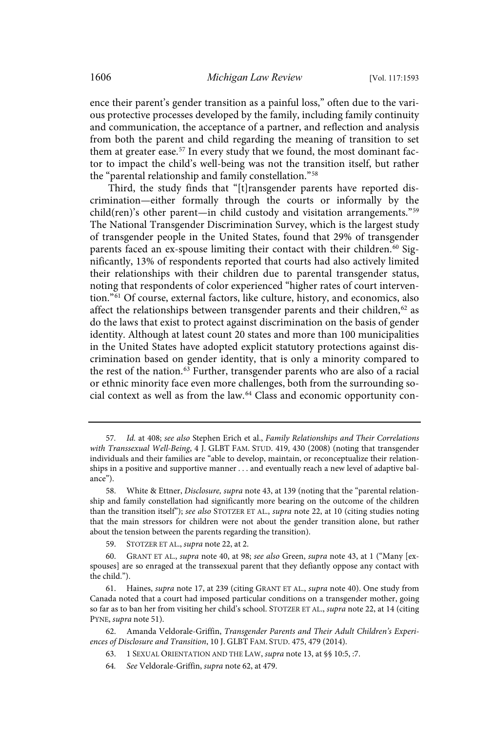ence their parent's gender transition as a painful loss," often due to the various protective processes developed by the family, including family continuity and communication, the acceptance of a partner, and reflection and analysis from both the parent and child regarding the meaning of transition to set them at greater ease.[57] In every study that we found, the most dominant factor to impact the child's well-being was not the transition itself, but rather the "parental relationship and family constellation."[58]

Third, the study finds that "[t]ransgender parents have reported discrimination—either formally through the courts or informally by the child(ren)'s other parent—in child custody and visitation arrangements."[59] The National Transgender Discrimination Survey, which is the largest study of transgender people in the United States, found that 29% of transgender parents faced an ex-spouse limiting their contact with their children.[60] Significantly, 13% of respondents reported that courts had also actively limited their relationships with their children due to parental transgender status, noting that respondents of color experienced "higher rates of court intervention."[61] Of course, external factors, like culture, history, and economics, also affect the relationships between transgender parents and their children,[62] as do the laws that exist to protect against discrimination on the basis of gender identity. Although at latest count 20 states and more than 100 municipalities in the United States have adopted explicit statutory protections against discrimination based on gender identity, that is only a minority compared to the rest of the nation.[63] Further, transgender parents who are also of a racial or ethnic minority face even more challenges, both from the surrounding social context as well as from the law.[64] Class and economic opportunity con-

---

57. *Id.* at 408; *see also* Stephen Erich et al., *Family Relationships and Their Correlations with Transsexual Well-Being*, 4 J. GLBT FAM. STUD. 419, 430 (2008) (noting that transgender individuals and their families are "able to develop, maintain, or reconceptualize their relationships in a positive and supportive manner . . . and eventually reach a new level of adaptive balance").

58. White & Ettner, *Disclosure, supra* note 43, at 139 (noting that the "parental relationship and family constellation had significantly more bearing on the outcome of the children than the transition itself"); *see also* STOTZER ET AL., *supra* note 22, at 10 (citing studies noting that the main stressors for children were not about the gender transition alone, but rather about the tension between the parents regarding the transition).

59. STOTZER ET AL., *supra* note 22, at 2.

60. GRANT ET AL., *supra* note 40, at 98; *see also* Green, *supra* note 43, at 1 ("Many [ex-spouses] are so enraged at the transsexual parent that they defiantly oppose any contact with the child.").

61. Haines, *supra* note 17, at 239 (citing GRANT ET AL., *supra* note 40). One study from Canada noted that a court had imposed particular conditions on a transgender mother, going so far as to ban her from visiting her child's school. STOTZER ET AL., *supra* note 22, at 14 (citing PYNE, *supra* note 51).

62. Amanda Veldorale-Griffin, *Transgender Parents and Their Adult Children's Experiences of Disclosure and Transition*, 10 J. GLBT FAM. STUD. 475, 479 (2014).

63. 1 SEXUAL ORIENTATION AND THE LAW, *supra* note 13, at §§ 10:5, :7.

64. *See* Veldorale-Griffin, *supra* note 62, at 479.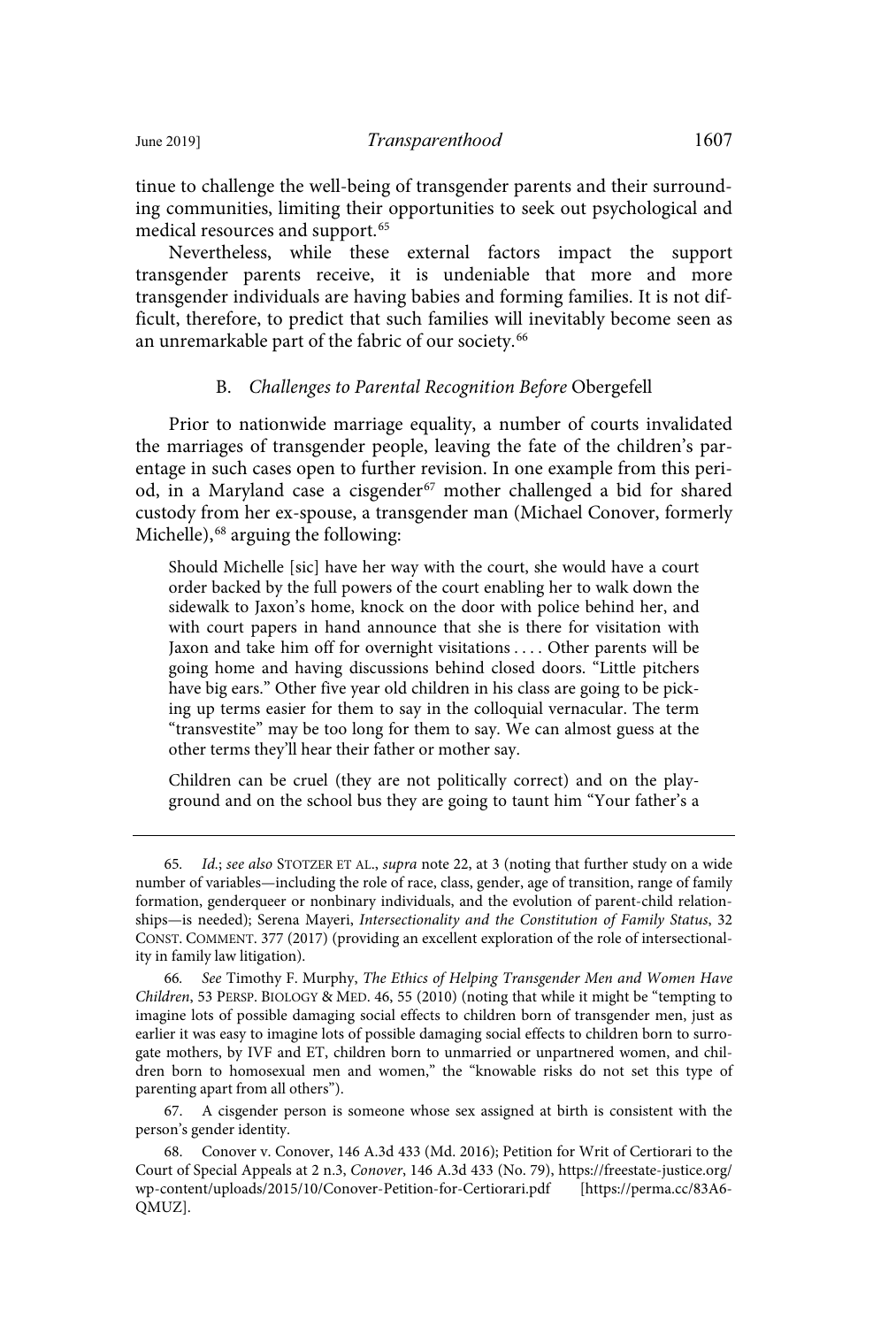tinue to challenge the well-being of transgender parents and their surrounding communities, limiting their opportunities to seek out psychological and medical resources and support.[65]

Nevertheless, while these external factors impact the support transgender parents receive, it is undeniable that more and more transgender individuals are having babies and forming families. It is not difficult, therefore, to predict that such families will inevitably become seen as an unremarkable part of the fabric of our society.[66]

### B. *Challenges to Parental Recognition Before* Obergefell

Prior to nationwide marriage equality, a number of courts invalidated the marriages of transgender people, leaving the fate of the children's parentage in such cases open to further revision. In one example from this period, in a Maryland case a cisgender[67] mother challenged a bid for shared custody from her ex-spouse, a transgender man (Michael Conover, formerly Michelle),[68] arguing the following:

> Should Michelle [sic] have her way with the court, she would have a court order backed by the full powers of the court enabling her to walk down the sidewalk to Jaxon's home, knock on the door with police behind her, and with court papers in hand announce that she is there for visitation with Jaxon and take him off for overnight visitations . . . . Other parents will be going home and having discussions behind closed doors. "Little pitchers have big ears." Other five year old children in his class are going to be picking up terms easier for them to say in the colloquial vernacular. The term "transvestite" may be too long for them to say. We can almost guess at the other terms they'll hear their father or mother say.
>
> Children can be cruel (they are not politically correct) and on the playground and on the school bus they are going to taunt him "Your father's a

---

65. *Id.*; *see also* STOTZER ET AL., *supra* note 22, at 3 (noting that further study on a wide number of variables—including the role of race, class, gender, age of transition, range of family formation, genderqueer or nonbinary individuals, and the evolution of parent-child relationships—is needed); Serena Mayeri, *Intersectionality and the Constitution of Family Status*, 32 CONST. COMMENT. 377 (2017) (providing an excellent exploration of the role of intersectionality in family law litigation).

66. *See* Timothy F. Murphy, *The Ethics of Helping Transgender Men and Women Have Children*, 53 PERSP. BIOLOGY & MED. 46, 55 (2010) (noting that while it might be "tempting to imagine lots of possible damaging social effects to children born of transgender men, just as earlier it was easy to imagine lots of possible damaging social effects to children born to surrogate mothers, by IVF and ET, children born to unmarried or unpartnered women, and children born to homosexual men and women," the "knowable risks do not set this type of parenting apart from all others").

67. A cisgender person is someone whose sex assigned at birth is consistent with the person's gender identity.

68. Conover v. Conover, 146 A.3d 433 (Md. 2016); Petition for Writ of Certiorari to the Court of Special Appeals at 2 n.3, *Conover*, 146 A.3d 433 (No. 79), https://freestate-justice.org/wp-content/uploads/2015/10/Conover-Petition-for-Certiorari.pdf [https://perma.cc/83A6-QMUZ].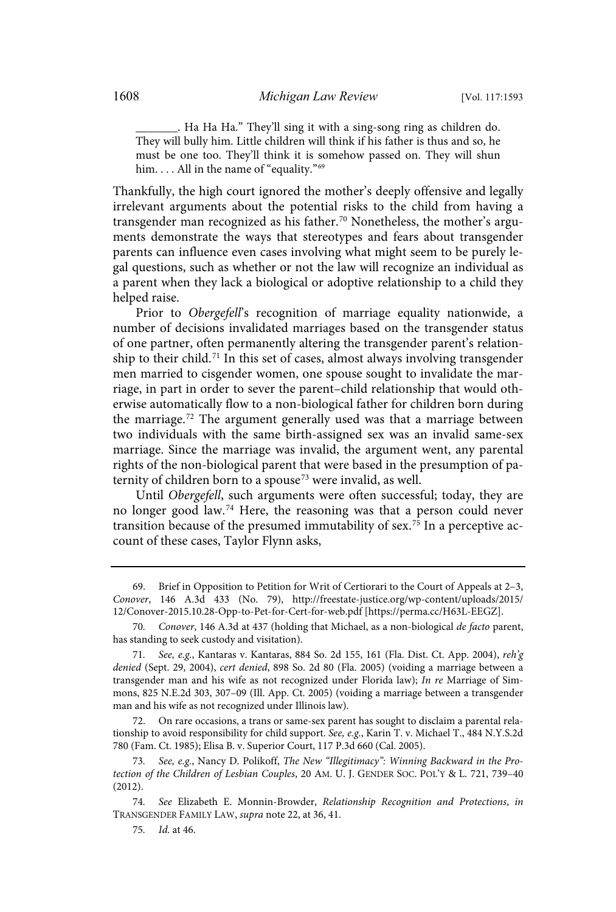> _______. Ha Ha Ha." They'll sing it with a sing-song ring as children do. They will bully him. Little children will think if his father is thus and so, he must be one too. They'll think it is somehow passed on. They will shun him. . . . All in the name of "equality."[69]

Thankfully, the high court ignored the mother's deeply offensive and legally irrelevant arguments about the potential risks to the child from having a transgender man recognized as his father.[70] Nonetheless, the mother's arguments demonstrate the ways that stereotypes and fears about transgender parents can influence even cases involving what might seem to be purely legal questions, such as whether or not the law will recognize an individual as a parent when they lack a biological or adoptive relationship to a child they helped raise.

Prior to *Obergefell*'s recognition of marriage equality nationwide, a number of decisions invalidated marriages based on the transgender status of one partner, often permanently altering the transgender parent's relationship to their child.[71] In this set of cases, almost always involving transgender men married to cisgender women, one spouse sought to invalidate the marriage, in part in order to sever the parent–child relationship that would otherwise automatically flow to a non-biological father for children born during the marriage.[72] The argument generally used was that a marriage between two individuals with the same birth-assigned sex was an invalid same-sex marriage. Since the marriage was invalid, the argument went, any parental rights of the non-biological parent that were based in the presumption of paternity of children born to a spouse[73] were invalid, as well.

Until *Obergefell*, such arguments were often successful; today, they are no longer good law.[74] Here, the reasoning was that a person could never transition because of the presumed immutability of sex.[75] In a perceptive account of these cases, Taylor Flynn asks,

---

69. Brief in Opposition to Petition for Writ of Certiorari to the Court of Appeals at 2–3, *Conover*, 146 A.3d 433 (No. 79), http://freestate-justice.org/wp-content/uploads/2015/12/Conover-2015.10.28-Opp-to-Pet-for-Cert-for-web.pdf [https://perma.cc/H63L-EEGZ].

70. *Conover*, 146 A.3d at 437 (holding that Michael, as a non-biological *de facto* parent, has standing to seek custody and visitation).

71. *See, e.g.*, Kantaras v. Kantaras, 884 So. 2d 155, 161 (Fla. Dist. Ct. App. 2004), *reh'g denied* (Sept. 29, 2004), *cert denied*, 898 So. 2d 80 (Fla. 2005) (voiding a marriage between a transgender man and his wife as not recognized under Florida law); *In re* Marriage of Simmons, 825 N.E.2d 303, 307–09 (Ill. App. Ct. 2005) (voiding a marriage between a transgender man and his wife as not recognized under Illinois law).

72. On rare occasions, a trans or same-sex parent has sought to disclaim a parental relationship to avoid responsibility for child support. *See, e.g.*, Karin T. v. Michael T., 484 N.Y.S.2d 780 (Fam. Ct. 1985); Elisa B. v. Superior Court, 117 P.3d 660 (Cal. 2005).

73. *See, e.g.*, Nancy D. Polikoff, *The New "Illegitimacy": Winning Backward in the Protection of the Children of Lesbian Couples*, 20 AM. U. J. GENDER SOC. POL'Y & L. 721, 739–40 (2012).

74. *See* Elizabeth E. Monnin-Browder, *Relationship Recognition and Protections*, *in* TRANSGENDER FAMILY LAW, *supra* note 22, at 36, 41.

75. *Id.* at 46.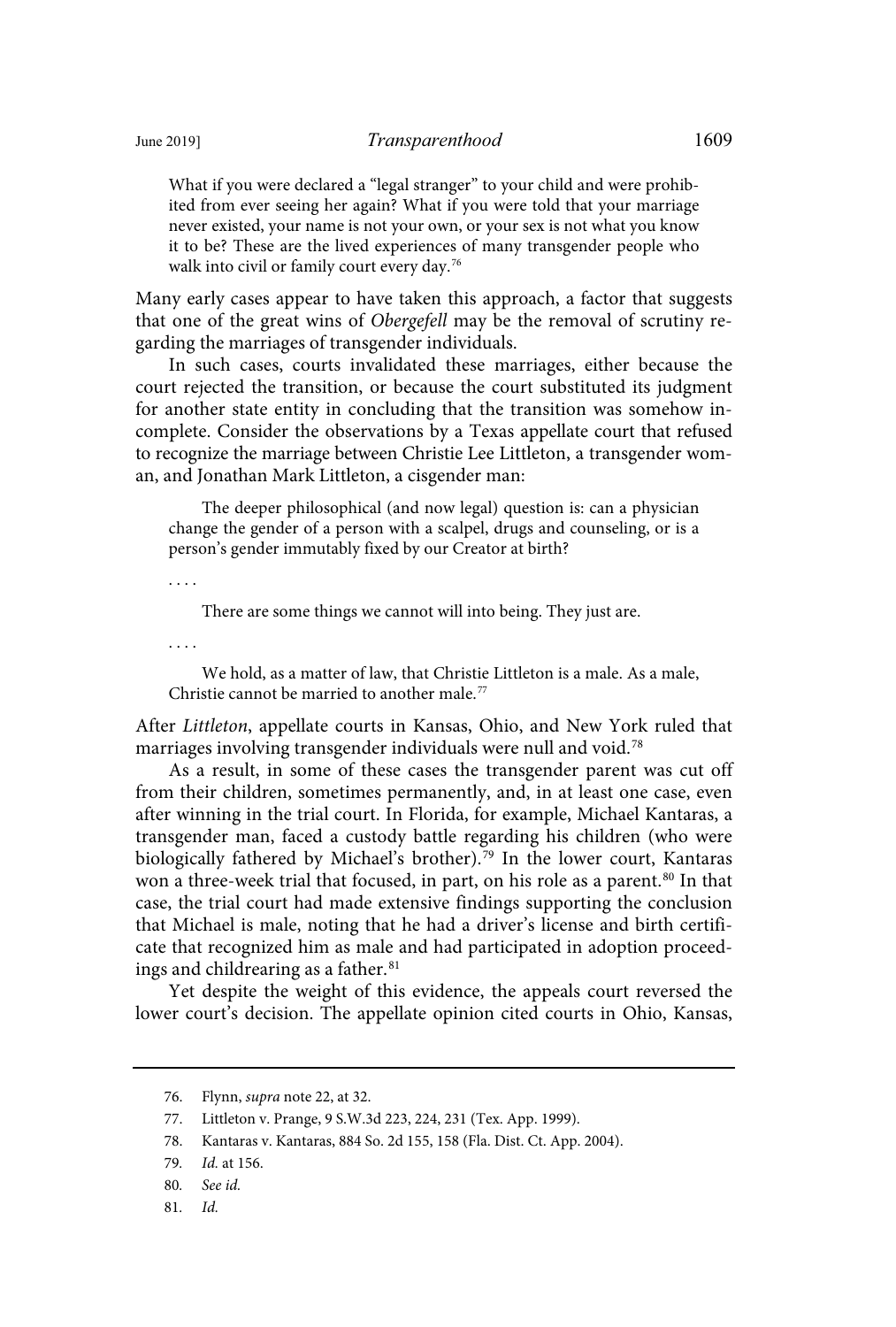> What if you were declared a "legal stranger" to your child and were prohibited from ever seeing her again? What if you were told that your marriage never existed, your name is not your own, or your sex is not what you know it to be? These are the lived experiences of many transgender people who walk into civil or family court every day.[76]

Many early cases appear to have taken this approach, a factor that suggests that one of the great wins of *Obergefell* may be the removal of scrutiny regarding the marriages of transgender individuals.

In such cases, courts invalidated these marriages, either because the court rejected the transition, or because the court substituted its judgment for another state entity in concluding that the transition was somehow incomplete. Consider the observations by a Texas appellate court that refused to recognize the marriage between Christie Lee Littleton, a transgender woman, and Jonathan Mark Littleton, a cisgender man:

> The deeper philosophical (and now legal) question is: can a physician change the gender of a person with a scalpel, drugs and counseling, or is a person's gender immutably fixed by our Creator at birth?
>
> . . . .
>
> There are some things we cannot will into being. They just are.
>
> . . . .
>
> We hold, as a matter of law, that Christie Littleton is a male. As a male, Christie cannot be married to another male.[77]

After *Littleton*, appellate courts in Kansas, Ohio, and New York ruled that marriages involving transgender individuals were null and void.[78]

As a result, in some of these cases the transgender parent was cut off from their children, sometimes permanently, and, in at least one case, even after winning in the trial court. In Florida, for example, Michael Kantaras, a transgender man, faced a custody battle regarding his children (who were biologically fathered by Michael's brother).[79] In the lower court, Kantaras won a three-week trial that focused, in part, on his role as a parent.[80] In that case, the trial court had made extensive findings supporting the conclusion that Michael is male, noting that he had a driver's license and birth certificate that recognized him as male and had participated in adoption proceedings and childrearing as a father.[81]

Yet despite the weight of this evidence, the appeals court reversed the lower court's decision. The appellate opinion cited courts in Ohio, Kansas,

---

76. Flynn, *supra* note 22, at 32.

77. Littleton v. Prange, 9 S.W.3d 223, 224, 231 (Tex. App. 1999).

78. Kantaras v. Kantaras, 884 So. 2d 155, 158 (Fla. Dist. Ct. App. 2004).

79. *Id.* at 156.

80. *See id.*

81. *Id.*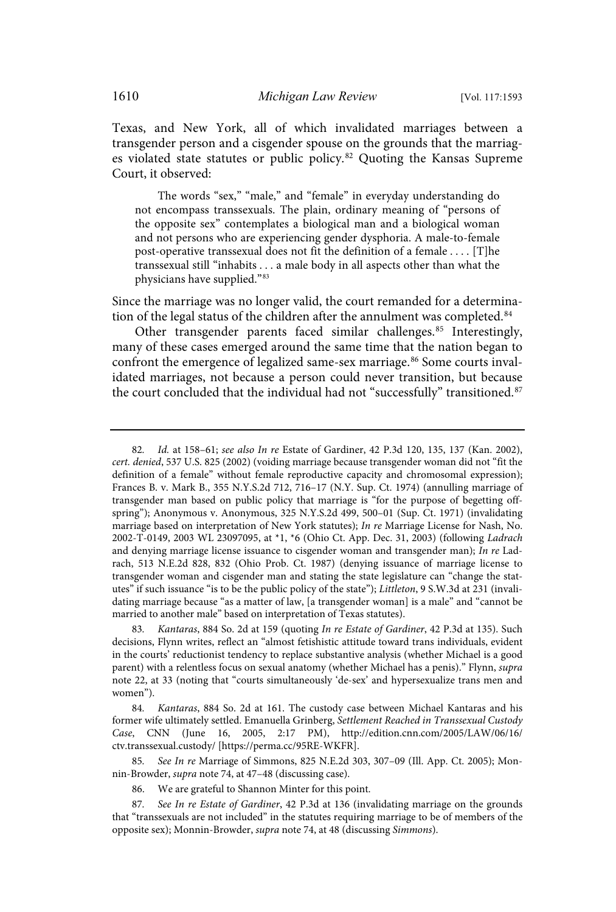Texas, and New York, all of which invalidated marriages between a transgender person and a cisgender spouse on the grounds that the marriages violated state statutes or public policy.[82] Quoting the Kansas Supreme Court, it observed:

> The words "sex," "male," and "female" in everyday understanding do not encompass transsexuals. The plain, ordinary meaning of "persons of the opposite sex" contemplates a biological man and a biological woman and not persons who are experiencing gender dysphoria. A male-to-female post-operative transsexual does not fit the definition of a female . . . . [T]he transsexual still "inhabits . . . a male body in all aspects other than what the physicians have supplied."[83]

Since the marriage was no longer valid, the court remanded for a determination of the legal status of the children after the annulment was completed.[84]

Other transgender parents faced similar challenges.[85] Interestingly, many of these cases emerged around the same time that the nation began to confront the emergence of legalized same-sex marriage.[86] Some courts invalidated marriages, not because a person could never transition, but because the court concluded that the individual had not "successfully" transitioned.[87]

---

82. *Id.* at 158–61; *see also In re* Estate of Gardiner, 42 P.3d 120, 135, 137 (Kan. 2002), *cert. denied*, 537 U.S. 825 (2002) (voiding marriage because transgender woman did not "fit the definition of a female" without female reproductive capacity and chromosomal expression); Frances B. v. Mark B., 355 N.Y.S.2d 712, 716–17 (N.Y. Sup. Ct. 1974) (annulling marriage of transgender man based on public policy that marriage is "for the purpose of begetting offspring"); Anonymous v. Anonymous, 325 N.Y.S.2d 499, 500–01 (Sup. Ct. 1971) (invalidating marriage based on interpretation of New York statutes); *In re* Marriage License for Nash, No. 2002-T-0149, 2003 WL 23097095, at *1, *6 (Ohio Ct. App. Dec. 31, 2003) (following *Ladrach* and denying marriage license issuance to cisgender woman and transgender man); *In re* Ladrach, 513 N.E.2d 828, 832 (Ohio Prob. Ct. 1987) (denying issuance of marriage license to transgender woman and cisgender man and stating the state legislature can "change the statutes" if such issuance "is to be the public policy of the state"); *Littleton*, 9 S.W.3d at 231 (invalidating marriage because "as a matter of law, [a transgender woman] is a male" and "cannot be married to another male" based on interpretation of Texas statutes).

83. *Kantaras*, 884 So. 2d at 159 (quoting *In re Estate of Gardiner*, 42 P.3d at 135). Such decisions, Flynn writes, reflect an "almost fetishistic attitude toward trans individuals, evident in the courts' reductionist tendency to replace substantive analysis (whether Michael is a good parent) with a relentless focus on sexual anatomy (whether Michael has a penis)." Flynn, *supra* note 22, at 33 (noting that "courts simultaneously 'de-sex' and hypersexualize trans men and women").

84. *Kantaras*, 884 So. 2d at 161. The custody case between Michael Kantaras and his former wife ultimately settled. Emanuella Grinberg, *Settlement Reached in Transsexual Custody Case*, CNN (June 16, 2005, 2:17 PM), http://edition.cnn.com/2005/LAW/06/16/ctv.transsexual.custody/ [https://perma.cc/95RE-WKFR].

85. *See In re* Marriage of Simmons, 825 N.E.2d 303, 307–09 (Ill. App. Ct. 2005); Monnin-Browder, *supra* note 74, at 47–48 (discussing case).

86. We are grateful to Shannon Minter for this point.

87. *See In re Estate of Gardiner*, 42 P.3d at 136 (invalidating marriage on the grounds that "transsexuals are not included" in the statutes requiring marriage to be of members of the opposite sex); Monnin-Browder, *supra* note 74, at 48 (discussing *Simmons*).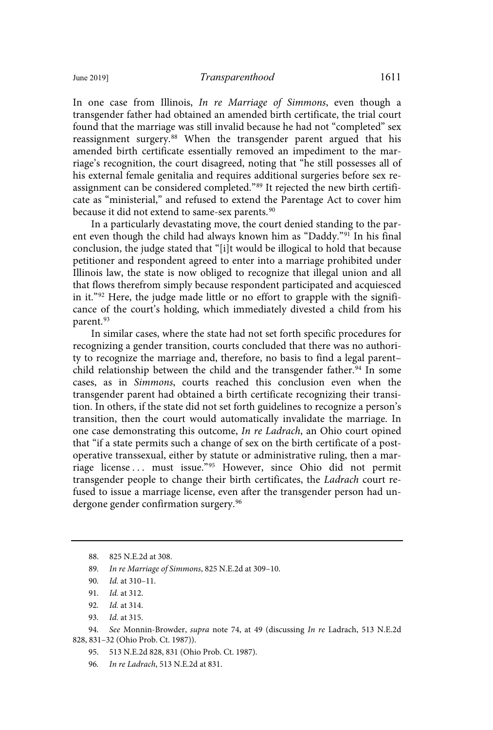In one case from Illinois, *In re Marriage of Simmons*, even though a transgender father had obtained an amended birth certificate, the trial court found that the marriage was still invalid because he had not "completed" sex reassignment surgery.[88] When the transgender parent argued that his amended birth certificate essentially removed an impediment to the marriage's recognition, the court disagreed, noting that "he still possesses all of his external female genitalia and requires additional surgeries before sex reassignment can be considered completed."[89] It rejected the new birth certificate as "ministerial," and refused to extend the Parentage Act to cover him because it did not extend to same-sex parents.[90]

In a particularly devastating move, the court denied standing to the parent even though the child had always known him as "Daddy."[91] In his final conclusion, the judge stated that "[i]t would be illogical to hold that because petitioner and respondent agreed to enter into a marriage prohibited under Illinois law, the state is now obliged to recognize that illegal union and all that flows therefrom simply because respondent participated and acquiesced in it."[92] Here, the judge made little or no effort to grapple with the significance of the court's holding, which immediately divested a child from his parent.[93]

In similar cases, where the state had not set forth specific procedures for recognizing a gender transition, courts concluded that there was no authority to recognize the marriage and, therefore, no basis to find a legal parent–child relationship between the child and the transgender father.[94] In some cases, as in *Simmons*, courts reached this conclusion even when the transgender parent had obtained a birth certificate recognizing their transition. In others, if the state did not set forth guidelines to recognize a person's transition, then the court would automatically invalidate the marriage. In one case demonstrating this outcome, *In re Ladrach*, an Ohio court opined that "if a state permits such a change of sex on the birth certificate of a post-operative transsexual, either by statute or administrative ruling, then a marriage license . . . must issue."[95] However, since Ohio did not permit transgender people to change their birth certificates, the *Ladrach* court refused to issue a marriage license, even after the transgender person had undergone gender confirmation surgery.[96]

---

88. 825 N.E.2d at 308.

89. *In re Marriage of Simmons*, 825 N.E.2d at 309–10.

90. *Id.* at 310–11.

91. *Id.* at 312.

92. *Id.* at 314.

93. *Id.* at 315.

94. *See* Monnin-Browder, *supra* note 74, at 49 (discussing *In re* Ladrach, 513 N.E.2d 828, 831–32 (Ohio Prob. Ct. 1987)).

95. 513 N.E.2d 828, 831 (Ohio Prob. Ct. 1987).

96. *In re Ladrach*, 513 N.E.2d at 831.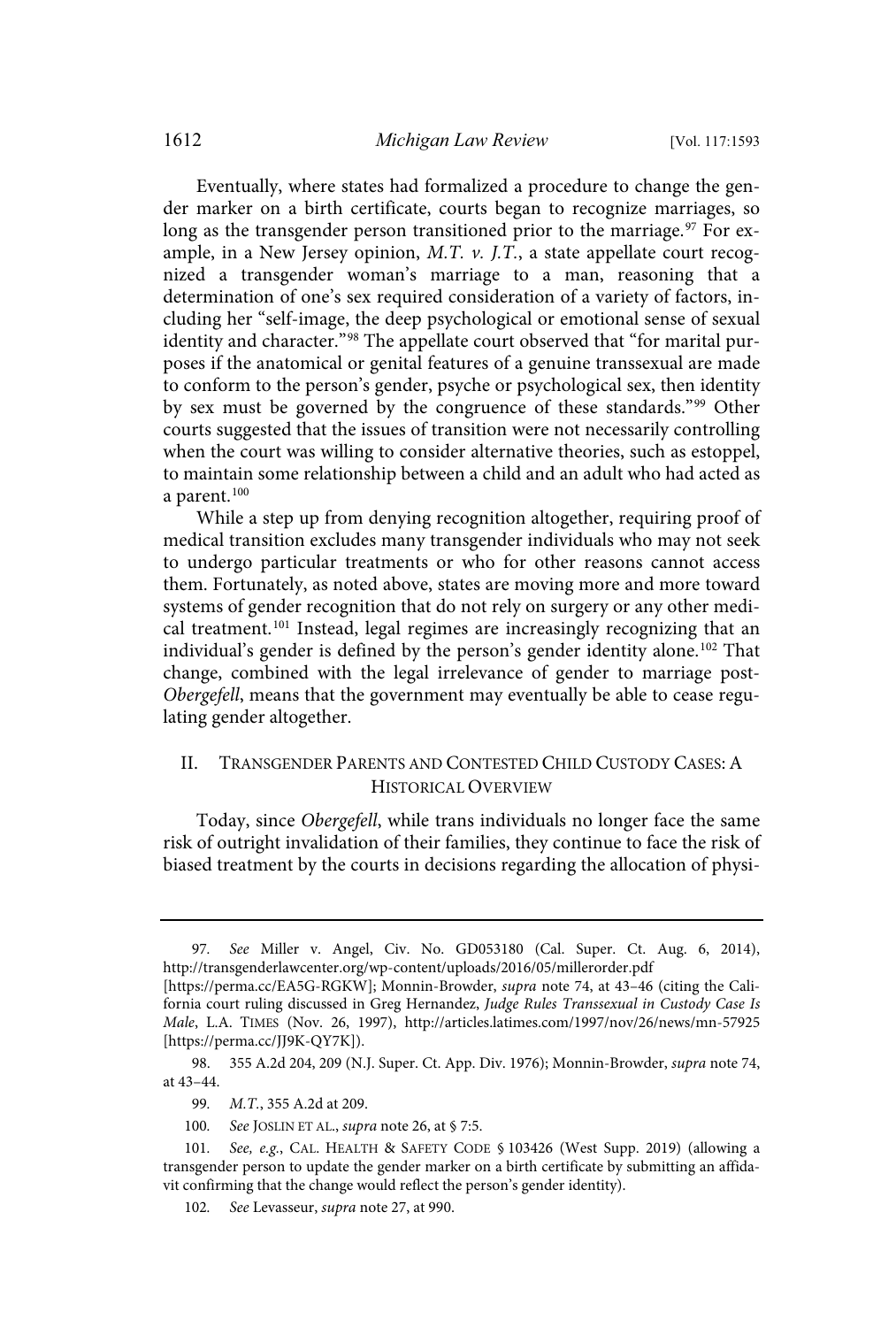Eventually, where states had formalized a procedure to change the gender marker on a birth certificate, courts began to recognize marriages, so long as the transgender person transitioned prior to the marriage.[97] For example, in a New Jersey opinion, *M.T. v. J.T.*, a state appellate court recognized a transgender woman's marriage to a man, reasoning that a determination of one's sex required consideration of a variety of factors, including her "self-image, the deep psychological or emotional sense of sexual identity and character."[98] The appellate court observed that "for marital purposes if the anatomical or genital features of a genuine transsexual are made to conform to the person's gender, psyche or psychological sex, then identity by sex must be governed by the congruence of these standards."[99] Other courts suggested that the issues of transition were not necessarily controlling when the court was willing to consider alternative theories, such as estoppel, to maintain some relationship between a child and an adult who had acted as a parent.[100]

While a step up from denying recognition altogether, requiring proof of medical transition excludes many transgender individuals who may not seek to undergo particular treatments or who for other reasons cannot access them. Fortunately, as noted above, states are moving more and more toward systems of gender recognition that do not rely on surgery or any other medical treatment.[101] Instead, legal regimes are increasingly recognizing that an individual's gender is defined by the person's gender identity alone.[102] That change, combined with the legal irrelevance of gender to marriage post-*Obergefell*, means that the government may eventually be able to cease regulating gender altogether.

## II. TRANSGENDER PARENTS AND CONTESTED CHILD CUSTODY CASES: A HISTORICAL OVERVIEW

Today, since *Obergefell*, while trans individuals no longer face the same risk of outright invalidation of their families, they continue to face the risk of biased treatment by the courts in decisions regarding the allocation of physi-

---

97. *See* Miller v. Angel, Civ. No. GD053180 (Cal. Super. Ct. Aug. 6, 2014), http://transgenderlawcenter.org/wp-content/uploads/2016/05/millerorder.pdf [https://perma.cc/EA5G-RGKW]; Monnin-Browder, *supra* note 74, at 43–46 (citing the California court ruling discussed in Greg Hernandez, *Judge Rules Transsexual in Custody Case Is Male*, L.A. TIMES (Nov. 26, 1997), http://articles.latimes.com/1997/nov/26/news/mn-57925 [https://perma.cc/JJ9K-QY7K]).

98. 355 A.2d 204, 209 (N.J. Super. Ct. App. Div. 1976); Monnin-Browder, *supra* note 74, at 43–44.

99. *M.T.*, 355 A.2d at 209.

100. *See* JOSLIN ET AL., *supra* note 26, at § 7:5.

101. *See, e.g.*, CAL. HEALTH & SAFETY CODE § 103426 (West Supp. 2019) (allowing a transgender person to update the gender marker on a birth certificate by submitting an affidavit confirming that the change would reflect the person's gender identity).

102. *See* Levasseur, *supra* note 27, at 990.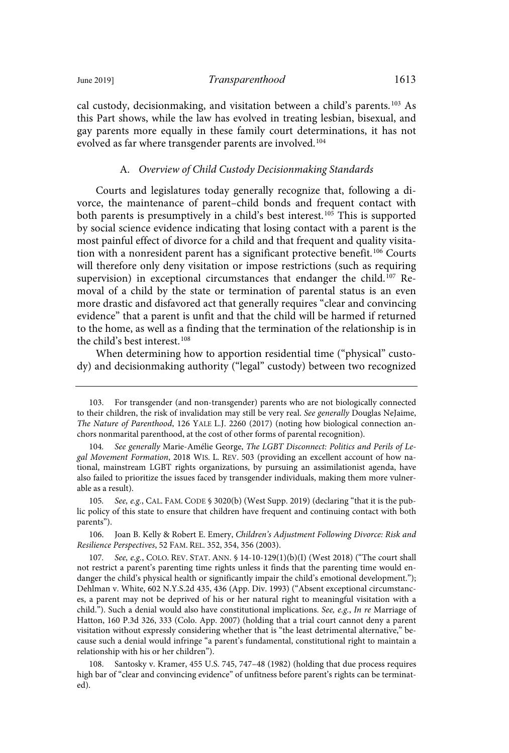cal custody, decisionmaking, and visitation between a child's parents.[103] As this Part shows, while the law has evolved in treating lesbian, bisexual, and gay parents more equally in these family court determinations, it has not evolved as far where transgender parents are involved.[104]

### A. *Overview of Child Custody Decisionmaking Standards*

Courts and legislatures today generally recognize that, following a divorce, the maintenance of parent–child bonds and frequent contact with both parents is presumptively in a child's best interest.[105] This is supported by social science evidence indicating that losing contact with a parent is the most painful effect of divorce for a child and that frequent and quality visitation with a nonresident parent has a significant protective benefit.[106] Courts will therefore only deny visitation or impose restrictions (such as requiring supervision) in exceptional circumstances that endanger the child.[107] Removal of a child by the state or termination of parental status is an even more drastic and disfavored act that generally requires "clear and convincing evidence" that a parent is unfit and that the child will be harmed if returned to the home, as well as a finding that the termination of the relationship is in the child's best interest.[108]

When determining how to apportion residential time ("physical" custody) and decisionmaking authority ("legal" custody) between two recognized

---

103. For transgender (and non-transgender) parents who are not biologically connected to their children, the risk of invalidation may still be very real. *See generally* Douglas NeJaime, *The Nature of Parenthood*, 126 YALE L.J. 2260 (2017) (noting how biological connection anchors nonmarital parenthood, at the cost of other forms of parental recognition).

104. *See generally* Marie-Amélie George, *The LGBT Disconnect: Politics and Perils of Legal Movement Formation*, 2018 WIS. L. REV. 503 (providing an excellent account of how national, mainstream LGBT rights organizations, by pursuing an assimilationist agenda, have also failed to prioritize the issues faced by transgender individuals, making them more vulnerable as a result).

105. *See, e.g.*, CAL. FAM. CODE § 3020(b) (West Supp. 2019) (declaring "that it is the public policy of this state to ensure that children have frequent and continuing contact with both parents").

106. Joan B. Kelly & Robert E. Emery, *Children's Adjustment Following Divorce: Risk and Resilience Perspectives*, 52 FAM. REL. 352, 354, 356 (2003).

107. *See, e.g.*, COLO. REV. STAT. ANN. § 14-10-129(1)(b)(I) (West 2018) ("The court shall not restrict a parent's parenting time rights unless it finds that the parenting time would endanger the child's physical health or significantly impair the child's emotional development."); Dehlman v. White, 602 N.Y.S.2d 435, 436 (App. Div. 1993) ("Absent exceptional circumstances, a parent may not be deprived of his or her natural right to meaningful visitation with a child."). Such a denial would also have constitutional implications. *See, e.g.*, *In re* Marriage of Hatton, 160 P.3d 326, 333 (Colo. App. 2007) (holding that a trial court cannot deny a parent visitation without expressly considering whether that is "the least detrimental alternative," because such a denial would infringe "a parent's fundamental, constitutional right to maintain a relationship with his or her children").

108. Santosky v. Kramer, 455 U.S. 745, 747–48 (1982) (holding that due process requires high bar of "clear and convincing evidence" of unfitness before parent's rights can be terminated).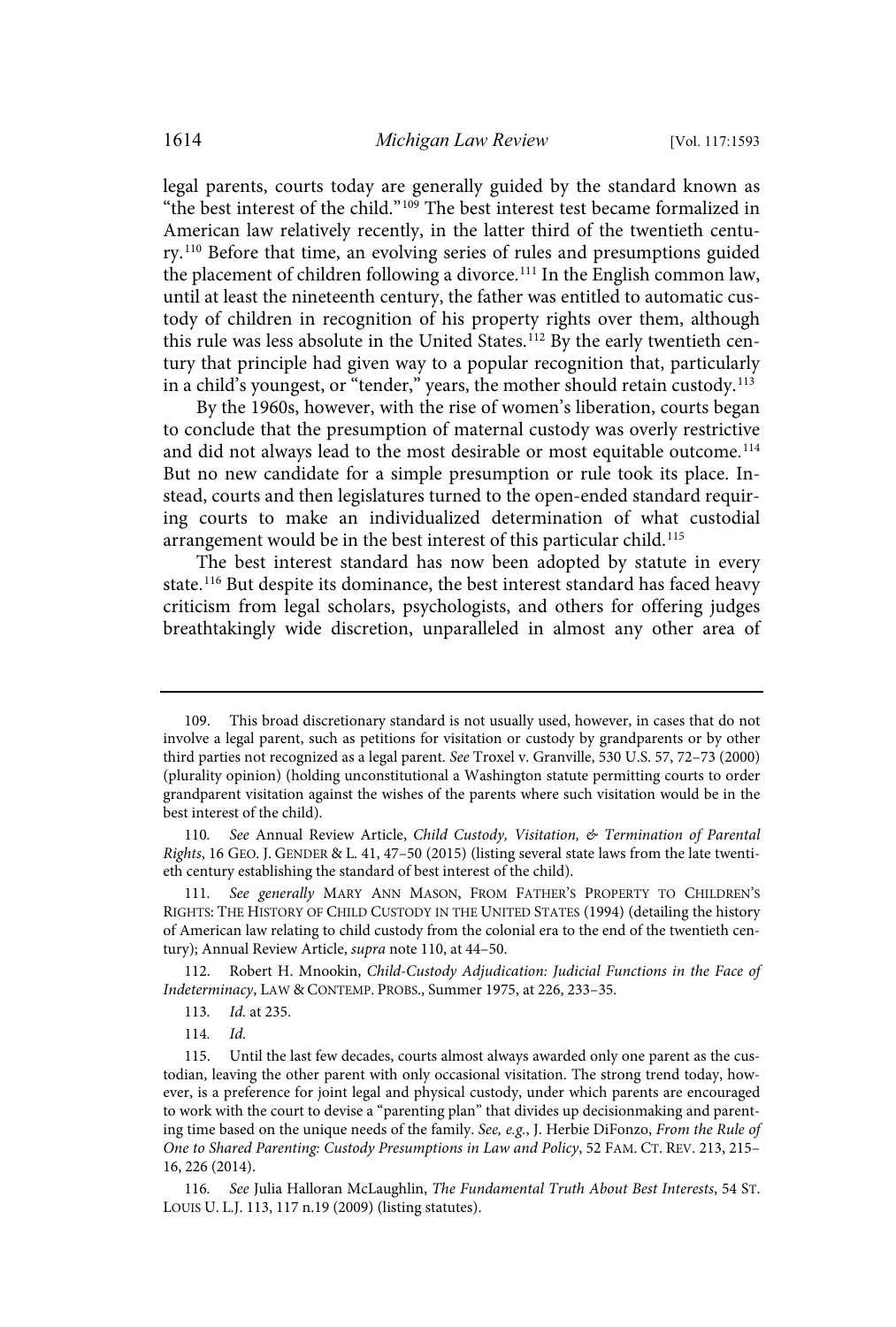legal parents, courts today are generally guided by the standard known as "the best interest of the child."[109] The best interest test became formalized in American law relatively recently, in the latter third of the twentieth century.[110] Before that time, an evolving series of rules and presumptions guided the placement of children following a divorce.[111] In the English common law, until at least the nineteenth century, the father was entitled to automatic custody of children in recognition of his property rights over them, although this rule was less absolute in the United States.[112] By the early twentieth century that principle had given way to a popular recognition that, particularly in a child's youngest, or "tender," years, the mother should retain custody.[113]

By the 1960s, however, with the rise of women's liberation, courts began to conclude that the presumption of maternal custody was overly restrictive and did not always lead to the most desirable or most equitable outcome.[114] But no new candidate for a simple presumption or rule took its place. Instead, courts and then legislatures turned to the open-ended standard requiring courts to make an individualized determination of what custodial arrangement would be in the best interest of this particular child.[115]

The best interest standard has now been adopted by statute in every state.[116] But despite its dominance, the best interest standard has faced heavy criticism from legal scholars, psychologists, and others for offering judges breathtakingly wide discretion, unparalleled in almost any other area of

---

109. This broad discretionary standard is not usually used, however, in cases that do not involve a legal parent, such as petitions for visitation or custody by grandparents or by other third parties not recognized as a legal parent. *See* Troxel v. Granville, 530 U.S. 57, 72–73 (2000) (plurality opinion) (holding unconstitutional a Washington statute permitting courts to order grandparent visitation against the wishes of the parents where such visitation would be in the best interest of the child).

110. *See* Annual Review Article, *Child Custody, Visitation, & Termination of Parental Rights*, 16 GEO. J. GENDER & L. 41, 47–50 (2015) (listing several state laws from the late twentieth century establishing the standard of best interest of the child).

111. *See generally* MARY ANN MASON, FROM FATHER'S PROPERTY TO CHILDREN'S RIGHTS: THE HISTORY OF CHILD CUSTODY IN THE UNITED STATES (1994) (detailing the history of American law relating to child custody from the colonial era to the end of the twentieth century); Annual Review Article, *supra* note 110, at 44–50.

112. Robert H. Mnookin, *Child-Custody Adjudication: Judicial Functions in the Face of Indeterminacy*, LAW & CONTEMP. PROBS., Summer 1975, at 226, 233–35.

113. *Id.* at 235.

114. *Id.*

115. Until the last few decades, courts almost always awarded only one parent as the custodian, leaving the other parent with only occasional visitation. The strong trend today, however, is a preference for joint legal and physical custody, under which parents are encouraged to work with the court to devise a "parenting plan" that divides up decisionmaking and parenting time based on the unique needs of the family. *See, e.g.*, J. Herbie DiFonzo, *From the Rule of One to Shared Parenting: Custody Presumptions in Law and Policy*, 52 FAM. CT. REV. 213, 215–16, 226 (2014).

116. *See* Julia Halloran McLaughlin, *The Fundamental Truth About Best Interests*, 54 ST. LOUIS U. L.J. 113, 117 n.19 (2009) (listing statutes).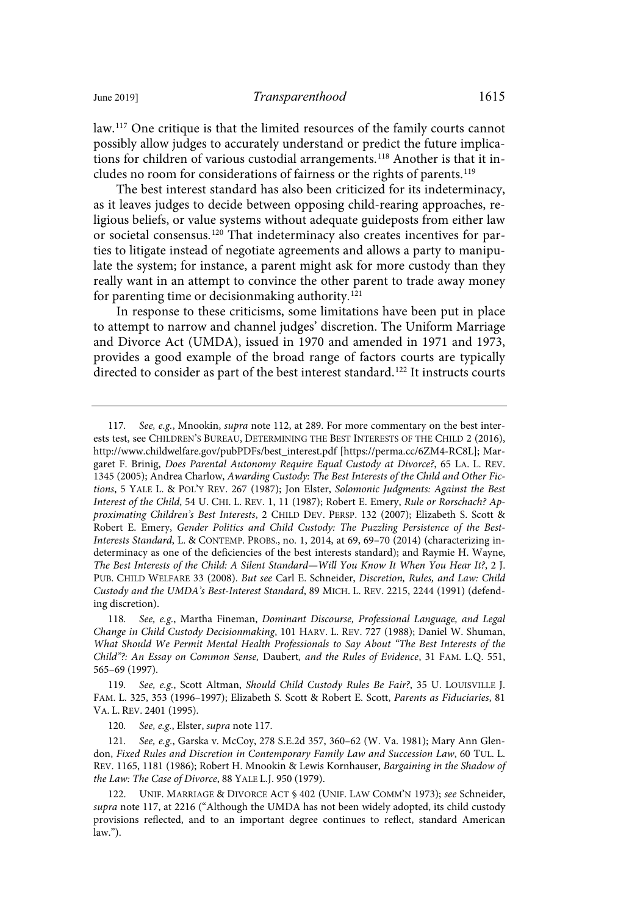law.[117] One critique is that the limited resources of the family courts cannot possibly allow judges to accurately understand or predict the future implications for children of various custodial arrangements.[118] Another is that it includes no room for considerations of fairness or the rights of parents.[119]

The best interest standard has also been criticized for its indeterminacy, as it leaves judges to decide between opposing child-rearing approaches, religious beliefs, or value systems without adequate guideposts from either law or societal consensus.[120] That indeterminacy also creates incentives for parties to litigate instead of negotiate agreements and allows a party to manipulate the system; for instance, a parent might ask for more custody than they really want in an attempt to convince the other parent to trade away money for parenting time or decisionmaking authority.[121]

In response to these criticisms, some limitations have been put in place to attempt to narrow and channel judges' discretion. The Uniform Marriage and Divorce Act (UMDA), issued in 1970 and amended in 1971 and 1973, provides a good example of the broad range of factors courts are typically directed to consider as part of the best interest standard.[122] It instructs courts

---

117. *See, e.g.*, Mnookin, *supra* note 112, at 289. For more commentary on the best interests test, see CHILDREN'S BUREAU, DETERMINING THE BEST INTERESTS OF THE CHILD 2 (2016), http://www.childwelfare.gov/pubPDFs/best_interest.pdf [https://perma.cc/6ZM4-RC8L]; Margaret F. Brinig, *Does Parental Autonomy Require Equal Custody at Divorce?*, 65 LA. L. REV. 1345 (2005); Andrea Charlow, *Awarding Custody: The Best Interests of the Child and Other Fictions*, 5 YALE L. & POL'Y REV. 267 (1987); Jon Elster, *Solomonic Judgments: Against the Best Interest of the Child*, 54 U. CHI. L. REV. 1, 11 (1987); Robert E. Emery, *Rule or Rorschach? Approximating Children's Best Interests*, 2 CHILD DEV. PERSP. 132 (2007); Elizabeth S. Scott & Robert E. Emery, *Gender Politics and Child Custody: The Puzzling Persistence of the Best-Interests Standard*, L. & CONTEMP. PROBS., no. 1, 2014, at 69, 69–70 (2014) (characterizing indeterminacy as one of the deficiencies of the best interests standard); and Raymie H. Wayne, *The Best Interests of the Child: A Silent Standard—Will You Know It When You Hear It?*, 2 J. PUB. CHILD WELFARE 33 (2008). *But see* Carl E. Schneider, *Discretion, Rules, and Law: Child Custody and the UMDA's Best-Interest Standard*, 89 MICH. L. REV. 2215, 2244 (1991) (defending discretion).

118. *See, e.g.*, Martha Fineman, *Dominant Discourse, Professional Language, and Legal Change in Child Custody Decisionmaking*, 101 HARV. L. REV. 727 (1988); Daniel W. Shuman, *What Should We Permit Mental Health Professionals to Say About "The Best Interests of the Child"?: An Essay on Common Sense,* Daubert*, and the Rules of Evidence*, 31 FAM. L.Q. 551, 565–69 (1997).

119. *See, e.g.*, Scott Altman, *Should Child Custody Rules Be Fair?*, 35 U. LOUISVILLE J. FAM. L. 325, 353 (1996–1997); Elizabeth S. Scott & Robert E. Scott, *Parents as Fiduciaries*, 81 VA. L. REV. 2401 (1995).

120. *See, e.g.*, Elster, *supra* note 117.

121. *See, e.g.*, Garska v. McCoy, 278 S.E.2d 357, 360–62 (W. Va. 1981); Mary Ann Glendon, *Fixed Rules and Discretion in Contemporary Family Law and Succession Law*, 60 TUL. L. REV. 1165, 1181 (1986); Robert H. Mnookin & Lewis Kornhauser, *Bargaining in the Shadow of the Law: The Case of Divorce*, 88 YALE L.J. 950 (1979).

122. UNIF. MARRIAGE & DIVORCE ACT § 402 (UNIF. LAW COMM'N 1973); *see* Schneider, *supra* note 117, at 2216 ("Although the UMDA has not been widely adopted, its child custody provisions reflected, and to an important degree continues to reflect, standard American law.").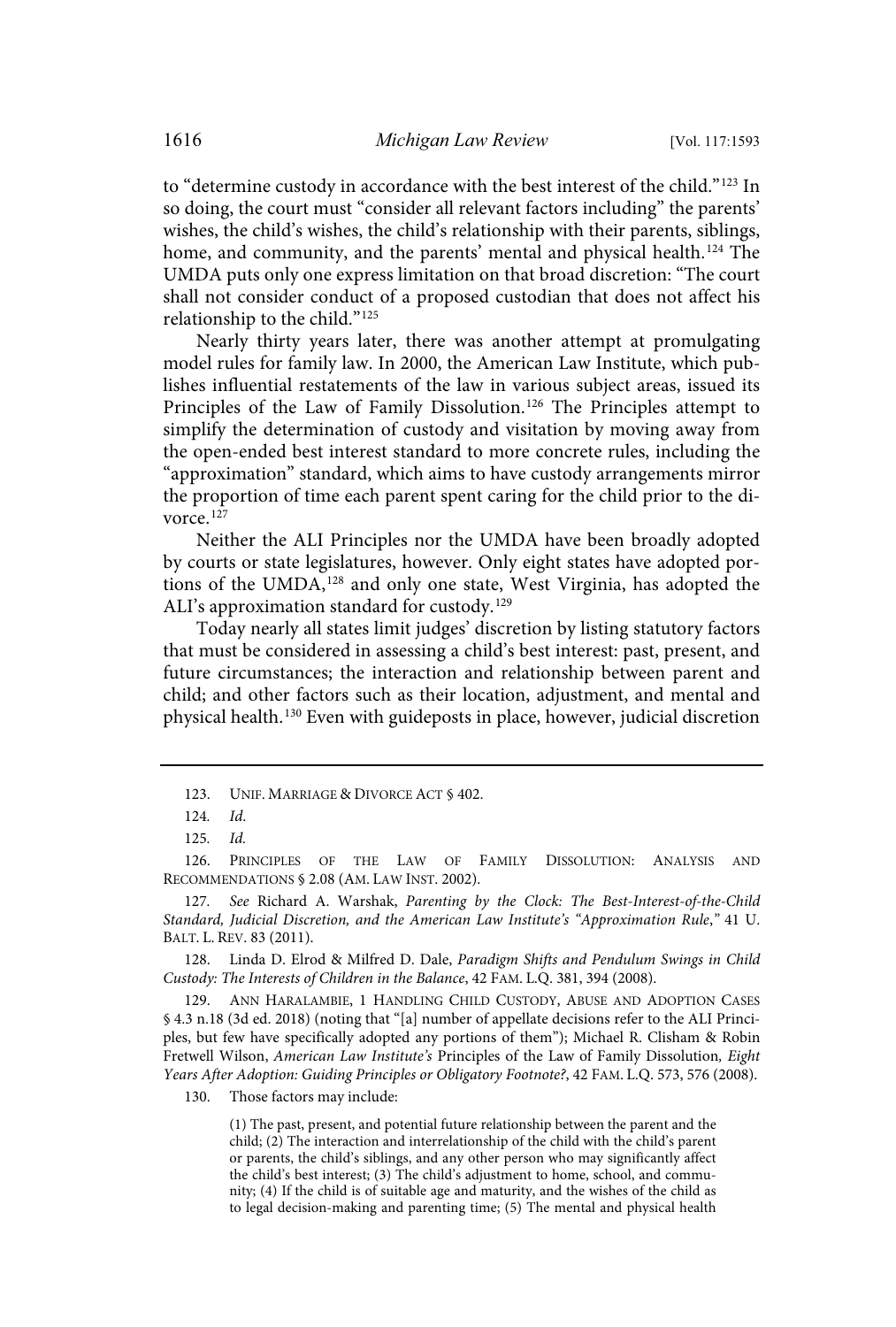to "determine custody in accordance with the best interest of the child."[123] In so doing, the court must "consider all relevant factors including" the parents' wishes, the child's wishes, the child's relationship with their parents, siblings, home, and community, and the parents' mental and physical health.[124] The UMDA puts only one express limitation on that broad discretion: "The court shall not consider conduct of a proposed custodian that does not affect his relationship to the child."[125]

Nearly thirty years later, there was another attempt at promulgating model rules for family law. In 2000, the American Law Institute, which publishes influential restatements of the law in various subject areas, issued its Principles of the Law of Family Dissolution.[126] The Principles attempt to simplify the determination of custody and visitation by moving away from the open-ended best interest standard to more concrete rules, including the "approximation" standard, which aims to have custody arrangements mirror the proportion of time each parent spent caring for the child prior to the divorce.[127]

Neither the ALI Principles nor the UMDA have been broadly adopted by courts or state legislatures, however. Only eight states have adopted portions of the UMDA,[128] and only one state, West Virginia, has adopted the ALI's approximation standard for custody.[129]

Today nearly all states limit judges' discretion by listing statutory factors that must be considered in assessing a child's best interest: past, present, and future circumstances; the interaction and relationship between parent and child; and other factors such as their location, adjustment, and mental and physical health.[130] Even with guideposts in place, however, judicial discretion

---

123. UNIF. MARRIAGE & DIVORCE ACT § 402.

124. *Id.*

125. *Id.*

126. PRINCIPLES OF THE LAW OF FAMILY DISSOLUTION: ANALYSIS AND RECOMMENDATIONS § 2.08 (AM. LAW INST. 2002).

127. *See* Richard A. Warshak, *Parenting by the Clock: The Best-Interest-of-the-Child Standard, Judicial Discretion, and the American Law Institute's "Approximation Rule*,*"* 41 U. BALT. L. REV. 83 (2011).

128. Linda D. Elrod & Milfred D. Dale, *Paradigm Shifts and Pendulum Swings in Child Custody: The Interests of Children in the Balance*, 42 FAM. L.Q. 381, 394 (2008).

129. ANN HARALAMBIE, 1 HANDLING CHILD CUSTODY, ABUSE AND ADOPTION CASES § 4.3 n.18 (3d ed. 2018) (noting that "[a] number of appellate decisions refer to the ALI Principles, but few have specifically adopted any portions of them"); Michael R. Clisham & Robin Fretwell Wilson, *American Law Institute's* Principles of the Law of Family Dissolution*, Eight Years After Adoption: Guiding Principles or Obligatory Footnote?*, 42 FAM. L.Q. 573, 576 (2008).

130. Those factors may include:

> (1) The past, present, and potential future relationship between the parent and the child; (2) The interaction and interrelationship of the child with the child's parent or parents, the child's siblings, and any other person who may significantly affect the child's best interest; (3) The child's adjustment to home, school, and community; (4) If the child is of suitable age and maturity, and the wishes of the child as to legal decision-making and parenting time; (5) The mental and physical health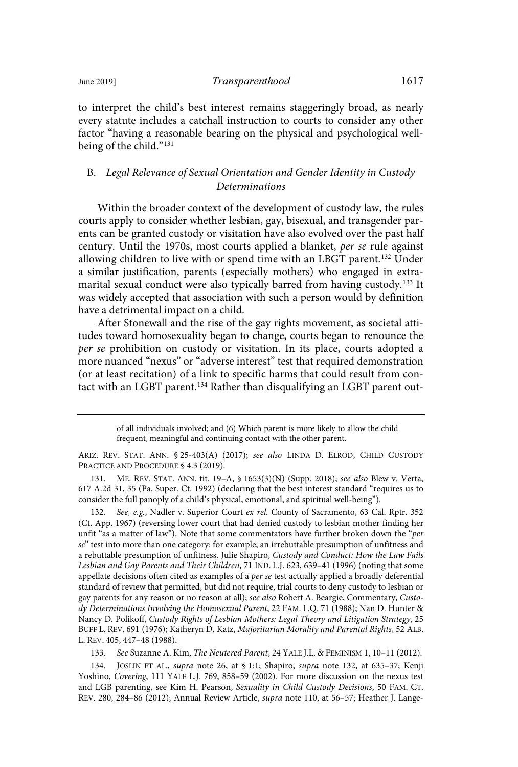to interpret the child's best interest remains staggeringly broad, as nearly every statute includes a catchall instruction to courts to consider any other factor "having a reasonable bearing on the physical and psychological well-being of the child."[131]

### B. *Legal Relevance of Sexual Orientation and Gender Identity in Custody Determinations*

Within the broader context of the development of custody law, the rules courts apply to consider whether lesbian, gay, bisexual, and transgender parents can be granted custody or visitation have also evolved over the past half century. Until the 1970s, most courts applied a blanket, *per se* rule against allowing children to live with or spend time with an LBGT parent.[132] Under a similar justification, parents (especially mothers) who engaged in extramarital sexual conduct were also typically barred from having custody.[133] It was widely accepted that association with such a person would by definition have a detrimental impact on a child.

After Stonewall and the rise of the gay rights movement, as societal attitudes toward homosexuality began to change, courts began to renounce the *per se* prohibition on custody or visitation. In its place, courts adopted a more nuanced "nexus" or "adverse interest" test that required demonstration (or at least recitation) of a link to specific harms that could result from contact with an LGBT parent.[134] Rather than disqualifying an LGBT parent out-

---

of all individuals involved; and (6) Which parent is more likely to allow the child frequent, meaningful and continuing contact with the other parent.

ARIZ. REV. STAT. ANN. § 25-403(A) (2017); *see also* LINDA D. ELROD, CHILD CUSTODY PRACTICE AND PROCEDURE § 4.3 (2019).

131. ME. REV. STAT. ANN. tit. 19–A, § 1653(3)(N) (Supp. 2018); *see also* Blew v. Verta, 617 A.2d 31, 35 (Pa. Super. Ct. 1992) (declaring that the best interest standard "requires us to consider the full panoply of a child's physical, emotional, and spiritual well-being").

132. *See, e.g.*, Nadler v. Superior Court *ex rel.* County of Sacramento, 63 Cal. Rptr. 352 (Ct. App. 1967) (reversing lower court that had denied custody to lesbian mother finding her unfit "as a matter of law"). Note that some commentators have further broken down the "*per se*" test into more than one category: for example, an irrebuttable presumption of unfitness and a rebuttable presumption of unfitness. Julie Shapiro, *Custody and Conduct: How the Law Fails Lesbian and Gay Parents and Their Children*, 71 IND. L.J. 623, 639–41 (1996) (noting that some appellate decisions often cited as examples of a *per se* test actually applied a broadly deferential standard of review that permitted, but did not require, trial courts to deny custody to lesbian or gay parents for any reason or no reason at all); *see also* Robert A. Beargie, Commentary, *Custody Determinations Involving the Homosexual Parent*, 22 FAM. L.Q. 71 (1988); Nan D. Hunter & Nancy D. Polikoff, *Custody Rights of Lesbian Mothers: Legal Theory and Litigation Strategy*, 25 BUFF L. REV. 691 (1976); Katheryn D. Katz, *Majoritarian Morality and Parental Rights*, 52 ALB. L. REV. 405, 447–48 (1988).

133. *See* Suzanne A. Kim, *The Neutered Parent*, 24 YALE J.L. & FEMINISM 1, 10–11 (2012).

134. JOSLIN ET AL., *supra* note 26, at § 1:1; Shapiro, *supra* note 132, at 635–37; Kenji Yoshino, *Covering*, 111 YALE L.J. 769, 858–59 (2002). For more discussion on the nexus test and LGB parenting, see Kim H. Pearson, *Sexuality in Child Custody Decisions*, 50 FAM. CT. REV. 280, 284–86 (2012); Annual Review Article, *supra* note 110, at 56–57; Heather J. Lange-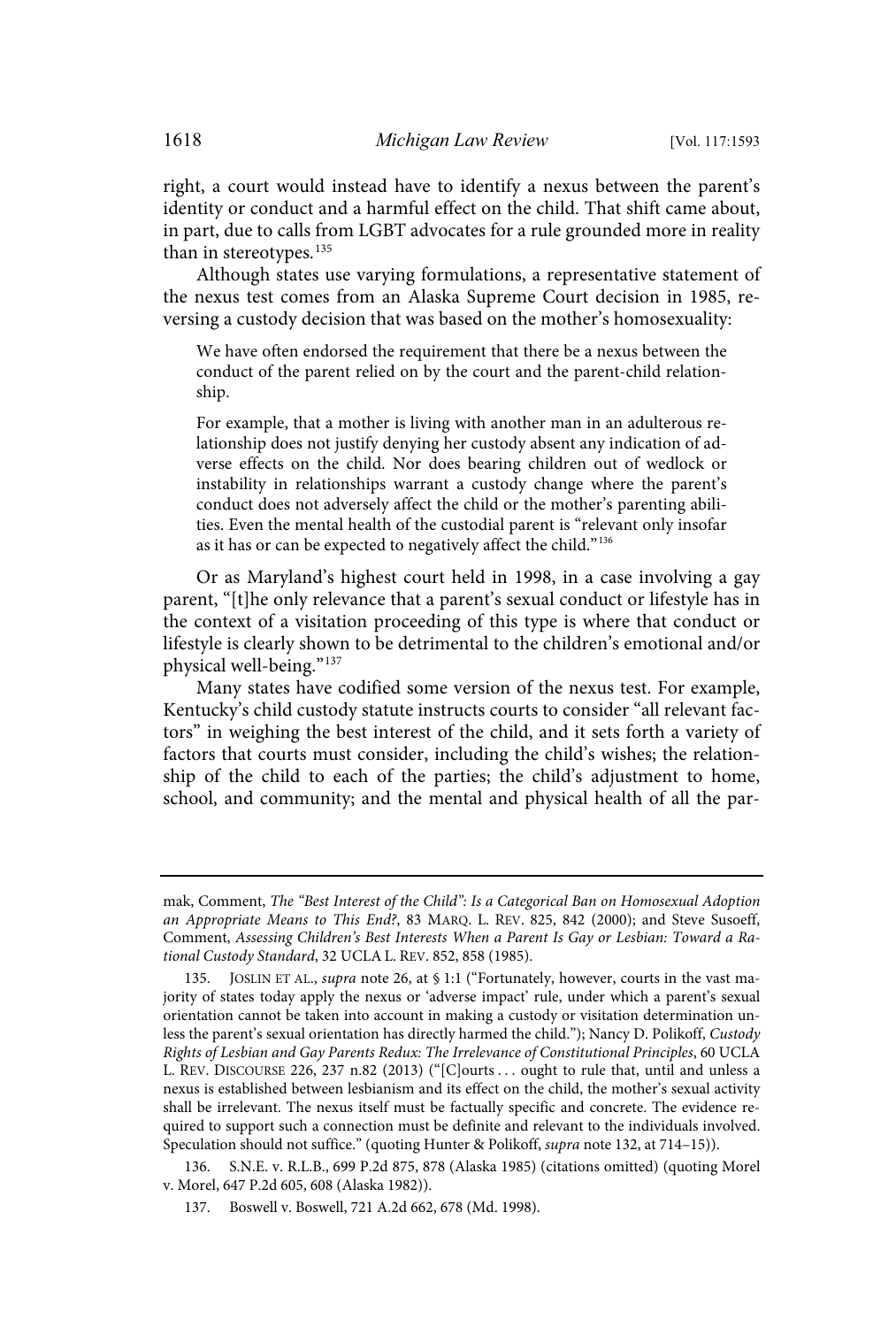right, a court would instead have to identify a nexus between the parent's identity or conduct and a harmful effect on the child. That shift came about, in part, due to calls from LGBT advocates for a rule grounded more in reality than in stereotypes.[135]

Although states use varying formulations, a representative statement of the nexus test comes from an Alaska Supreme Court decision in 1985, reversing a custody decision that was based on the mother's homosexuality:

> We have often endorsed the requirement that there be a nexus between the conduct of the parent relied on by the court and the parent-child relationship.
>
> For example, that a mother is living with another man in an adulterous relationship does not justify denying her custody absent any indication of adverse effects on the child. Nor does bearing children out of wedlock or instability in relationships warrant a custody change where the parent's conduct does not adversely affect the child or the mother's parenting abilities. Even the mental health of the custodial parent is "relevant only insofar as it has or can be expected to negatively affect the child."[136]

Or as Maryland's highest court held in 1998, in a case involving a gay parent, "[t]he only relevance that a parent's sexual conduct or lifestyle has in the context of a visitation proceeding of this type is where that conduct or lifestyle is clearly shown to be detrimental to the children's emotional and/or physical well-being."[137]

Many states have codified some version of the nexus test. For example, Kentucky's child custody statute instructs courts to consider "all relevant factors" in weighing the best interest of the child, and it sets forth a variety of factors that courts must consider, including the child's wishes; the relationship of the child to each of the parties; the child's adjustment to home, school, and community; and the mental and physical health of all the par-

---

mak, Comment, *The "Best Interest of the Child": Is a Categorical Ban on Homosexual Adoption an Appropriate Means to This End?*, 83 MARQ. L. REV. 825, 842 (2000); and Steve Susoeff, Comment, *Assessing Children's Best Interests When a Parent Is Gay or Lesbian: Toward a Rational Custody Standard*, 32 UCLA L. REV. 852, 858 (1985).

135. JOSLIN ET AL., *supra* note 26, at § 1:1 ("Fortunately, however, courts in the vast majority of states today apply the nexus or 'adverse impact' rule, under which a parent's sexual orientation cannot be taken into account in making a custody or visitation determination unless the parent's sexual orientation has directly harmed the child."); Nancy D. Polikoff, *Custody Rights of Lesbian and Gay Parents Redux: The Irrelevance of Constitutional Principles*, 60 UCLA L. REV. DISCOURSE 226, 237 n.82 (2013) ("[C]ourts . . . ought to rule that, until and unless a nexus is established between lesbianism and its effect on the child, the mother's sexual activity shall be irrelevant. The nexus itself must be factually specific and concrete. The evidence required to support such a connection must be definite and relevant to the individuals involved. Speculation should not suffice." (quoting Hunter & Polikoff, *supra* note 132, at 714–15)).

136. S.N.E. v. R.L.B., 699 P.2d 875, 878 (Alaska 1985) (citations omitted) (quoting Morel v. Morel, 647 P.2d 605, 608 (Alaska 1982)).

137. Boswell v. Boswell, 721 A.2d 662, 678 (Md. 1998).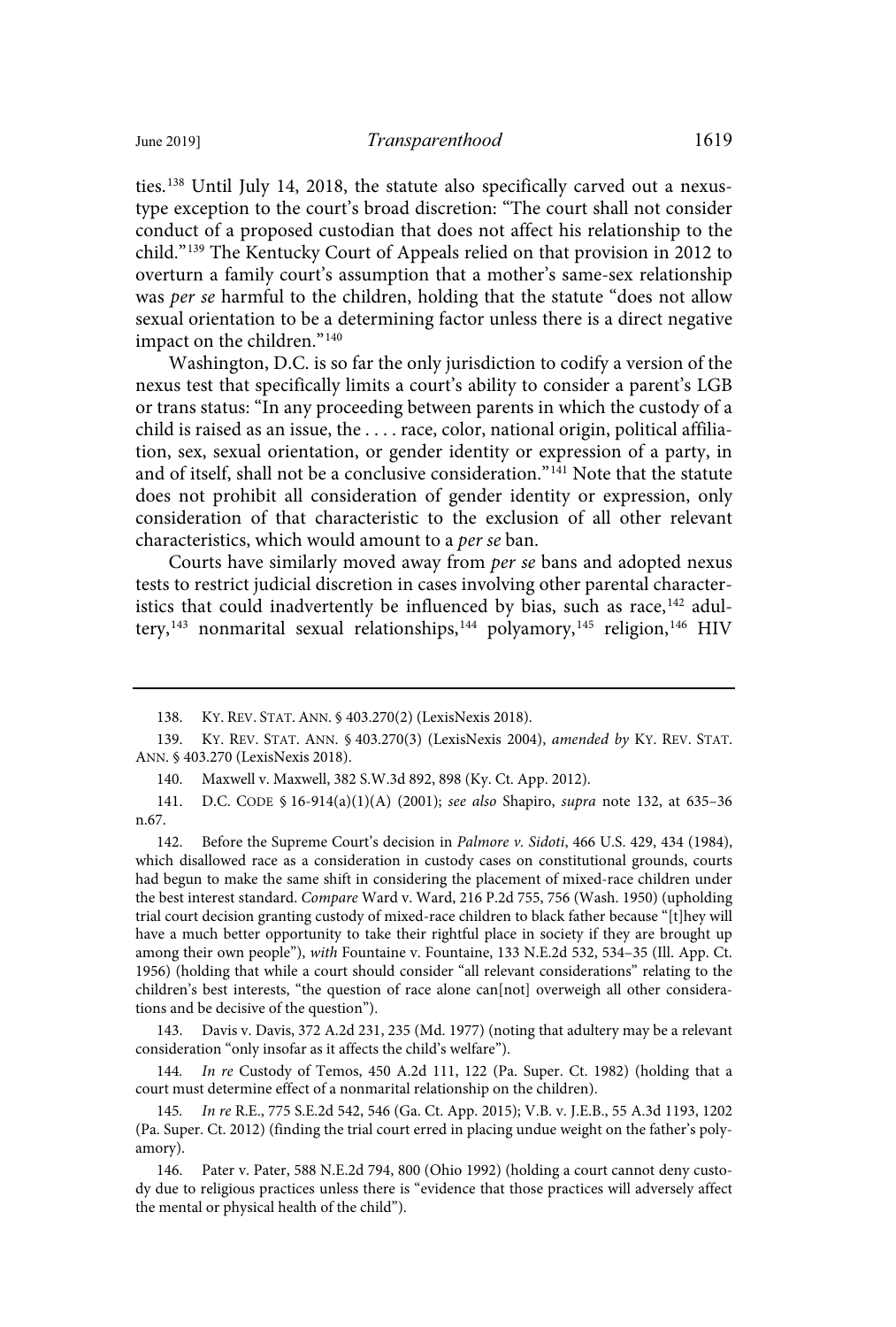ties.[138] Until July 14, 2018, the statute also specifically carved out a nexus-type exception to the court's broad discretion: "The court shall not consider conduct of a proposed custodian that does not affect his relationship to the child."[139] The Kentucky Court of Appeals relied on that provision in 2012 to overturn a family court's assumption that a mother's same-sex relationship was *per se* harmful to the children, holding that the statute "does not allow sexual orientation to be a determining factor unless there is a direct negative impact on the children."[140]

Washington, D.C. is so far the only jurisdiction to codify a version of the nexus test that specifically limits a court's ability to consider a parent's LGB or trans status: "In any proceeding between parents in which the custody of a child is raised as an issue, the . . . . race, color, national origin, political affiliation, sex, sexual orientation, or gender identity or expression of a party, in and of itself, shall not be a conclusive consideration."[141] Note that the statute does not prohibit all consideration of gender identity or expression, only consideration of that characteristic to the exclusion of all other relevant characteristics, which would amount to a *per se* ban.

Courts have similarly moved away from *per se* bans and adopted nexus tests to restrict judicial discretion in cases involving other parental characteristics that could inadvertently be influenced by bias, such as race,[142] adultery,[143] nonmarital sexual relationships,[144] polyamory,[145] religion,[146] HIV

---

138. KY. REV. STAT. ANN. § 403.270(2) (LexisNexis 2018).

139. KY. REV. STAT. ANN. § 403.270(3) (LexisNexis 2004), *amended by* KY. REV. STAT. ANN. § 403.270 (LexisNexis 2018).

140. Maxwell v. Maxwell, 382 S.W.3d 892, 898 (Ky. Ct. App. 2012).

141. D.C. CODE § 16-914(a)(1)(A) (2001); *see also* Shapiro, *supra* note 132, at 635–36 n.67.

142. Before the Supreme Court's decision in *Palmore v. Sidoti*, 466 U.S. 429, 434 (1984), which disallowed race as a consideration in custody cases on constitutional grounds, courts had begun to make the same shift in considering the placement of mixed-race children under the best interest standard. *Compare* Ward v. Ward, 216 P.2d 755, 756 (Wash. 1950) (upholding trial court decision granting custody of mixed-race children to black father because "[t]hey will have a much better opportunity to take their rightful place in society if they are brought up among their own people"), *with* Fountaine v. Fountaine, 133 N.E.2d 532, 534–35 (Ill. App. Ct. 1956) (holding that while a court should consider "all relevant considerations" relating to the children's best interests, "the question of race alone can[not] overweigh all other considerations and be decisive of the question").

143. Davis v. Davis, 372 A.2d 231, 235 (Md. 1977) (noting that adultery may be a relevant consideration "only insofar as it affects the child's welfare").

144. *In re* Custody of Temos, 450 A.2d 111, 122 (Pa. Super. Ct. 1982) (holding that a court must determine effect of a nonmarital relationship on the children).

145. *In re* R.E., 775 S.E.2d 542, 546 (Ga. Ct. App. 2015); V.B. v. J.E.B., 55 A.3d 1193, 1202 (Pa. Super. Ct. 2012) (finding the trial court erred in placing undue weight on the father's polyamory).

146. Pater v. Pater, 588 N.E.2d 794, 800 (Ohio 1992) (holding a court cannot deny custody due to religious practices unless there is "evidence that those practices will adversely affect the mental or physical health of the child").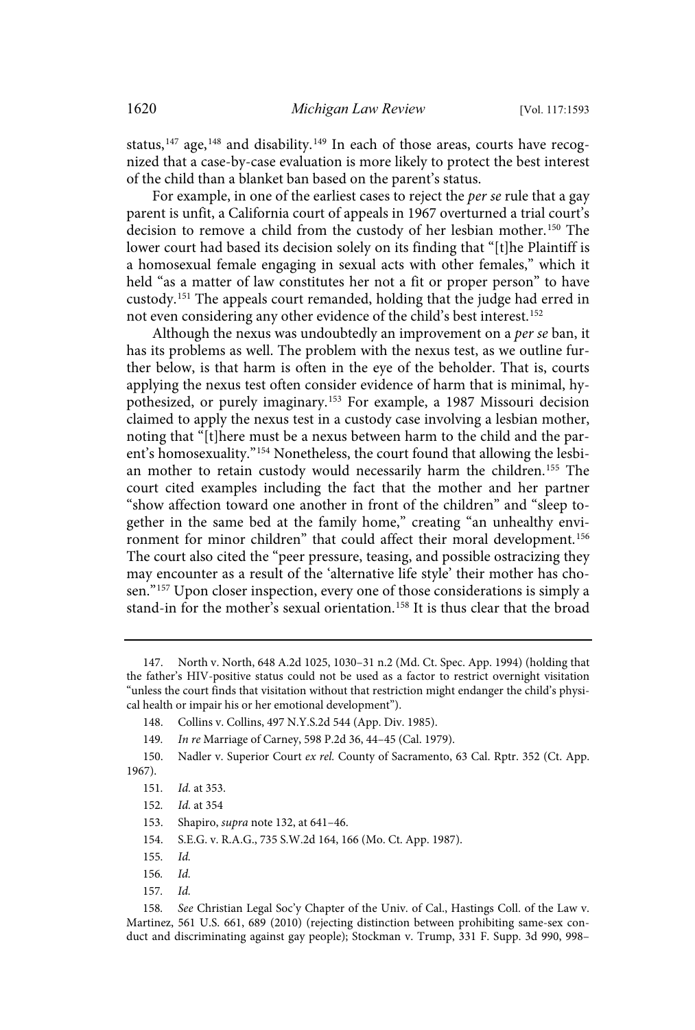status,[147] age,[148] and disability.[149] In each of those areas, courts have recognized that a case-by-case evaluation is more likely to protect the best interest of the child than a blanket ban based on the parent's status.

For example, in one of the earliest cases to reject the *per se* rule that a gay parent is unfit, a California court of appeals in 1967 overturned a trial court's decision to remove a child from the custody of her lesbian mother.[150] The lower court had based its decision solely on its finding that "[t]he Plaintiff is a homosexual female engaging in sexual acts with other females," which it held "as a matter of law constitutes her not a fit or proper person" to have custody.[151] The appeals court remanded, holding that the judge had erred in not even considering any other evidence of the child's best interest.[152]

Although the nexus was undoubtedly an improvement on a *per se* ban, it has its problems as well. The problem with the nexus test, as we outline further below, is that harm is often in the eye of the beholder. That is, courts applying the nexus test often consider evidence of harm that is minimal, hypothesized, or purely imaginary.[153] For example, a 1987 Missouri decision claimed to apply the nexus test in a custody case involving a lesbian mother, noting that "[t]here must be a nexus between harm to the child and the parent's homosexuality."[154] Nonetheless, the court found that allowing the lesbian mother to retain custody would necessarily harm the children.[155] The court cited examples including the fact that the mother and her partner "show affection toward one another in front of the children" and "sleep together in the same bed at the family home," creating "an unhealthy environment for minor children" that could affect their moral development.[156] The court also cited the "peer pressure, teasing, and possible ostracizing they may encounter as a result of the 'alternative life style' their mother has chosen."[157] Upon closer inspection, every one of those considerations is simply a stand-in for the mother's sexual orientation.[158] It is thus clear that the broad

---

147. North v. North, 648 A.2d 1025, 1030–31 n.2 (Md. Ct. Spec. App. 1994) (holding that the father's HIV-positive status could not be used as a factor to restrict overnight visitation "unless the court finds that visitation without that restriction might endanger the child's physical health or impair his or her emotional development").

148. Collins v. Collins, 497 N.Y.S.2d 544 (App. Div. 1985).

149. *In re* Marriage of Carney, 598 P.2d 36, 44–45 (Cal. 1979).

150. Nadler v. Superior Court *ex rel.* County of Sacramento, 63 Cal. Rptr. 352 (Ct. App. 1967).

151. *Id.* at 353.

152. *Id.* at 354

153. Shapiro, *supra* note 132, at 641–46.

154. S.E.G. v. R.A.G., 735 S.W.2d 164, 166 (Mo. Ct. App. 1987).

155. *Id.*

156. *Id.*

157. *Id.*

158. *See* Christian Legal Soc'y Chapter of the Univ. of Cal., Hastings Coll. of the Law v. Martinez, 561 U.S. 661, 689 (2010) (rejecting distinction between prohibiting same-sex conduct and discriminating against gay people); Stockman v. Trump, 331 F. Supp. 3d 990, 998–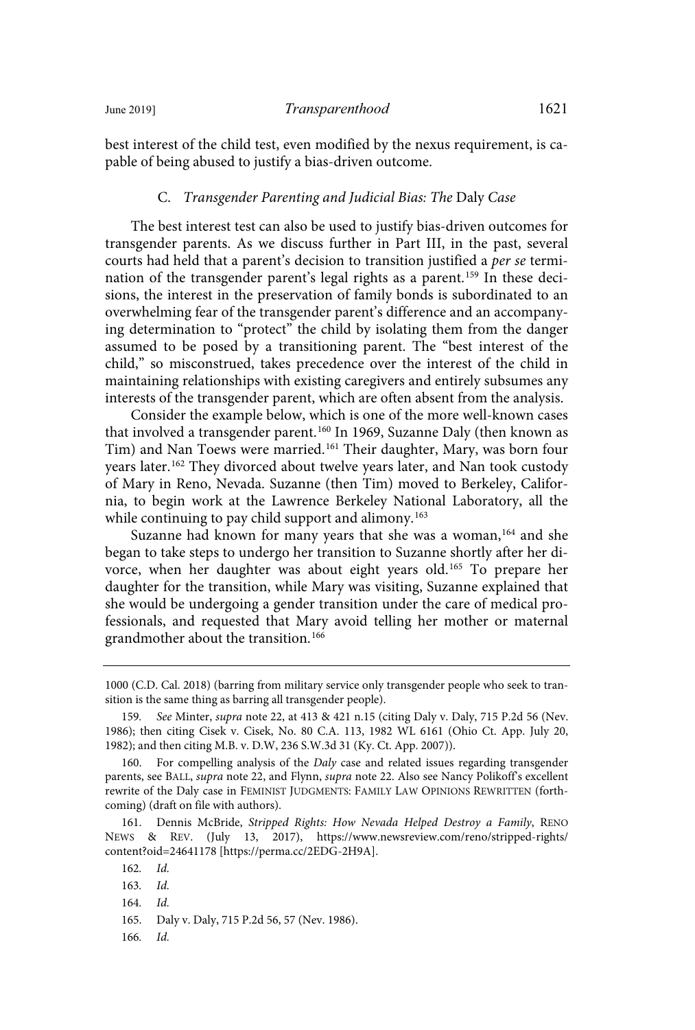best interest of the child test, even modified by the nexus requirement, is capable of being abused to justify a bias-driven outcome.

### C. *Transgender Parenting and Judicial Bias: The* Daly *Case*

The best interest test can also be used to justify bias-driven outcomes for transgender parents. As we discuss further in Part III, in the past, several courts had held that a parent's decision to transition justified a *per se* termination of the transgender parent's legal rights as a parent.[159] In these decisions, the interest in the preservation of family bonds is subordinated to an overwhelming fear of the transgender parent's difference and an accompanying determination to "protect" the child by isolating them from the danger assumed to be posed by a transitioning parent. The "best interest of the child," so misconstrued, takes precedence over the interest of the child in maintaining relationships with existing caregivers and entirely subsumes any interests of the transgender parent, which are often absent from the analysis.

Consider the example below, which is one of the more well-known cases that involved a transgender parent.[160] In 1969, Suzanne Daly (then known as Tim) and Nan Toews were married.[161] Their daughter, Mary, was born four years later.[162] They divorced about twelve years later, and Nan took custody of Mary in Reno, Nevada. Suzanne (then Tim) moved to Berkeley, California, to begin work at the Lawrence Berkeley National Laboratory, all the while continuing to pay child support and alimony.[163]

Suzanne had known for many years that she was a woman,[164] and she began to take steps to undergo her transition to Suzanne shortly after her divorce, when her daughter was about eight years old.[165] To prepare her daughter for the transition, while Mary was visiting, Suzanne explained that she would be undergoing a gender transition under the care of medical professionals, and requested that Mary avoid telling her mother or maternal grandmother about the transition.[166]

---

1000 (C.D. Cal. 2018) (barring from military service only transgender people who seek to transition is the same thing as barring all transgender people).

159. *See* Minter, *supra* note 22, at 413 & 421 n.15 (citing Daly v. Daly, 715 P.2d 56 (Nev. 1986); then citing Cisek v. Cisek, No. 80 C.A. 113, 1982 WL 6161 (Ohio Ct. App. July 20, 1982); and then citing M.B. v. D.W, 236 S.W.3d 31 (Ky. Ct. App. 2007)).

160. For compelling analysis of the *Daly* case and related issues regarding transgender parents, see BALL, *supra* note 22, and Flynn, *supra* note 22. Also see Nancy Polikoff's excellent rewrite of the Daly case in FEMINIST JUDGMENTS: FAMILY LAW OPINIONS REWRITTEN (forthcoming) (draft on file with authors).

161. Dennis McBride, *Stripped Rights: How Nevada Helped Destroy a Family*, RENO NEWS & REV. (July 13, 2017), https://www.newsreview.com/reno/stripped-rights/content?oid=24641178 [https://perma.cc/2EDG-2H9A].

162. *Id.*

163. *Id.*

164. *Id.*

165. Daly v. Daly, 715 P.2d 56, 57 (Nev. 1986).

166. *Id.*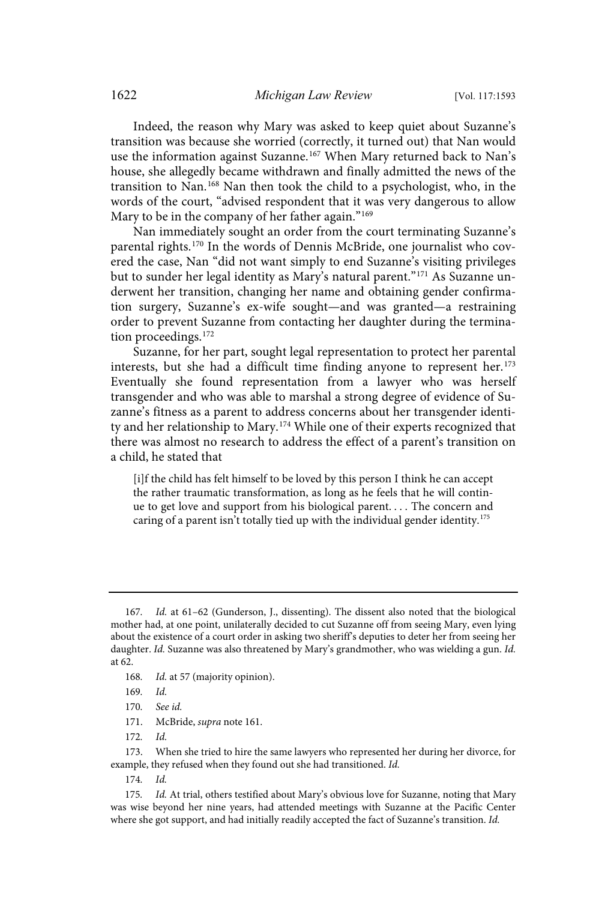Indeed, the reason why Mary was asked to keep quiet about Suzanne's transition was because she worried (correctly, it turned out) that Nan would use the information against Suzanne.[167] When Mary returned back to Nan's house, she allegedly became withdrawn and finally admitted the news of the transition to Nan.[168] Nan then took the child to a psychologist, who, in the words of the court, "advised respondent that it was very dangerous to allow Mary to be in the company of her father again."[169]

Nan immediately sought an order from the court terminating Suzanne's parental rights.[170] In the words of Dennis McBride, one journalist who covered the case, Nan "did not want simply to end Suzanne's visiting privileges but to sunder her legal identity as Mary's natural parent."[171] As Suzanne underwent her transition, changing her name and obtaining gender confirmation surgery, Suzanne's ex-wife sought—and was granted—a restraining order to prevent Suzanne from contacting her daughter during the termination proceedings.[172]

Suzanne, for her part, sought legal representation to protect her parental interests, but she had a difficult time finding anyone to represent her.[173] Eventually she found representation from a lawyer who was herself transgender and who was able to marshal a strong degree of evidence of Suzanne's fitness as a parent to address concerns about her transgender identity and her relationship to Mary.[174] While one of their experts recognized that there was almost no research to address the effect of a parent's transition on a child, he stated that

> [i]f the child has felt himself to be loved by this person I think he can accept the rather traumatic transformation, as long as he feels that he will continue to get love and support from his biological parent. . . . The concern and caring of a parent isn't totally tied up with the individual gender identity.[175]

---

167. *Id.* at 61–62 (Gunderson, J., dissenting). The dissent also noted that the biological mother had, at one point, unilaterally decided to cut Suzanne off from seeing Mary, even lying about the existence of a court order in asking two sheriff's deputies to deter her from seeing her daughter. *Id.* Suzanne was also threatened by Mary's grandmother, who was wielding a gun. *Id.* at 62.

168. *Id.* at 57 (majority opinion).

169. *Id.*

170. *See id.*

171. McBride, *supra* note 161.

172. *Id.*

173. When she tried to hire the same lawyers who represented her during her divorce, for example, they refused when they found out she had transitioned. *Id.*

174. *Id.*

175. *Id.* At trial, others testified about Mary's obvious love for Suzanne, noting that Mary was wise beyond her nine years, had attended meetings with Suzanne at the Pacific Center where she got support, and had initially readily accepted the fact of Suzanne's transition. *Id.*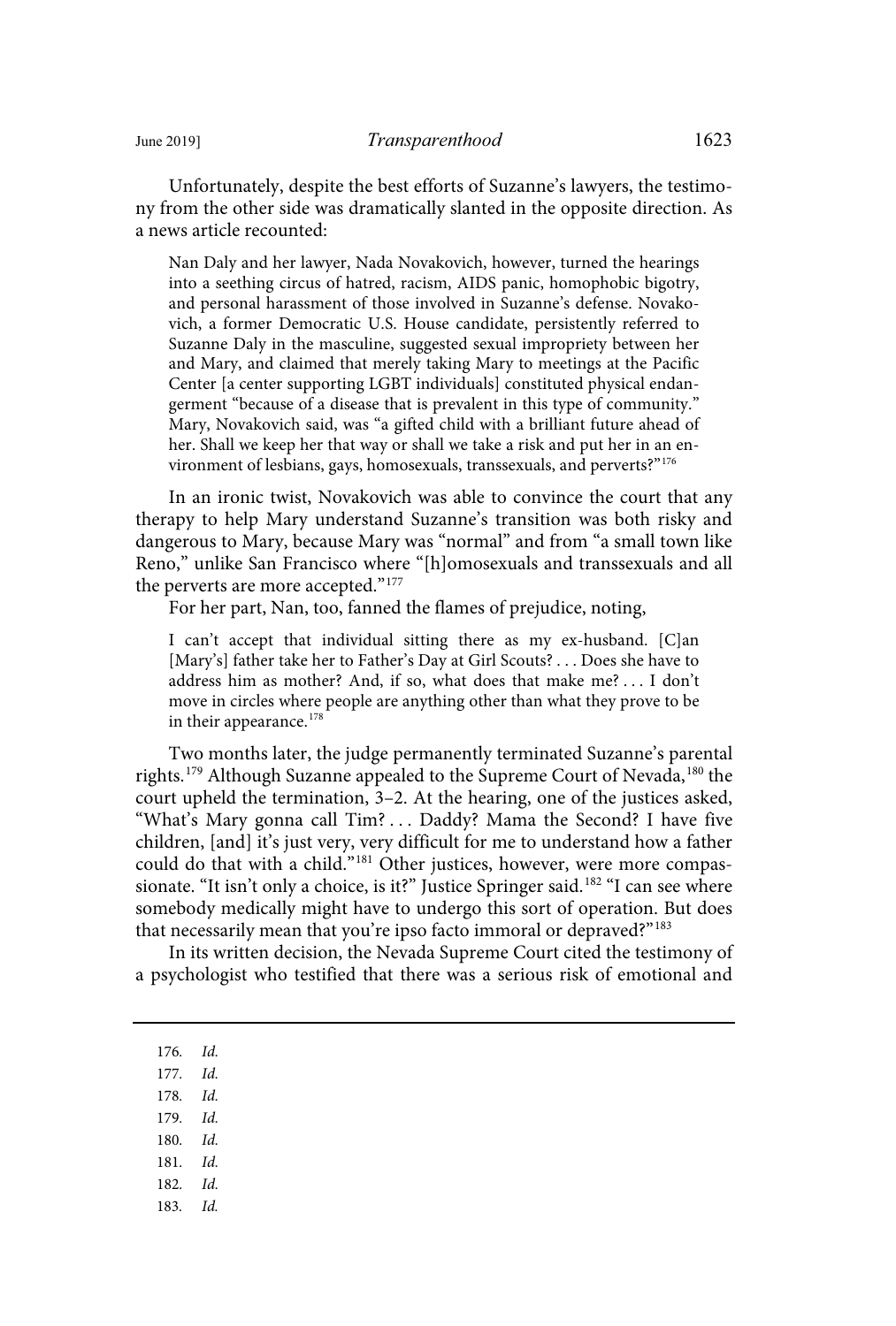Unfortunately, despite the best efforts of Suzanne's lawyers, the testimony from the other side was dramatically slanted in the opposite direction. As a news article recounted:

> Nan Daly and her lawyer, Nada Novakovich, however, turned the hearings into a seething circus of hatred, racism, AIDS panic, homophobic bigotry, and personal harassment of those involved in Suzanne's defense. Novakovich, a former Democratic U.S. House candidate, persistently referred to Suzanne Daly in the masculine, suggested sexual impropriety between her and Mary, and claimed that merely taking Mary to meetings at the Pacific Center [a center supporting LGBT individuals] constituted physical endangerment "because of a disease that is prevalent in this type of community." Mary, Novakovich said, was "a gifted child with a brilliant future ahead of her. Shall we keep her that way or shall we take a risk and put her in an environment of lesbians, gays, homosexuals, transsexuals, and perverts?"[176]

In an ironic twist, Novakovich was able to convince the court that any therapy to help Mary understand Suzanne's transition was both risky and dangerous to Mary, because Mary was "normal" and from "a small town like Reno," unlike San Francisco where "[h]omosexuals and transsexuals and all the perverts are more accepted."[177]

For her part, Nan, too, fanned the flames of prejudice, noting,

> I can't accept that individual sitting there as my ex-husband. [C]an [Mary's] father take her to Father's Day at Girl Scouts? . . . Does she have to address him as mother? And, if so, what does that make me? . . . I don't move in circles where people are anything other than what they prove to be in their appearance.[178]

Two months later, the judge permanently terminated Suzanne's parental rights.[179] Although Suzanne appealed to the Supreme Court of Nevada,[180] the court upheld the termination, 3–2. At the hearing, one of the justices asked, "What's Mary gonna call Tim? . . . Daddy? Mama the Second? I have five children, [and] it's just very, very difficult for me to understand how a father could do that with a child."[181] Other justices, however, were more compassionate. "It isn't only a choice, is it?" Justice Springer said.[182] "I can see where somebody medically might have to undergo this sort of operation. But does that necessarily mean that you're ipso facto immoral or depraved?"[183]

In its written decision, the Nevada Supreme Court cited the testimony of a psychologist who testified that there was a serious risk of emotional and

---

176. *Id.*
177. *Id.*
178. *Id.*
179. *Id.*
180. *Id.*
181. *Id.*
182. *Id.*
183. *Id.*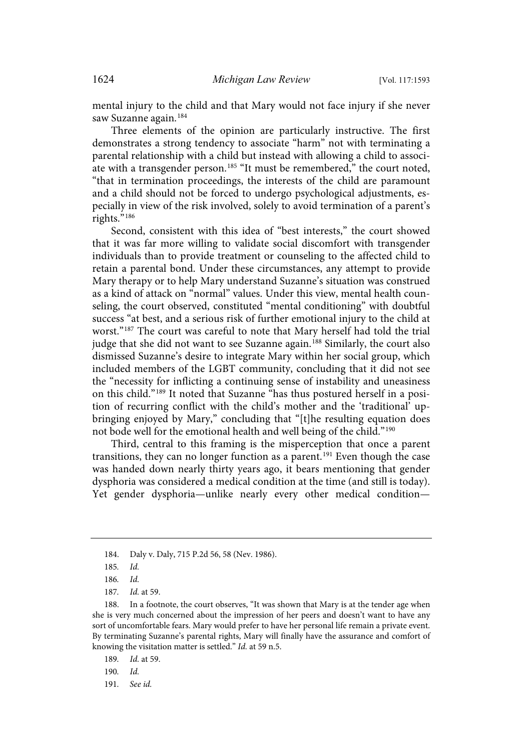mental injury to the child and that Mary would not face injury if she never saw Suzanne again.[184]

Three elements of the opinion are particularly instructive. The first demonstrates a strong tendency to associate "harm" not with terminating a parental relationship with a child but instead with allowing a child to associate with a transgender person.[185] "It must be remembered," the court noted, "that in termination proceedings, the interests of the child are paramount and a child should not be forced to undergo psychological adjustments, especially in view of the risk involved, solely to avoid termination of a parent's rights."[186]

Second, consistent with this idea of "best interests," the court showed that it was far more willing to validate social discomfort with transgender individuals than to provide treatment or counseling to the affected child to retain a parental bond. Under these circumstances, any attempt to provide Mary therapy or to help Mary understand Suzanne's situation was construed as a kind of attack on "normal" values. Under this view, mental health counseling, the court observed, constituted "mental conditioning" with doubtful success "at best, and a serious risk of further emotional injury to the child at worst."[187] The court was careful to note that Mary herself had told the trial judge that she did not want to see Suzanne again.[188] Similarly, the court also dismissed Suzanne's desire to integrate Mary within her social group, which included members of the LGBT community, concluding that it did not see the "necessity for inflicting a continuing sense of instability and uneasiness on this child."[189] It noted that Suzanne "has thus postured herself in a position of recurring conflict with the child's mother and the 'traditional' upbringing enjoyed by Mary," concluding that "[t]he resulting equation does not bode well for the emotional health and well being of the child."[190]

Third, central to this framing is the misperception that once a parent transitions, they can no longer function as a parent.[191] Even though the case was handed down nearly thirty years ago, it bears mentioning that gender dysphoria was considered a medical condition at the time (and still is today). Yet gender dysphoria—unlike nearly every other medical condition—

---

184. Daly v. Daly, 715 P.2d 56, 58 (Nev. 1986).

185. *Id.*

186. *Id.*

187. *Id.* at 59.

188. In a footnote, the court observes, "It was shown that Mary is at the tender age when she is very much concerned about the impression of her peers and doesn't want to have any sort of uncomfortable fears. Mary would prefer to have her personal life remain a private event. By terminating Suzanne's parental rights, Mary will finally have the assurance and comfort of knowing the visitation matter is settled." *Id.* at 59 n.5.

189. *Id.* at 59.

190. *Id.*

191. *See id.*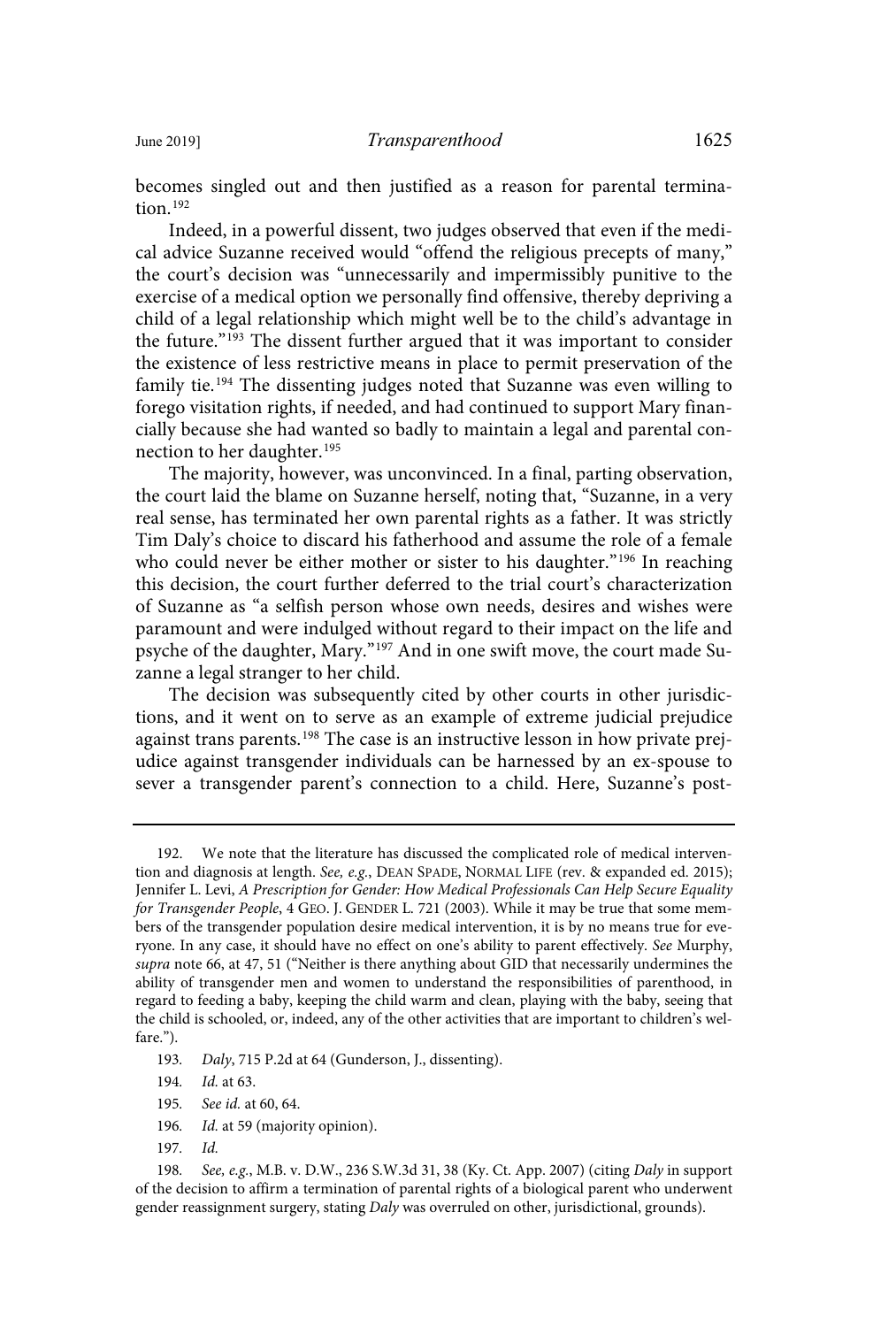becomes singled out and then justified as a reason for parental termination.[192]

Indeed, in a powerful dissent, two judges observed that even if the medical advice Suzanne received would "offend the religious precepts of many," the court's decision was "unnecessarily and impermissibly punitive to the exercise of a medical option we personally find offensive, thereby depriving a child of a legal relationship which might well be to the child's advantage in the future."[193] The dissent further argued that it was important to consider the existence of less restrictive means in place to permit preservation of the family tie.[194] The dissenting judges noted that Suzanne was even willing to forego visitation rights, if needed, and had continued to support Mary financially because she had wanted so badly to maintain a legal and parental connection to her daughter.[195]

The majority, however, was unconvinced. In a final, parting observation, the court laid the blame on Suzanne herself, noting that, "Suzanne, in a very real sense, has terminated her own parental rights as a father. It was strictly Tim Daly's choice to discard his fatherhood and assume the role of a female who could never be either mother or sister to his daughter."[196] In reaching this decision, the court further deferred to the trial court's characterization of Suzanne as "a selfish person whose own needs, desires and wishes were paramount and were indulged without regard to their impact on the life and psyche of the daughter, Mary."[197] And in one swift move, the court made Suzanne a legal stranger to her child.

The decision was subsequently cited by other courts in other jurisdictions, and it went on to serve as an example of extreme judicial prejudice against trans parents.[198] The case is an instructive lesson in how private prejudice against transgender individuals can be harnessed by an ex-spouse to sever a transgender parent's connection to a child. Here, Suzanne's post-

---

192. We note that the literature has discussed the complicated role of medical intervention and diagnosis at length. *See, e.g.*, DEAN SPADE, NORMAL LIFE (rev. & expanded ed. 2015); Jennifer L. Levi, *A Prescription for Gender: How Medical Professionals Can Help Secure Equality for Transgender People*, 4 GEO. J. GENDER L. 721 (2003). While it may be true that some members of the transgender population desire medical intervention, it is by no means true for everyone. In any case, it should have no effect on one's ability to parent effectively. *See* Murphy, *supra* note 66, at 47, 51 ("Neither is there anything about GID that necessarily undermines the ability of transgender men and women to understand the responsibilities of parenthood, in regard to feeding a baby, keeping the child warm and clean, playing with the baby, seeing that the child is schooled, or, indeed, any of the other activities that are important to children's welfare.").

193. *Daly*, 715 P.2d at 64 (Gunderson, J., dissenting).

194. *Id.* at 63.

195. *See id.* at 60, 64.

196. *Id.* at 59 (majority opinion).

197. *Id.*

198. *See, e.g.*, M.B. v. D.W., 236 S.W.3d 31, 38 (Ky. Ct. App. 2007) (citing *Daly* in support of the decision to affirm a termination of parental rights of a biological parent who underwent gender reassignment surgery, stating *Daly* was overruled on other, jurisdictional, grounds).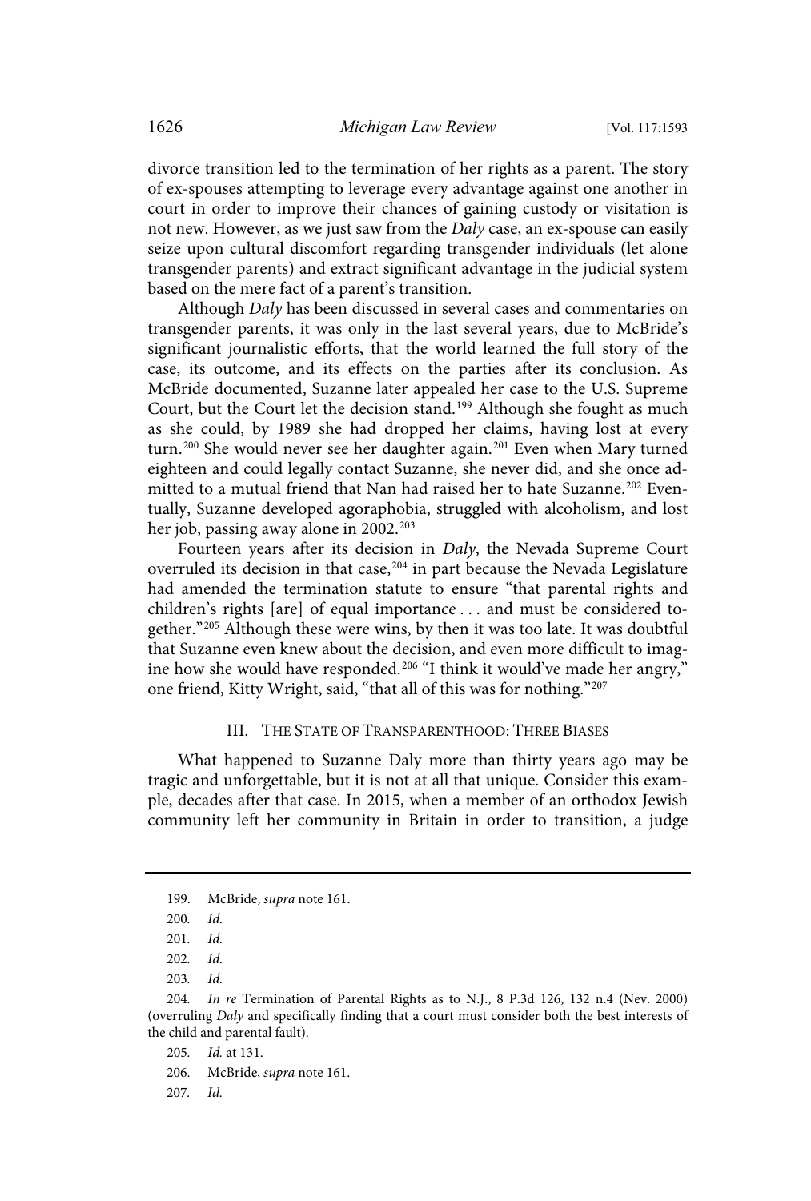divorce transition led to the termination of her rights as a parent. The story of ex-spouses attempting to leverage every advantage against one another in court in order to improve their chances of gaining custody or visitation is not new. However, as we just saw from the *Daly* case, an ex-spouse can easily seize upon cultural discomfort regarding transgender individuals (let alone transgender parents) and extract significant advantage in the judicial system based on the mere fact of a parent's transition.

Although *Daly* has been discussed in several cases and commentaries on transgender parents, it was only in the last several years, due to McBride's significant journalistic efforts, that the world learned the full story of the case, its outcome, and its effects on the parties after its conclusion. As McBride documented, Suzanne later appealed her case to the U.S. Supreme Court, but the Court let the decision stand.[199] Although she fought as much as she could, by 1989 she had dropped her claims, having lost at every turn.[200] She would never see her daughter again.[201] Even when Mary turned eighteen and could legally contact Suzanne, she never did, and she once admitted to a mutual friend that Nan had raised her to hate Suzanne.[202] Eventually, Suzanne developed agoraphobia, struggled with alcoholism, and lost her job, passing away alone in 2002.[203]

Fourteen years after its decision in *Daly*, the Nevada Supreme Court overruled its decision in that case,[204] in part because the Nevada Legislature had amended the termination statute to ensure "that parental rights and children's rights [are] of equal importance . . . and must be considered together."[205] Although these were wins, by then it was too late. It was doubtful that Suzanne even knew about the decision, and even more difficult to imagine how she would have responded.[206] "I think it would've made her angry," one friend, Kitty Wright, said, "that all of this was for nothing."[207]

## III. The State of Transparenthood: Three Biases

What happened to Suzanne Daly more than thirty years ago may be tragic and unforgettable, but it is not at all that unique. Consider this example, decades after that case. In 2015, when a member of an orthodox Jewish community left her community in Britain in order to transition, a judge

---

199. McBride, *supra* note 161.

200. *Id.*

201. *Id.*

202. *Id.*

203. *Id.*

204. *In re* Termination of Parental Rights as to N.J., 8 P.3d 126, 132 n.4 (Nev. 2000) (overruling *Daly* and specifically finding that a court must consider both the best interests of the child and parental fault).

205. *Id.* at 131.

206. McBride, *supra* note 161.

207. *Id.*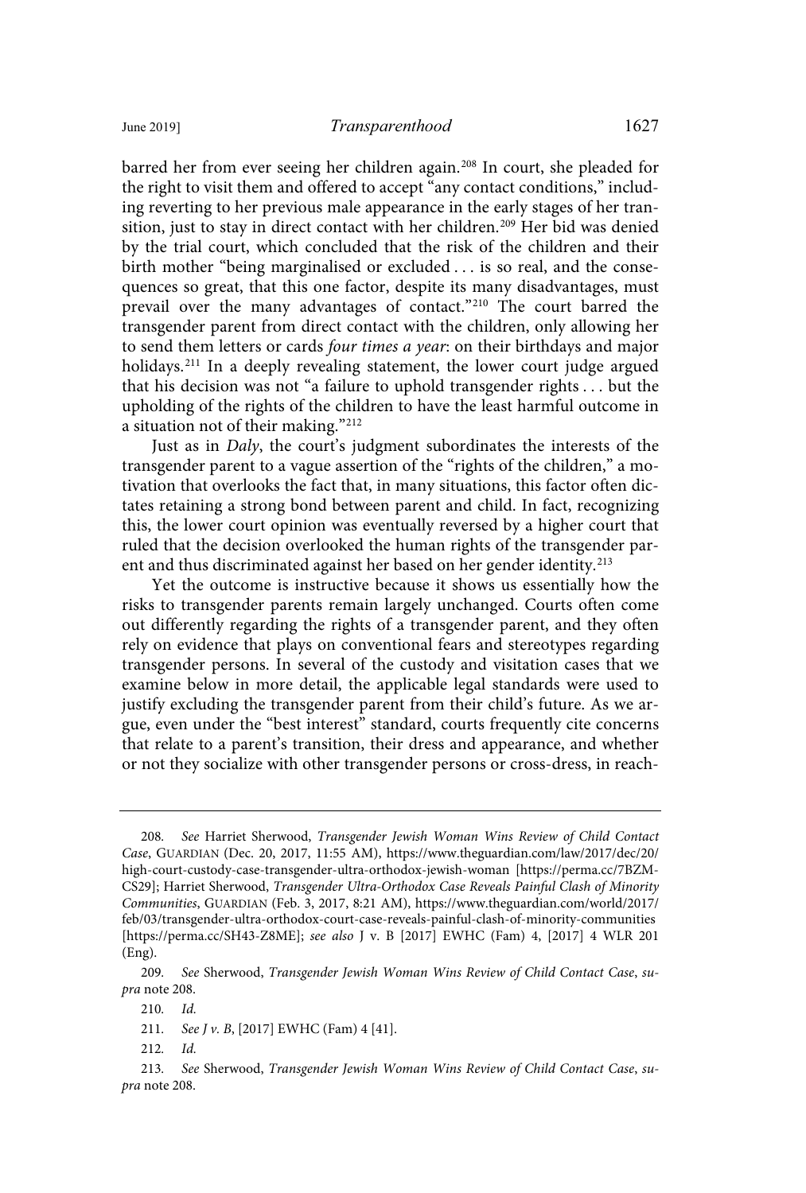barred her from ever seeing her children again.[208] In court, she pleaded for the right to visit them and offered to accept "any contact conditions," including reverting to her previous male appearance in the early stages of her transition, just to stay in direct contact with her children.[209] Her bid was denied by the trial court, which concluded that the risk of the children and their birth mother "being marginalised or excluded . . . is so real, and the consequences so great, that this one factor, despite its many disadvantages, must prevail over the many advantages of contact."[210] The court barred the transgender parent from direct contact with the children, only allowing her to send them letters or cards *four times a year*: on their birthdays and major holidays.[211] In a deeply revealing statement, the lower court judge argued that his decision was not "a failure to uphold transgender rights . . . but the upholding of the rights of the children to have the least harmful outcome in a situation not of their making."[212]

Just as in *Daly*, the court's judgment subordinates the interests of the transgender parent to a vague assertion of the "rights of the children," a motivation that overlooks the fact that, in many situations, this factor often dictates retaining a strong bond between parent and child. In fact, recognizing this, the lower court opinion was eventually reversed by a higher court that ruled that the decision overlooked the human rights of the transgender parent and thus discriminated against her based on her gender identity.[213]

Yet the outcome is instructive because it shows us essentially how the risks to transgender parents remain largely unchanged. Courts often come out differently regarding the rights of a transgender parent, and they often rely on evidence that plays on conventional fears and stereotypes regarding transgender persons. In several of the custody and visitation cases that we examine below in more detail, the applicable legal standards were used to justify excluding the transgender parent from their child's future. As we argue, even under the "best interest" standard, courts frequently cite concerns that relate to a parent's transition, their dress and appearance, and whether or not they socialize with other transgender persons or cross-dress, in reach-

---

208. *See* Harriet Sherwood, *Transgender Jewish Woman Wins Review of Child Contact Case*, GUARDIAN (Dec. 20, 2017, 11:55 AM), https://www.theguardian.com/law/2017/dec/20/high-court-custody-case-transgender-ultra-orthodox-jewish-woman [https://perma.cc/7BZM-CS29]; Harriet Sherwood, *Transgender Ultra-Orthodox Case Reveals Painful Clash of Minority Communities*, GUARDIAN (Feb. 3, 2017, 8:21 AM), https://www.theguardian.com/world/2017/feb/03/transgender-ultra-orthodox-court-case-reveals-painful-clash-of-minority-communities [https://perma.cc/SH43-Z8ME]; *see also* J v. B [2017] EWHC (Fam) 4, [2017] 4 WLR 201 (Eng).

209. *See* Sherwood, *Transgender Jewish Woman Wins Review of Child Contact Case*, *supra* note 208.

210. *Id.*

211. *See J v. B*, [2017] EWHC (Fam) 4 [41].

212. *Id.*

213. *See* Sherwood, *Transgender Jewish Woman Wins Review of Child Contact Case*, *supra* note 208.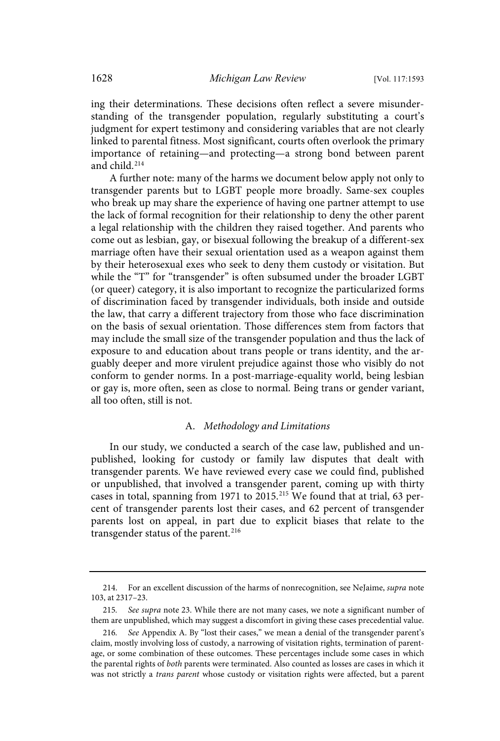ing their determinations. These decisions often reflect a severe misunderstanding of the transgender population, regularly substituting a court's judgment for expert testimony and considering variables that are not clearly linked to parental fitness. Most significant, courts often overlook the primary importance of retaining—and protecting—a strong bond between parent and child.[214]

A further note: many of the harms we document below apply not only to transgender parents but to LGBT people more broadly. Same-sex couples who break up may share the experience of having one partner attempt to use the lack of formal recognition for their relationship to deny the other parent a legal relationship with the children they raised together. And parents who come out as lesbian, gay, or bisexual following the breakup of a different-sex marriage often have their sexual orientation used as a weapon against them by their heterosexual exes who seek to deny them custody or visitation. But while the "T" for "transgender" is often subsumed under the broader LGBT (or queer) category, it is also important to recognize the particularized forms of discrimination faced by transgender individuals, both inside and outside the law, that carry a different trajectory from those who face discrimination on the basis of sexual orientation. Those differences stem from factors that may include the small size of the transgender population and thus the lack of exposure to and education about trans people or trans identity, and the arguably deeper and more virulent prejudice against those who visibly do not conform to gender norms. In a post-marriage-equality world, being lesbian or gay is, more often, seen as close to normal. Being trans or gender variant, all too often, still is not.

### A. *Methodology and Limitations*

In our study, we conducted a search of the case law, published and unpublished, looking for custody or family law disputes that dealt with transgender parents. We have reviewed every case we could find, published or unpublished, that involved a transgender parent, coming up with thirty cases in total, spanning from 1971 to 2015.[215] We found that at trial, 63 percent of transgender parents lost their cases, and 62 percent of transgender parents lost on appeal, in part due to explicit biases that relate to the transgender status of the parent.[216]

---

214. For an excellent discussion of the harms of nonrecognition, see NeJaime, *supra* note 103, at 2317–23.

215. *See supra* note 23. While there are not many cases, we note a significant number of them are unpublished, which may suggest a discomfort in giving these cases precedential value.

216. *See* Appendix A. By "lost their cases," we mean a denial of the transgender parent's claim, mostly involving loss of custody, a narrowing of visitation rights, termination of parentage, or some combination of these outcomes. These percentages include some cases in which the parental rights of *both* parents were terminated. Also counted as losses are cases in which it was not strictly a *trans parent* whose custody or visitation rights were affected, but a parent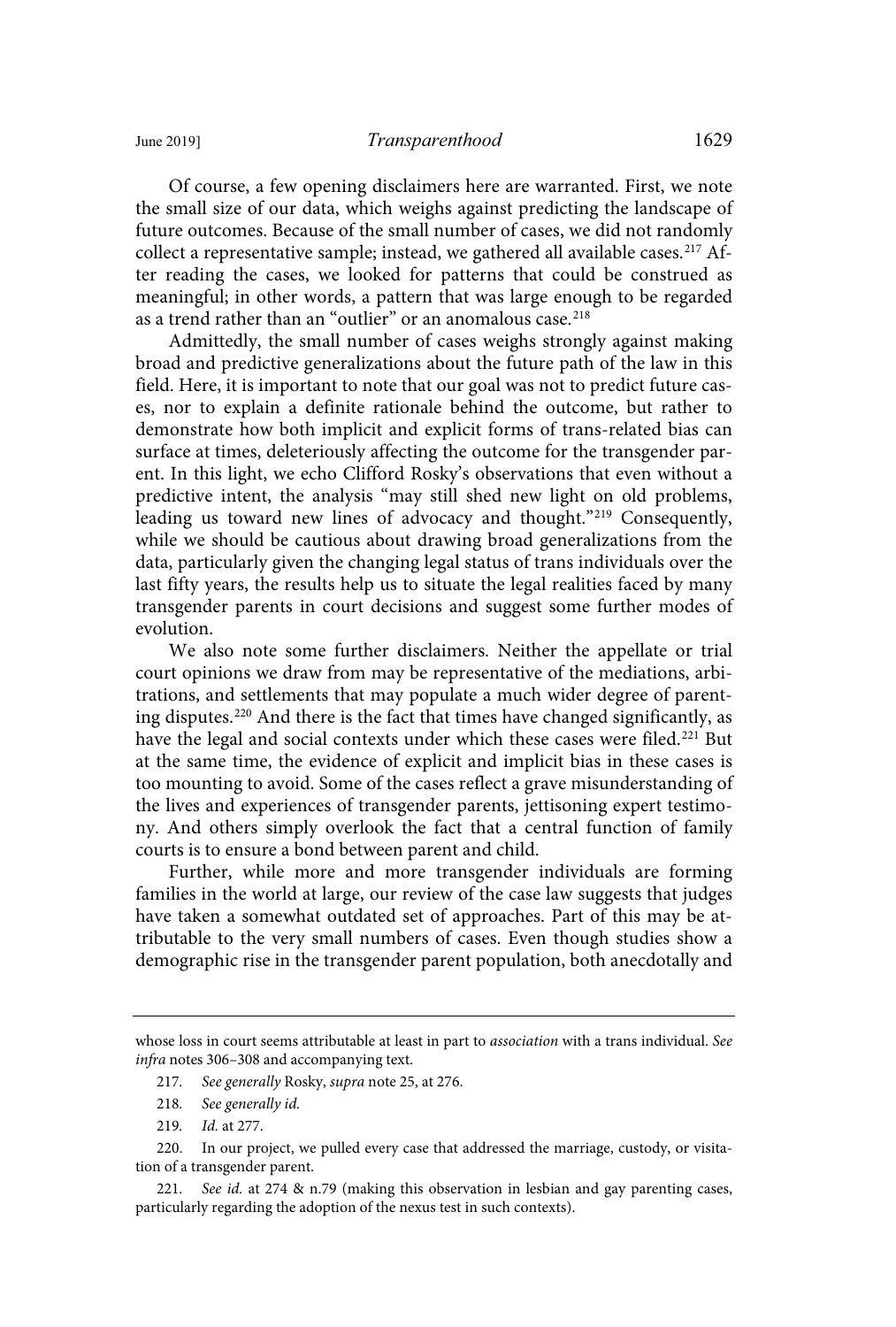Of course, a few opening disclaimers here are warranted. First, we note the small size of our data, which weighs against predicting the landscape of future outcomes. Because of the small number of cases, we did not randomly collect a representative sample; instead, we gathered all available cases.[217] After reading the cases, we looked for patterns that could be construed as meaningful; in other words, a pattern that was large enough to be regarded as a trend rather than an "outlier" or an anomalous case.[218]

Admittedly, the small number of cases weighs strongly against making broad and predictive generalizations about the future path of the law in this field. Here, it is important to note that our goal was not to predict future cases, nor to explain a definite rationale behind the outcome, but rather to demonstrate how both implicit and explicit forms of trans-related bias can surface at times, deleteriously affecting the outcome for the transgender parent. In this light, we echo Clifford Rosky's observations that even without a predictive intent, the analysis "may still shed new light on old problems, leading us toward new lines of advocacy and thought."[219] Consequently, while we should be cautious about drawing broad generalizations from the data, particularly given the changing legal status of trans individuals over the last fifty years, the results help us to situate the legal realities faced by many transgender parents in court decisions and suggest some further modes of evolution.

We also note some further disclaimers. Neither the appellate or trial court opinions we draw from may be representative of the mediations, arbitrations, and settlements that may populate a much wider degree of parenting disputes.[220] And there is the fact that times have changed significantly, as have the legal and social contexts under which these cases were filed.[221] But at the same time, the evidence of explicit and implicit bias in these cases is too mounting to avoid. Some of the cases reflect a grave misunderstanding of the lives and experiences of transgender parents, jettisoning expert testimony. And others simply overlook the fact that a central function of family courts is to ensure a bond between parent and child.

Further, while more and more transgender individuals are forming families in the world at large, our review of the case law suggests that judges have taken a somewhat outdated set of approaches. Part of this may be attributable to the very small numbers of cases. Even though studies show a demographic rise in the transgender parent population, both anecdotally and

---

whose loss in court seems attributable at least in part to *association* with a trans individual. *See infra* notes 306–308 and accompanying text.

217. *See generally* Rosky, *supra* note 25, at 276.

218. *See generally id.*

219. *Id.* at 277.

220. In our project, we pulled every case that addressed the marriage, custody, or visitation of a transgender parent.

221. *See id.* at 274 & n.79 (making this observation in lesbian and gay parenting cases, particularly regarding the adoption of the nexus test in such contexts).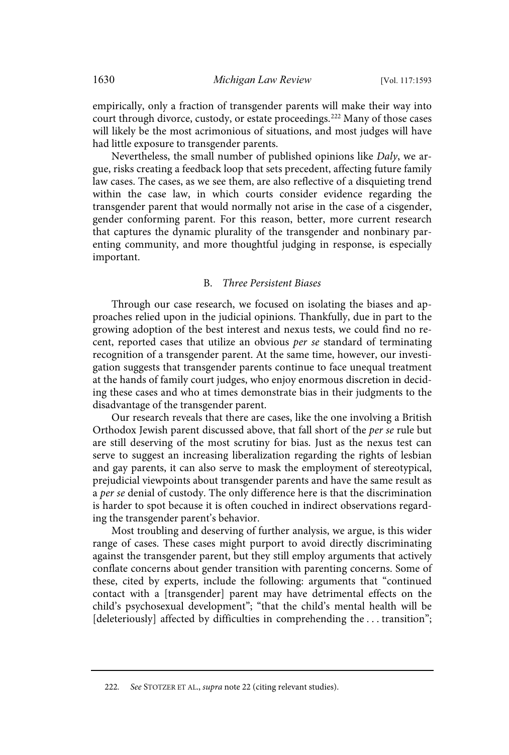empirically, only a fraction of transgender parents will make their way into court through divorce, custody, or estate proceedings.[222] Many of those cases will likely be the most acrimonious of situations, and most judges will have had little exposure to transgender parents.

Nevertheless, the small number of published opinions like *Daly*, we argue, risks creating a feedback loop that sets precedent, affecting future family law cases. The cases, as we see them, are also reflective of a disquieting trend within the case law, in which courts consider evidence regarding the transgender parent that would normally not arise in the case of a cisgender, gender conforming parent. For this reason, better, more current research that captures the dynamic plurality of the transgender and nonbinary parenting community, and more thoughtful judging in response, is especially important.

### B. *Three Persistent Biases*

Through our case research, we focused on isolating the biases and approaches relied upon in the judicial opinions. Thankfully, due in part to the growing adoption of the best interest and nexus tests, we could find no recent, reported cases that utilize an obvious *per se* standard of terminating recognition of a transgender parent. At the same time, however, our investigation suggests that transgender parents continue to face unequal treatment at the hands of family court judges, who enjoy enormous discretion in deciding these cases and who at times demonstrate bias in their judgments to the disadvantage of the transgender parent.

Our research reveals that there are cases, like the one involving a British Orthodox Jewish parent discussed above, that fall short of the *per se* rule but are still deserving of the most scrutiny for bias. Just as the nexus test can serve to suggest an increasing liberalization regarding the rights of lesbian and gay parents, it can also serve to mask the employment of stereotypical, prejudicial viewpoints about transgender parents and have the same result as a *per se* denial of custody. The only difference here is that the discrimination is harder to spot because it is often couched in indirect observations regarding the transgender parent's behavior.

Most troubling and deserving of further analysis, we argue, is this wider range of cases. These cases might purport to avoid directly discriminating against the transgender parent, but they still employ arguments that actively conflate concerns about gender transition with parenting concerns. Some of these, cited by experts, include the following: arguments that "continued contact with a [transgender] parent may have detrimental effects on the child's psychosexual development"; "that the child's mental health will be [deleteriously] affected by difficulties in comprehending the . . . transition";

---

222. *See* STOTZER ET AL., *supra* note 22 (citing relevant studies).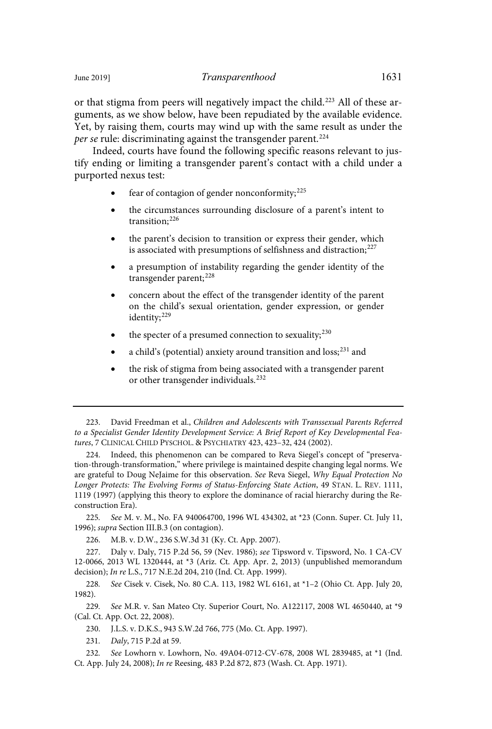or that stigma from peers will negatively impact the child.[223] All of these arguments, as we show below, have been repudiated by the available evidence. Yet, by raising them, courts may wind up with the same result as under the *per se* rule: discriminating against the transgender parent.[224]

Indeed, courts have found the following specific reasons relevant to justify ending or limiting a transgender parent's contact with a child under a purported nexus test:

- fear of contagion of gender nonconformity;[225]
- the circumstances surrounding disclosure of a parent's intent to transition;[226]
- the parent's decision to transition or express their gender, which is associated with presumptions of selfishness and distraction;[227]
- a presumption of instability regarding the gender identity of the transgender parent;[228]
- concern about the effect of the transgender identity of the parent on the child's sexual orientation, gender expression, or gender identity;[229]
- the specter of a presumed connection to sexuality;[230]
- a child's (potential) anxiety around transition and loss;[231] and
- the risk of stigma from being associated with a transgender parent or other transgender individuals.[232]

---

223. David Freedman et al., *Children and Adolescents with Transsexual Parents Referred to a Specialist Gender Identity Development Service: A Brief Report of Key Developmental Features*, 7 CLINICAL CHILD PYSCHOL. & PSYCHIATRY 423, 423–32, 424 (2002).

224. Indeed, this phenomenon can be compared to Reva Siegel's concept of "preservation-through-transformation," where privilege is maintained despite changing legal norms. We are grateful to Doug NeJaime for this observation. *See* Reva Siegel, *Why Equal Protection No Longer Protects: The Evolving Forms of Status-Enforcing State Action*, 49 STAN. L. REV. 1111, 1119 (1997) (applying this theory to explore the dominance of racial hierarchy during the Reconstruction Era).

225. *See* M. v. M., No. FA 940064700, 1996 WL 434302, at *23 (Conn. Super. Ct. July 11, 1996); *supra* Section III.B.3 (on contagion).

226. M.B. v. D.W., 236 S.W.3d 31 (Ky. Ct. App. 2007).

227. Daly v. Daly, 715 P.2d 56, 59 (Nev. 1986); *see* Tipsword v. Tipsword, No. 1 CA-CV 12-0066, 2013 WL 1320444, at *3 (Ariz. Ct. App. Apr. 2, 2013) (unpublished memorandum decision); *In re* L.S., 717 N.E.2d 204, 210 (Ind. Ct. App. 1999).

228. *See* Cisek v. Cisek, No. 80 C.A. 113, 1982 WL 6161, at *1–2 (Ohio Ct. App. July 20, 1982).

229. *See* M.R. v. San Mateo Cty. Superior Court, No. A122117, 2008 WL 4650440, at *9 (Cal. Ct. App. Oct. 22, 2008).

230. J.L.S. v. D.K.S., 943 S.W.2d 766, 775 (Mo. Ct. App. 1997).

231. *Daly*, 715 P.2d at 59.

232. *See* Lowhorn v. Lowhorn, No. 49A04-0712-CV-678, 2008 WL 2839485, at *1 (Ind. Ct. App. July 24, 2008); *In re* Reesing, 483 P.2d 872, 873 (Wash. Ct. App. 1971).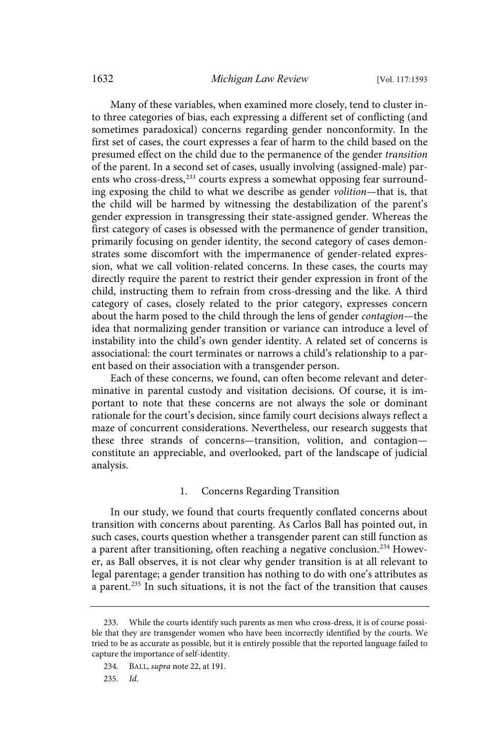Many of these variables, when examined more closely, tend to cluster into three categories of bias, each expressing a different set of conflicting (and sometimes paradoxical) concerns regarding gender nonconformity. In the first set of cases, the court expresses a fear of harm to the child based on the presumed effect on the child due to the permanence of the gender *transition* of the parent. In a second set of cases, usually involving (assigned-male) parents who cross-dress,[233] courts express a somewhat opposing fear surrounding exposing the child to what we describe as gender *volition*—that is, that the child will be harmed by witnessing the destabilization of the parent's gender expression in transgressing their state-assigned gender. Whereas the first category of cases is obsessed with the permanence of gender transition, primarily focusing on gender identity, the second category of cases demonstrates some discomfort with the impermanence of gender-related expression, what we call volition-related concerns. In these cases, the courts may directly require the parent to restrict their gender expression in front of the child, instructing them to refrain from cross-dressing and the like. A third category of cases, closely related to the prior category, expresses concern about the harm posed to the child through the lens of gender *contagion*—the idea that normalizing gender transition or variance can introduce a level of instability into the child's own gender identity. A related set of concerns is associational: the court terminates or narrows a child's relationship to a parent based on their association with a transgender person.

Each of these concerns, we found, can often become relevant and determinative in parental custody and visitation decisions. Of course, it is important to note that these concerns are not always the sole or dominant rationale for the court's decision, since family court decisions always reflect a maze of concurrent considerations. Nevertheless, our research suggests that these three strands of concerns—transition, volition, and contagion—constitute an appreciable, and overlooked, part of the landscape of judicial analysis.

### 1. Concerns Regarding Transition

In our study, we found that courts frequently conflated concerns about transition with concerns about parenting. As Carlos Ball has pointed out, in such cases, courts question whether a transgender parent can still function as a parent after transitioning, often reaching a negative conclusion.[234] However, as Ball observes, it is not clear why gender transition is at all relevant to legal parentage; a gender transition has nothing to do with one's attributes as a parent.[235] In such situations, it is not the fact of the transition that causes

---

233. While the courts identify such parents as men who cross-dress, it is of course possible that they are transgender women who have been incorrectly identified by the courts. We tried to be as accurate as possible, but it is entirely possible that the reported language failed to capture the importance of self-identity.

234. BALL, *supra* note 22, at 191.

235. *Id.*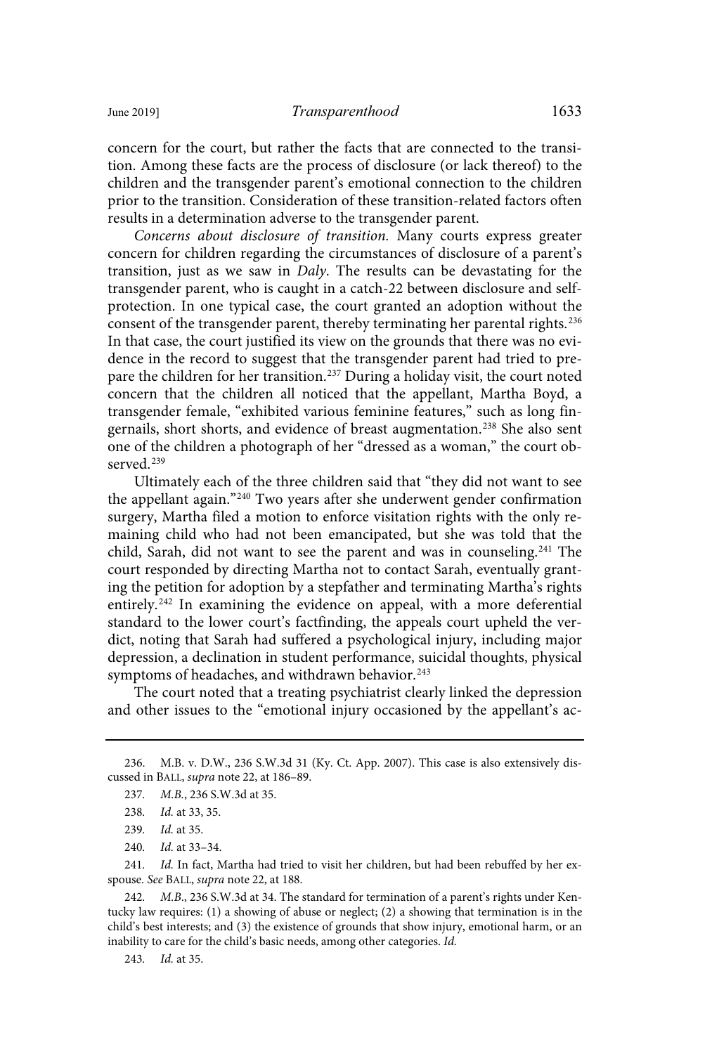concern for the court, but rather the facts that are connected to the transition. Among these facts are the process of disclosure (or lack thereof) to the children and the transgender parent's emotional connection to the children prior to the transition. Consideration of these transition-related factors often results in a determination adverse to the transgender parent.

*Concerns about disclosure of transition.* Many courts express greater concern for children regarding the circumstances of disclosure of a parent's transition, just as we saw in *Daly*. The results can be devastating for the transgender parent, who is caught in a catch-22 between disclosure and self-protection. In one typical case, the court granted an adoption without the consent of the transgender parent, thereby terminating her parental rights.[236] In that case, the court justified its view on the grounds that there was no evidence in the record to suggest that the transgender parent had tried to prepare the children for her transition.[237] During a holiday visit, the court noted concern that the children all noticed that the appellant, Martha Boyd, a transgender female, "exhibited various feminine features," such as long fingernails, short shorts, and evidence of breast augmentation.[238] She also sent one of the children a photograph of her "dressed as a woman," the court observed.[239]

Ultimately each of the three children said that "they did not want to see the appellant again."[240] Two years after she underwent gender confirmation surgery, Martha filed a motion to enforce visitation rights with the only remaining child who had not been emancipated, but she was told that the child, Sarah, did not want to see the parent and was in counseling.[241] The court responded by directing Martha not to contact Sarah, eventually granting the petition for adoption by a stepfather and terminating Martha's rights entirely.[242] In examining the evidence on appeal, with a more deferential standard to the lower court's factfinding, the appeals court upheld the verdict, noting that Sarah had suffered a psychological injury, including major depression, a declination in student performance, suicidal thoughts, physical symptoms of headaches, and withdrawn behavior.[243]

The court noted that a treating psychiatrist clearly linked the depression and other issues to the "emotional injury occasioned by the appellant's ac-

---

236. M.B. v. D.W., 236 S.W.3d 31 (Ky. Ct. App. 2007). This case is also extensively discussed in BALL, *supra* note 22, at 186–89.

237. *M.B.*, 236 S.W.3d at 35.

238. *Id.* at 33, 35.

239. *Id.* at 35.

240. *Id.* at 33–34.

241. *Id.* In fact, Martha had tried to visit her children, but had been rebuffed by her ex-spouse. *See* BALL, *supra* note 22, at 188.

242. *M.B.*, 236 S.W.3d at 34. The standard for termination of a parent's rights under Kentucky law requires: (1) a showing of abuse or neglect; (2) a showing that termination is in the child's best interests; and (3) the existence of grounds that show injury, emotional harm, or an inability to care for the child's basic needs, among other categories. *Id.*

243. *Id.* at 35.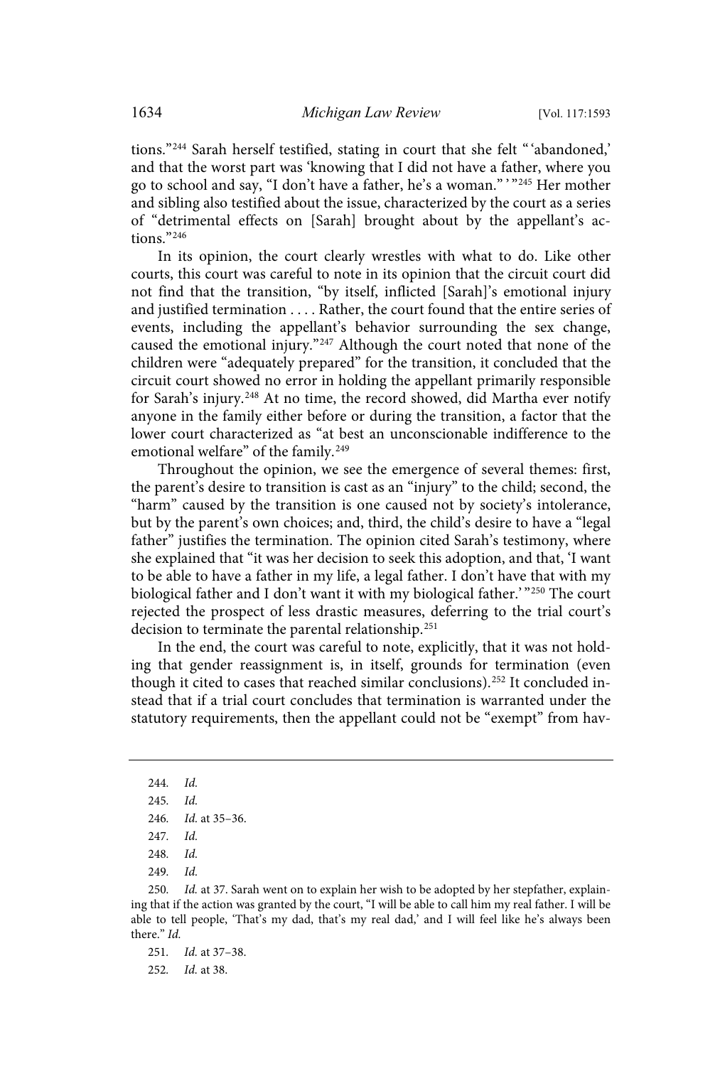tions."[244] Sarah herself testified, stating in court that she felt "'abandoned,' and that the worst part was 'knowing that I did not have a father, where you go to school and say, "I don't have a father, he's a woman."'"[245] Her mother and sibling also testified about the issue, characterized by the court as a series of "detrimental effects on [Sarah] brought about by the appellant's actions."[246]

In its opinion, the court clearly wrestles with what to do. Like other courts, this court was careful to note in its opinion that the circuit court did not find that the transition, "by itself, inflicted [Sarah]'s emotional injury and justified termination . . . . Rather, the court found that the entire series of events, including the appellant's behavior surrounding the sex change, caused the emotional injury."[247] Although the court noted that none of the children were "adequately prepared" for the transition, it concluded that the circuit court showed no error in holding the appellant primarily responsible for Sarah's injury.[248] At no time, the record showed, did Martha ever notify anyone in the family either before or during the transition, a factor that the lower court characterized as "at best an unconscionable indifference to the emotional welfare" of the family.[249]

Throughout the opinion, we see the emergence of several themes: first, the parent's desire to transition is cast as an "injury" to the child; second, the "harm" caused by the transition is one caused not by society's intolerance, but by the parent's own choices; and, third, the child's desire to have a "legal father" justifies the termination. The opinion cited Sarah's testimony, where she explained that "it was her decision to seek this adoption, and that, 'I want to be able to have a father in my life, a legal father. I don't have that with my biological father and I don't want it with my biological father.'"[250] The court rejected the prospect of less drastic measures, deferring to the trial court's decision to terminate the parental relationship.[251]

In the end, the court was careful to note, explicitly, that it was not holding that gender reassignment is, in itself, grounds for termination (even though it cited to cases that reached similar conclusions).[252] It concluded instead that if a trial court concludes that termination is warranted under the statutory requirements, then the appellant could not be "exempt" from hav-

---

244. *Id.*

245. *Id.*

246. *Id.* at 35–36.

247. *Id.*

248. *Id.*

249. *Id.*

250. *Id.* at 37. Sarah went on to explain her wish to be adopted by her stepfather, explaining that if the action was granted by the court, "I will be able to call him my real father. I will be able to tell people, 'That's my dad, that's my real dad,' and I will feel like he's always been there." *Id.*

251. *Id.* at 37–38.

252. *Id.* at 38.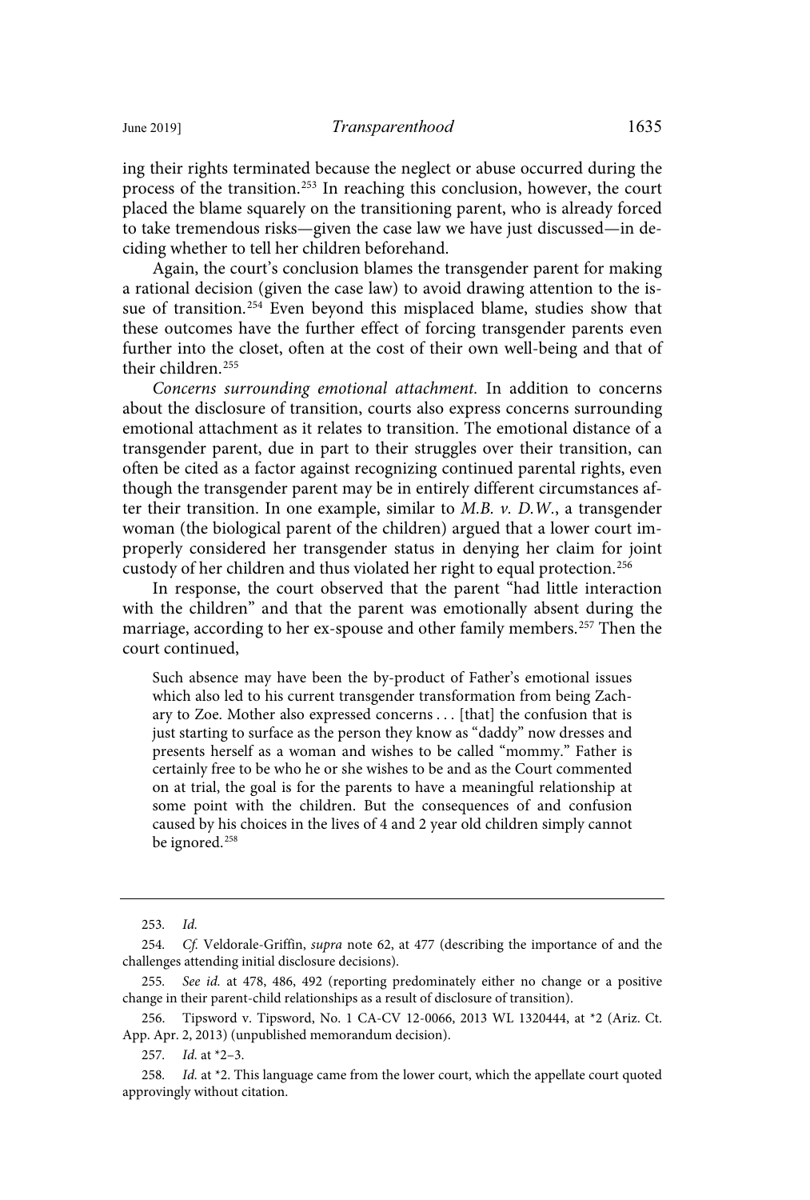ing their rights terminated because the neglect or abuse occurred during the process of the transition.[253] In reaching this conclusion, however, the court placed the blame squarely on the transitioning parent, who is already forced to take tremendous risks—given the case law we have just discussed—in deciding whether to tell her children beforehand.

Again, the court's conclusion blames the transgender parent for making a rational decision (given the case law) to avoid drawing attention to the issue of transition.[254] Even beyond this misplaced blame, studies show that these outcomes have the further effect of forcing transgender parents even further into the closet, often at the cost of their own well-being and that of their children.[255]

*Concerns surrounding emotional attachment.* In addition to concerns about the disclosure of transition, courts also express concerns surrounding emotional attachment as it relates to transition. The emotional distance of a transgender parent, due in part to their struggles over their transition, can often be cited as a factor against recognizing continued parental rights, even though the transgender parent may be in entirely different circumstances after their transition. In one example, similar to *M.B. v. D.W.*, a transgender woman (the biological parent of the children) argued that a lower court improperly considered her transgender status in denying her claim for joint custody of her children and thus violated her right to equal protection.[256]

In response, the court observed that the parent "had little interaction with the children" and that the parent was emotionally absent during the marriage, according to her ex-spouse and other family members.[257] Then the court continued,

> Such absence may have been the by-product of Father's emotional issues which also led to his current transgender transformation from being Zachary to Zoe. Mother also expressed concerns . . . [that] the confusion that is just starting to surface as the person they know as "daddy" now dresses and presents herself as a woman and wishes to be called "mommy." Father is certainly free to be who he or she wishes to be and as the Court commented on at trial, the goal is for the parents to have a meaningful relationship at some point with the children. But the consequences of and confusion caused by his choices in the lives of 4 and 2 year old children simply cannot be ignored.[258]

---

253. *Id.*

254. *Cf.* Veldorale-Griffin, *supra* note 62, at 477 (describing the importance of and the challenges attending initial disclosure decisions).

255. *See id.* at 478, 486, 492 (reporting predominately either no change or a positive change in their parent-child relationships as a result of disclosure of transition).

256. Tipsword v. Tipsword, No. 1 CA-CV 12-0066, 2013 WL 1320444, at *2 (Ariz. Ct. App. Apr. 2, 2013) (unpublished memorandum decision).

257. *Id.* at *2–3.

258. *Id.* at *2. This language came from the lower court, which the appellate court quoted approvingly without citation.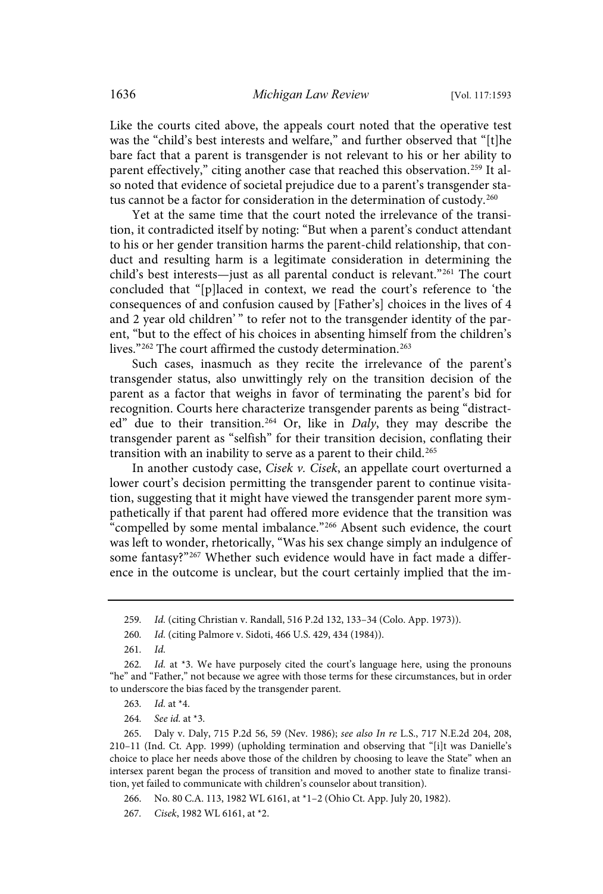Like the courts cited above, the appeals court noted that the operative test was the "child's best interests and welfare," and further observed that "[t]he bare fact that a parent is transgender is not relevant to his or her ability to parent effectively," citing another case that reached this observation.[259] It also noted that evidence of societal prejudice due to a parent's transgender status cannot be a factor for consideration in the determination of custody.[260]

Yet at the same time that the court noted the irrelevance of the transition, it contradicted itself by noting: "But when a parent's conduct attendant to his or her gender transition harms the parent-child relationship, that conduct and resulting harm is a legitimate consideration in determining the child's best interests—just as all parental conduct is relevant."[261] The court concluded that "[p]laced in context, we read the court's reference to 'the consequences of and confusion caused by [Father's] choices in the lives of 4 and 2 year old children' " to refer not to the transgender identity of the parent, "but to the effect of his choices in absenting himself from the children's lives."[262] The court affirmed the custody determination.[263]

Such cases, inasmuch as they recite the irrelevance of the parent's transgender status, also unwittingly rely on the transition decision of the parent as a factor that weighs in favor of terminating the parent's bid for recognition. Courts here characterize transgender parents as being "distracted" due to their transition.[264] Or, like in *Daly*, they may describe the transgender parent as "selfish" for their transition decision, conflating their transition with an inability to serve as a parent to their child.[265]

In another custody case, *Cisek v. Cisek*, an appellate court overturned a lower court's decision permitting the transgender parent to continue visitation, suggesting that it might have viewed the transgender parent more sympathetically if that parent had offered more evidence that the transition was "compelled by some mental imbalance."[266] Absent such evidence, the court was left to wonder, rhetorically, "Was his sex change simply an indulgence of some fantasy?"[267] Whether such evidence would have in fact made a difference in the outcome is unclear, but the court certainly implied that the im-

---

259. *Id.* (citing Christian v. Randall, 516 P.2d 132, 133–34 (Colo. App. 1973)).

260. *Id.* (citing Palmore v. Sidoti, 466 U.S. 429, 434 (1984)).

261. *Id.*

262. *Id.* at *3. We have purposely cited the court's language here, using the pronouns "he" and "Father," not because we agree with those terms for these circumstances, but in order to underscore the bias faced by the transgender parent.

263. *Id.* at *4.

264. *See id.* at *3.

265. Daly v. Daly, 715 P.2d 56, 59 (Nev. 1986); *see also In re* L.S., 717 N.E.2d 204, 208, 210–11 (Ind. Ct. App. 1999) (upholding termination and observing that "[i]t was Danielle's choice to place her needs above those of the children by choosing to leave the State" when an intersex parent began the process of transition and moved to another state to finalize transition, yet failed to communicate with children's counselor about transition).

266. No. 80 C.A. 113, 1982 WL 6161, at *1–2 (Ohio Ct. App. July 20, 1982).

267. *Cisek*, 1982 WL 6161, at *2.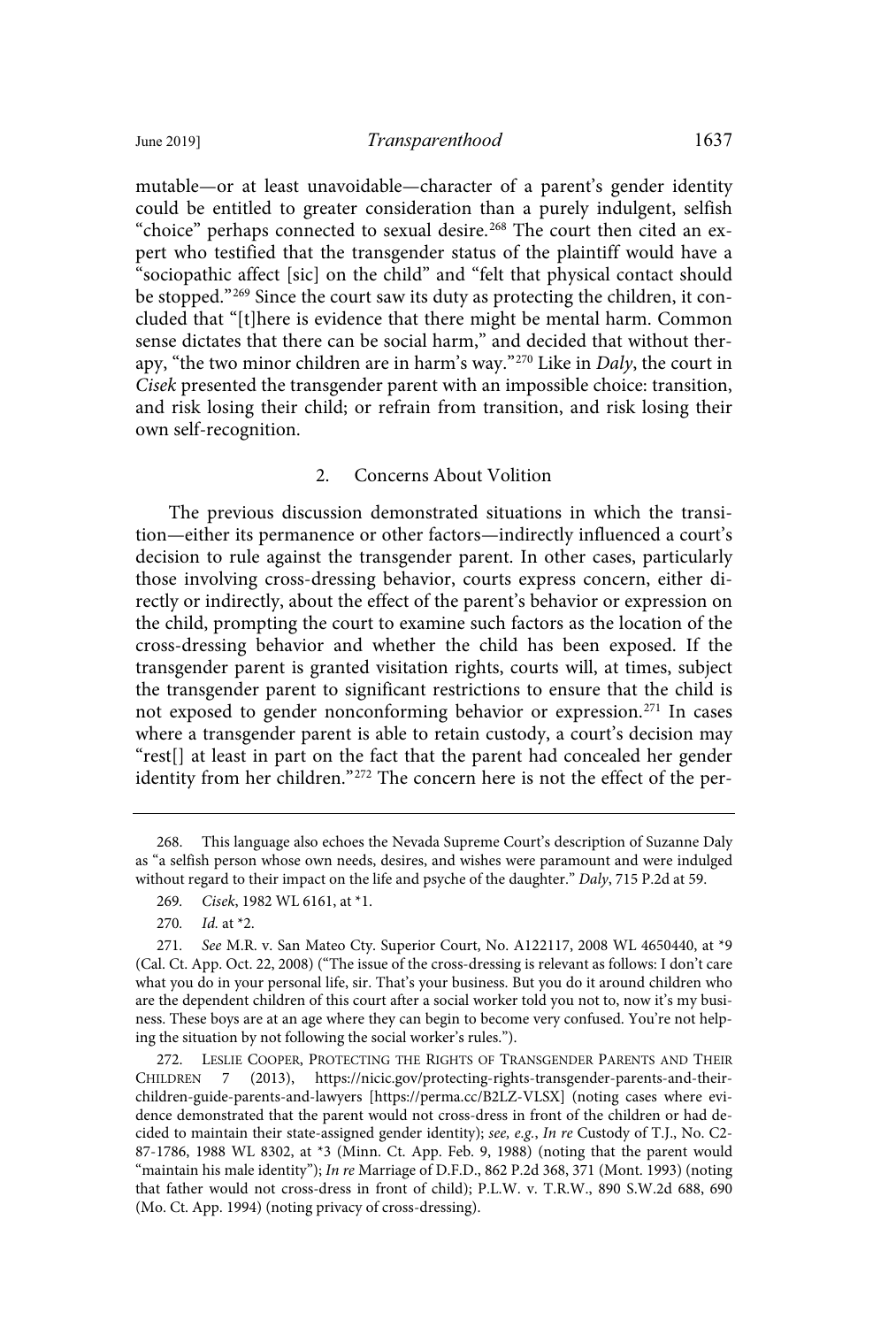mutable—or at least unavoidable—character of a parent's gender identity could be entitled to greater consideration than a purely indulgent, selfish "choice" perhaps connected to sexual desire.[268] The court then cited an expert who testified that the transgender status of the plaintiff would have a "sociopathic affect [sic] on the child" and "felt that physical contact should be stopped."[269] Since the court saw its duty as protecting the children, it concluded that "[t]here is evidence that there might be mental harm. Common sense dictates that there can be social harm," and decided that without therapy, "the two minor children are in harm's way."[270] Like in *Daly*, the court in *Cisek* presented the transgender parent with an impossible choice: transition, and risk losing their child; or refrain from transition, and risk losing their own self-recognition.

### 2. Concerns About Volition

The previous discussion demonstrated situations in which the transition—either its permanence or other factors—indirectly influenced a court's decision to rule against the transgender parent. In other cases, particularly those involving cross-dressing behavior, courts express concern, either directly or indirectly, about the effect of the parent's behavior or expression on the child, prompting the court to examine such factors as the location of the cross-dressing behavior and whether the child has been exposed. If the transgender parent is granted visitation rights, courts will, at times, subject the transgender parent to significant restrictions to ensure that the child is not exposed to gender nonconforming behavior or expression.[271] In cases where a transgender parent is able to retain custody, a court's decision may "rest[] at least in part on the fact that the parent had concealed her gender identity from her children."[272] The concern here is not the effect of the per-

---

268. This language also echoes the Nevada Supreme Court's description of Suzanne Daly as "a selfish person whose own needs, desires, and wishes were paramount and were indulged without regard to their impact on the life and psyche of the daughter." *Daly*, 715 P.2d at 59.

269. *Cisek*, 1982 WL 6161, at *1.

270. *Id.* at *2.

271. *See* M.R. v. San Mateo Cty. Superior Court, No. A122117, 2008 WL 4650440, at *9 (Cal. Ct. App. Oct. 22, 2008) ("The issue of the cross-dressing is relevant as follows: I don't care what you do in your personal life, sir. That's your business. But you do it around children who are the dependent children of this court after a social worker told you not to, now it's my business. These boys are at an age where they can begin to become very confused. You're not helping the situation by not following the social worker's rules.").

272. LESLIE COOPER, PROTECTING THE RIGHTS OF TRANSGENDER PARENTS AND THEIR CHILDREN 7 (2013), https://nicic.gov/protecting-rights-transgender-parents-and-their-children-guide-parents-and-lawyers [https://perma.cc/B2LZ-VLSX] (noting cases where evidence demonstrated that the parent would not cross-dress in front of the children or had decided to maintain their state-assigned gender identity); *see, e.g.*, *In re* Custody of T.J., No. C2-87-1786, 1988 WL 8302, at *3 (Minn. Ct. App. Feb. 9, 1988) (noting that the parent would "maintain his male identity"); *In re* Marriage of D.F.D., 862 P.2d 368, 371 (Mont. 1993) (noting that father would not cross-dress in front of child); P.L.W. v. T.R.W., 890 S.W.2d 688, 690 (Mo. Ct. App. 1994) (noting privacy of cross-dressing).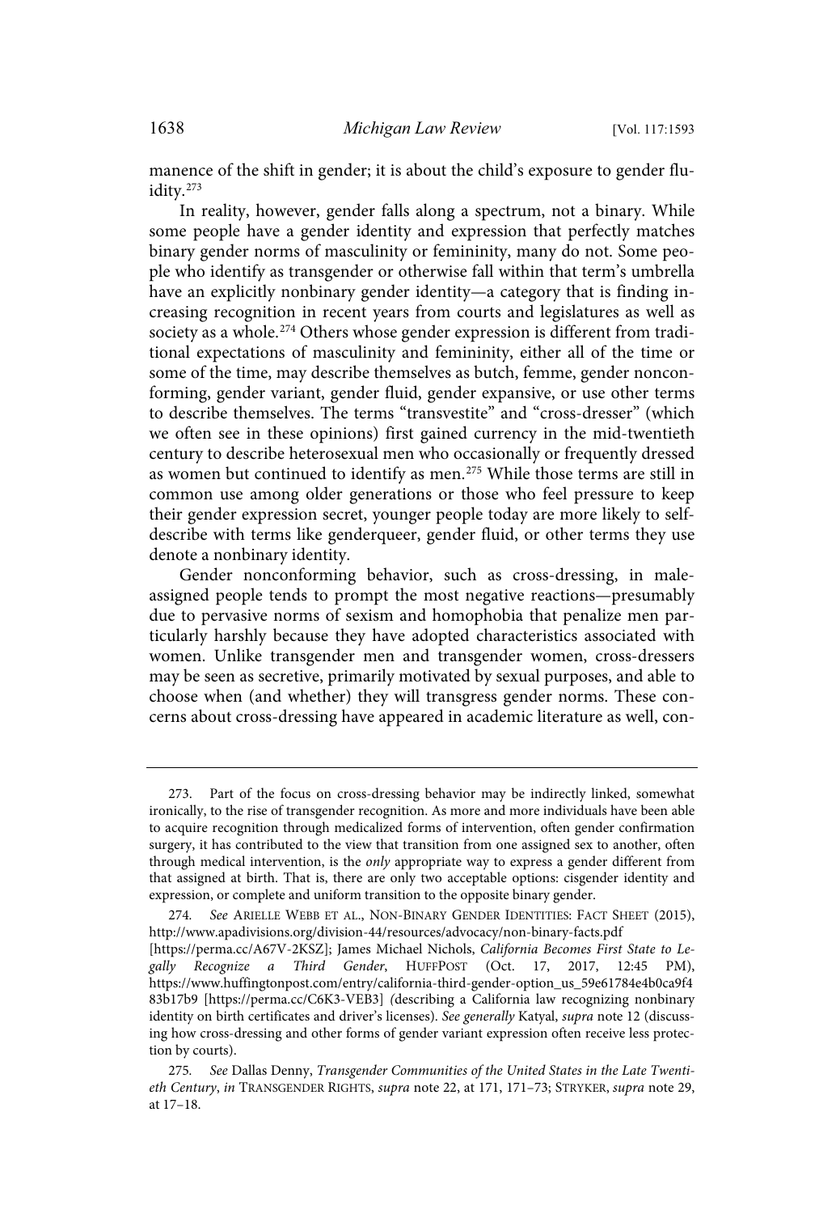manence of the shift in gender; it is about the child's exposure to gender fluidity.[273]

In reality, however, gender falls along a spectrum, not a binary. While some people have a gender identity and expression that perfectly matches binary gender norms of masculinity or femininity, many do not. Some people who identify as transgender or otherwise fall within that term's umbrella have an explicitly nonbinary gender identity—a category that is finding increasing recognition in recent years from courts and legislatures as well as society as a whole.[274] Others whose gender expression is different from traditional expectations of masculinity and femininity, either all of the time or some of the time, may describe themselves as butch, femme, gender nonconforming, gender variant, gender fluid, gender expansive, or use other terms to describe themselves. The terms "transvestite" and "cross-dresser" (which we often see in these opinions) first gained currency in the mid-twentieth century to describe heterosexual men who occasionally or frequently dressed as women but continued to identify as men.[275] While those terms are still in common use among older generations or those who feel pressure to keep their gender expression secret, younger people today are more likely to self-describe with terms like genderqueer, gender fluid, or other terms they use denote a nonbinary identity.

Gender nonconforming behavior, such as cross-dressing, in male-assigned people tends to prompt the most negative reactions—presumably due to pervasive norms of sexism and homophobia that penalize men particularly harshly because they have adopted characteristics associated with women. Unlike transgender men and transgender women, cross-dressers may be seen as secretive, primarily motivated by sexual purposes, and able to choose when (and whether) they will transgress gender norms. These concerns about cross-dressing have appeared in academic literature as well, con-

---

273. Part of the focus on cross-dressing behavior may be indirectly linked, somewhat ironically, to the rise of transgender recognition. As more and more individuals have been able to acquire recognition through medicalized forms of intervention, often gender confirmation surgery, it has contributed to the view that transition from one assigned sex to another, often through medical intervention, is the *only* appropriate way to express a gender different from that assigned at birth. That is, there are only two acceptable options: cisgender identity and expression, or complete and uniform transition to the opposite binary gender.

274. *See* ARIELLE WEBB ET AL., NON-BINARY GENDER IDENTITIES: FACT SHEET (2015), http://www.apadivisions.org/division-44/resources/advocacy/non-binary-facts.pdf [https://perma.cc/A67V-2KSZ]; James Michael Nichols, *California Becomes First State to Legally Recognize a Third Gender*, HUFFPOST (Oct. 17, 2017, 12:45 PM), https://www.huffingtonpost.com/entry/california-third-gender-option_us_59e61784e4b0ca9f483b17b9 [https://perma.cc/C6K3-VEB3] (describing a California law recognizing nonbinary identity on birth certificates and driver's licenses). *See generally* Katyal, *supra* note 12 (discussing how cross-dressing and other forms of gender variant expression often receive less protection by courts).

275. *See* Dallas Denny, *Transgender Communities of the United States in the Late Twentieth Century*, *in* TRANSGENDER RIGHTS, *supra* note 22, at 171, 171–73; STRYKER, *supra* note 29, at 17–18.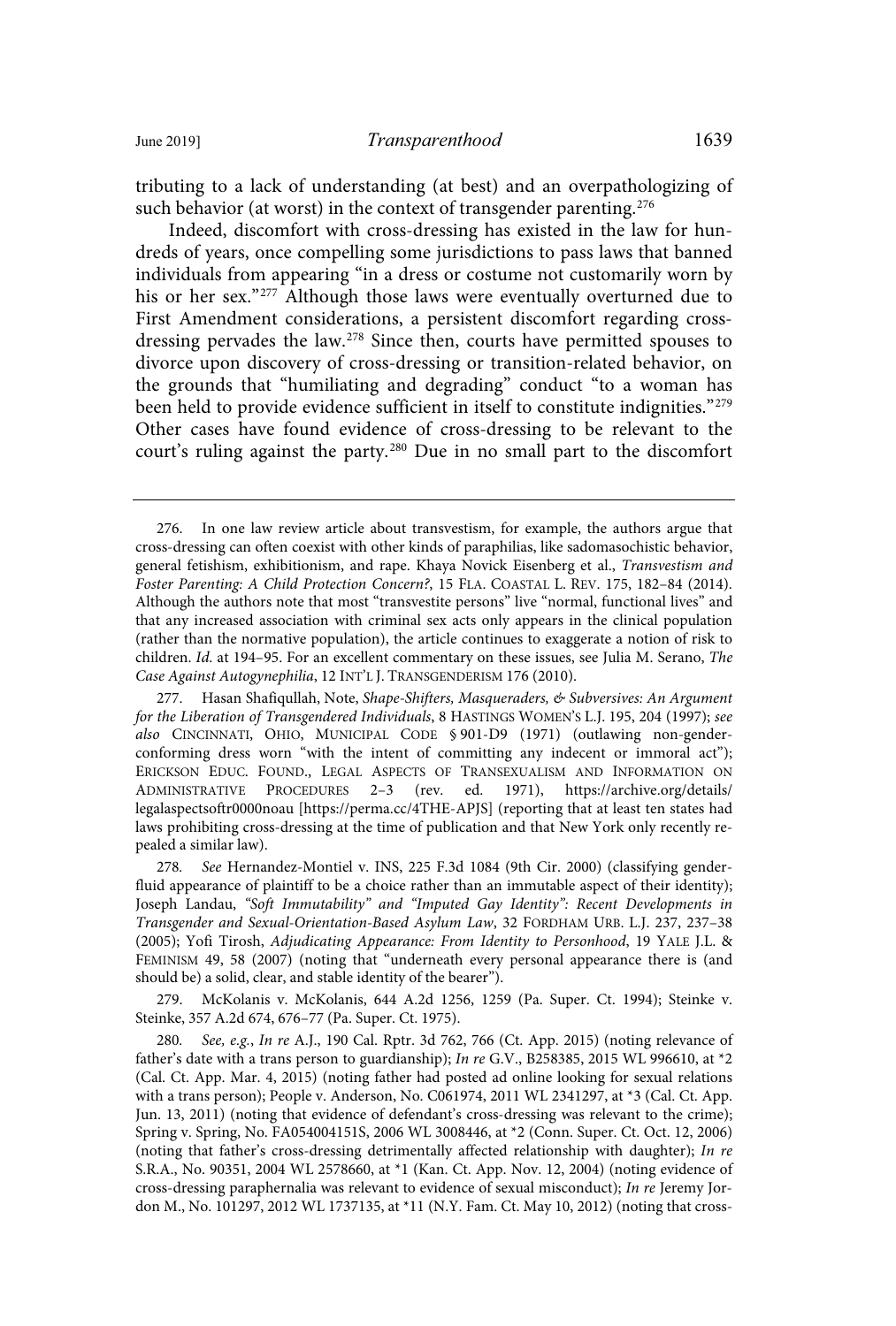tributing to a lack of understanding (at best) and an overpathologizing of such behavior (at worst) in the context of transgender parenting.[276]

Indeed, discomfort with cross-dressing has existed in the law for hundreds of years, once compelling some jurisdictions to pass laws that banned individuals from appearing "in a dress or costume not customarily worn by his or her sex."[277] Although those laws were eventually overturned due to First Amendment considerations, a persistent discomfort regarding cross-dressing pervades the law.[278] Since then, courts have permitted spouses to divorce upon discovery of cross-dressing or transition-related behavior, on the grounds that "humiliating and degrading" conduct "to a woman has been held to provide evidence sufficient in itself to constitute indignities."[279] Other cases have found evidence of cross-dressing to be relevant to the court's ruling against the party.[280] Due in no small part to the discomfort

---

276. In one law review article about transvestism, for example, the authors argue that cross-dressing can often coexist with other kinds of paraphilias, like sadomasochistic behavior, general fetishism, exhibitionism, and rape. Khaya Novick Eisenberg et al., *Transvestism and Foster Parenting: A Child Protection Concern?*, 15 FLA. COASTAL L. REV. 175, 182–84 (2014). Although the authors note that most "transvestite persons" live "normal, functional lives" and that any increased association with criminal sex acts only appears in the clinical population (rather than the normative population), the article continues to exaggerate a notion of risk to children. *Id.* at 194–95. For an excellent commentary on these issues, see Julia M. Serano, *The Case Against Autogynephilia*, 12 INT'L J. TRANSGENDERISM 176 (2010).

277. Hasan Shafiqullah, Note, *Shape-Shifters, Masqueraders, & Subversives: An Argument for the Liberation of Transgendered Individuals*, 8 HASTINGS WOMEN'S L.J. 195, 204 (1997); *see also* CINCINNATI, OHIO, MUNICIPAL CODE § 901-D9 (1971) (outlawing non-gender-conforming dress worn "with the intent of committing any indecent or immoral act"); ERICKSON EDUC. FOUND., LEGAL ASPECTS OF TRANSEXUALISM AND INFORMATION ON ADMINISTRATIVE PROCEDURES 2–3 (rev. ed. 1971), https://archive.org/details/legalaspectsoftr0000noau [https://perma.cc/4THE-APJS] (reporting that at least ten states had laws prohibiting cross-dressing at the time of publication and that New York only recently repealed a similar law).

278. *See* Hernandez-Montiel v. INS, 225 F.3d 1084 (9th Cir. 2000) (classifying gender-fluid appearance of plaintiff to be a choice rather than an immutable aspect of their identity); Joseph Landau, *"Soft Immutability" and "Imputed Gay Identity": Recent Developments in Transgender and Sexual-Orientation-Based Asylum Law*, 32 FORDHAM URB. L.J. 237, 237–38 (2005); Yofi Tirosh, *Adjudicating Appearance: From Identity to Personhood*, 19 YALE J.L. & FEMINISM 49, 58 (2007) (noting that "underneath every personal appearance there is (and should be) a solid, clear, and stable identity of the bearer").

279. McKolanis v. McKolanis, 644 A.2d 1256, 1259 (Pa. Super. Ct. 1994); Steinke v. Steinke, 357 A.2d 674, 676–77 (Pa. Super. Ct. 1975).

280. *See, e.g.*, *In re* A.J., 190 Cal. Rptr. 3d 762, 766 (Ct. App. 2015) (noting relevance of father's date with a trans person to guardianship); *In re* G.V., B258385, 2015 WL 996610, at *2 (Cal. Ct. App. Mar. 4, 2015) (noting father had posted ad online looking for sexual relations with a trans person); People v. Anderson, No. C061974, 2011 WL 2341297, at *3 (Cal. Ct. App. Jun. 13, 2011) (noting that evidence of defendant's cross-dressing was relevant to the crime); Spring v. Spring, No. FA054004151S, 2006 WL 3008446, at *2 (Conn. Super. Ct. Oct. 12, 2006) (noting that father's cross-dressing detrimentally affected relationship with daughter); *In re* S.R.A., No. 90351, 2004 WL 2578660, at *1 (Kan. Ct. App. Nov. 12, 2004) (noting evidence of cross-dressing paraphernalia was relevant to evidence of sexual misconduct); *In re* Jeremy Jordon M., No. 101297, 2012 WL 1737135, at *11 (N.Y. Fam. Ct. May 10, 2012) (noting that cross-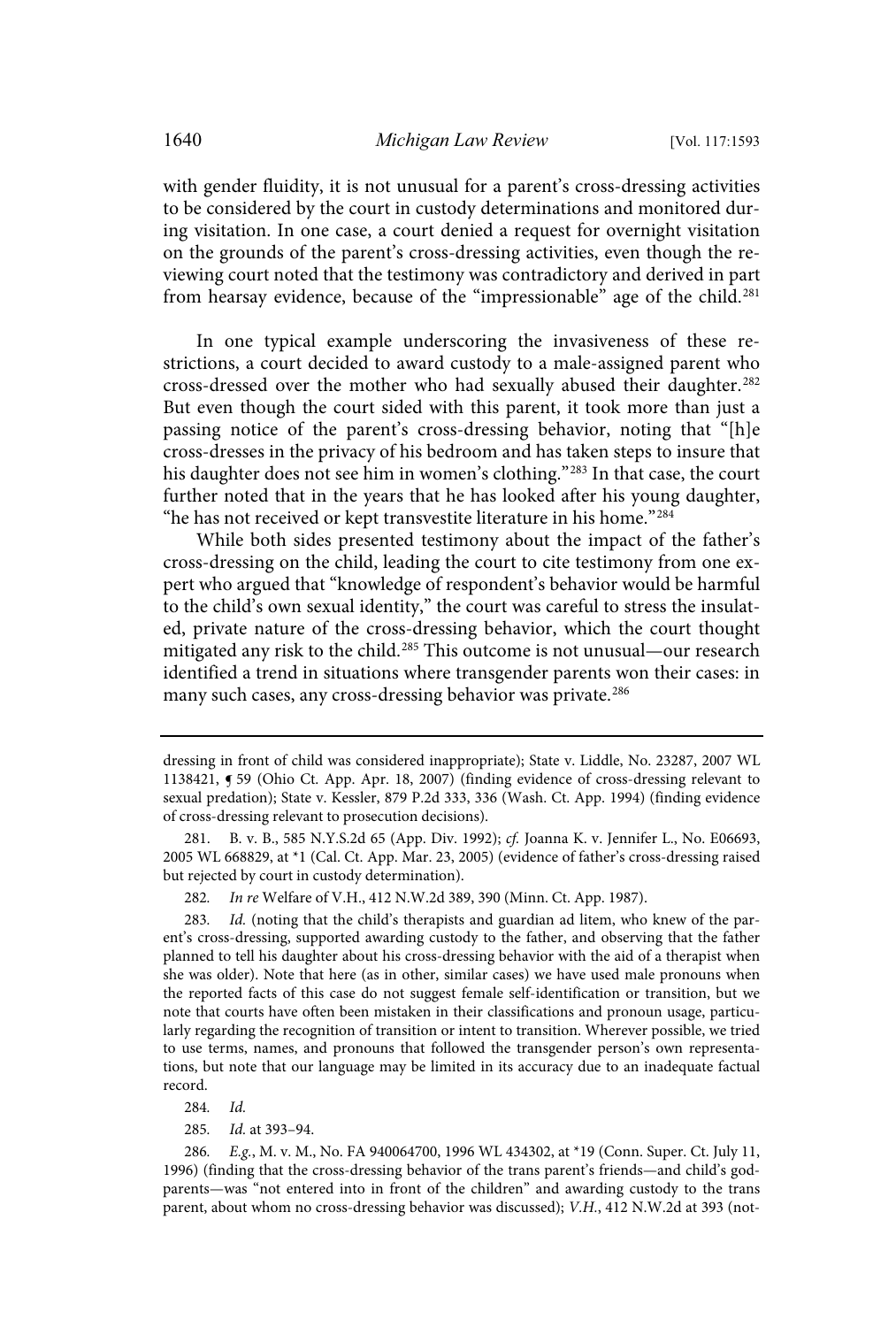with gender fluidity, it is not unusual for a parent's cross-dressing activities to be considered by the court in custody determinations and monitored during visitation. In one case, a court denied a request for overnight visitation on the grounds of the parent's cross-dressing activities, even though the reviewing court noted that the testimony was contradictory and derived in part from hearsay evidence, because of the "impressionable" age of the child.[281]

In one typical example underscoring the invasiveness of these restrictions, a court decided to award custody to a male-assigned parent who cross-dressed over the mother who had sexually abused their daughter.[282] But even though the court sided with this parent, it took more than just a passing notice of the parent's cross-dressing behavior, noting that "[h]e cross-dresses in the privacy of his bedroom and has taken steps to insure that his daughter does not see him in women's clothing."[283] In that case, the court further noted that in the years that he has looked after his young daughter, "he has not received or kept transvestite literature in his home."[284]

While both sides presented testimony about the impact of the father's cross-dressing on the child, leading the court to cite testimony from one expert who argued that "knowledge of respondent's behavior would be harmful to the child's own sexual identity," the court was careful to stress the insulated, private nature of the cross-dressing behavior, which the court thought mitigated any risk to the child.[285] This outcome is not unusual—our research identified a trend in situations where transgender parents won their cases: in many such cases, any cross-dressing behavior was private.[286]

---

dressing in front of child was considered inappropriate); State v. Liddle, No. 23287, 2007 WL 1138421, ¶ 59 (Ohio Ct. App. Apr. 18, 2007) (finding evidence of cross-dressing relevant to sexual predation); State v. Kessler, 879 P.2d 333, 336 (Wash. Ct. App. 1994) (finding evidence of cross-dressing relevant to prosecution decisions).

281. B. v. B., 585 N.Y.S.2d 65 (App. Div. 1992); *cf.* Joanna K. v. Jennifer L., No. E06693, 2005 WL 668829, at *1 (Cal. Ct. App. Mar. 23, 2005) (evidence of father's cross-dressing raised but rejected by court in custody determination).

282. *In re* Welfare of V.H., 412 N.W.2d 389, 390 (Minn. Ct. App. 1987).

283. *Id.* (noting that the child's therapists and guardian ad litem, who knew of the parent's cross-dressing, supported awarding custody to the father, and observing that the father planned to tell his daughter about his cross-dressing behavior with the aid of a therapist when she was older). Note that here (as in other, similar cases) we have used male pronouns when the reported facts of this case do not suggest female self-identification or transition, but we note that courts have often been mistaken in their classifications and pronoun usage, particularly regarding the recognition of transition or intent to transition. Wherever possible, we tried to use terms, names, and pronouns that followed the transgender person's own representations, but note that our language may be limited in its accuracy due to an inadequate factual record.

284. *Id.*

285. *Id.* at 393–94.

286. *E.g.*, M. v. M., No. FA 940064700, 1996 WL 434302, at *19 (Conn. Super. Ct. July 11, 1996) (finding that the cross-dressing behavior of the trans parent's friends—and child's godparents—was "not entered into in front of the children" and awarding custody to the trans parent, about whom no cross-dressing behavior was discussed); *V.H.*, 412 N.W.2d at 393 (not-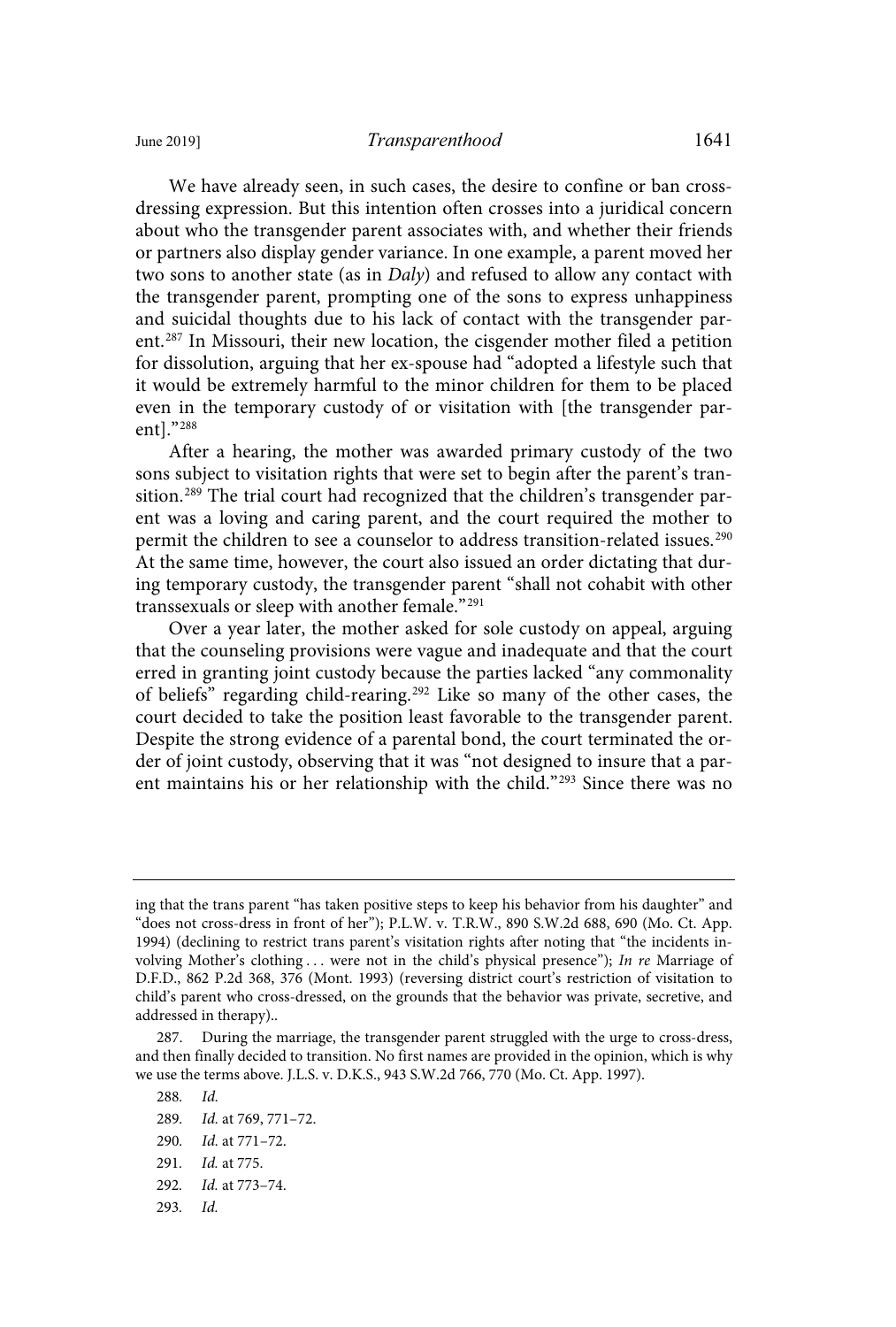We have already seen, in such cases, the desire to confine or ban cross-dressing expression. But this intention often crosses into a juridical concern about who the transgender parent associates with, and whether their friends or partners also display gender variance. In one example, a parent moved her two sons to another state (as in *Daly*) and refused to allow any contact with the transgender parent, prompting one of the sons to express unhappiness and suicidal thoughts due to his lack of contact with the transgender parent.[287] In Missouri, their new location, the cisgender mother filed a petition for dissolution, arguing that her ex-spouse had "adopted a lifestyle such that it would be extremely harmful to the minor children for them to be placed even in the temporary custody of or visitation with [the transgender parent]."[288]

After a hearing, the mother was awarded primary custody of the two sons subject to visitation rights that were set to begin after the parent's transition.[289] The trial court had recognized that the children's transgender parent was a loving and caring parent, and the court required the mother to permit the children to see a counselor to address transition-related issues.[290] At the same time, however, the court also issued an order dictating that during temporary custody, the transgender parent "shall not cohabit with other transsexuals or sleep with another female."[291]

Over a year later, the mother asked for sole custody on appeal, arguing that the counseling provisions were vague and inadequate and that the court erred in granting joint custody because the parties lacked "any commonality of beliefs" regarding child-rearing.[292] Like so many of the other cases, the court decided to take the position least favorable to the transgender parent. Despite the strong evidence of a parental bond, the court terminated the order of joint custody, observing that it was "not designed to insure that a parent maintains his or her relationship with the child."[293] Since there was no

---

ing that the trans parent "has taken positive steps to keep his behavior from his daughter" and "does not cross-dress in front of her"); P.L.W. v. T.R.W., 890 S.W.2d 688, 690 (Mo. Ct. App. 1994) (declining to restrict trans parent's visitation rights after noting that "the incidents involving Mother's clothing . . . were not in the child's physical presence"); *In re* Marriage of D.F.D., 862 P.2d 368, 376 (Mont. 1993) (reversing district court's restriction of visitation to child's parent who cross-dressed, on the grounds that the behavior was private, secretive, and addressed in therapy)..

287. During the marriage, the transgender parent struggled with the urge to cross-dress, and then finally decided to transition. No first names are provided in the opinion, which is why we use the terms above. J.L.S. v. D.K.S., 943 S.W.2d 766, 770 (Mo. Ct. App. 1997).

288. *Id.*

289. *Id.* at 769, 771–72.

290. *Id.* at 771–72.

291. *Id.* at 775.

292. *Id.* at 773–74.

293. *Id.*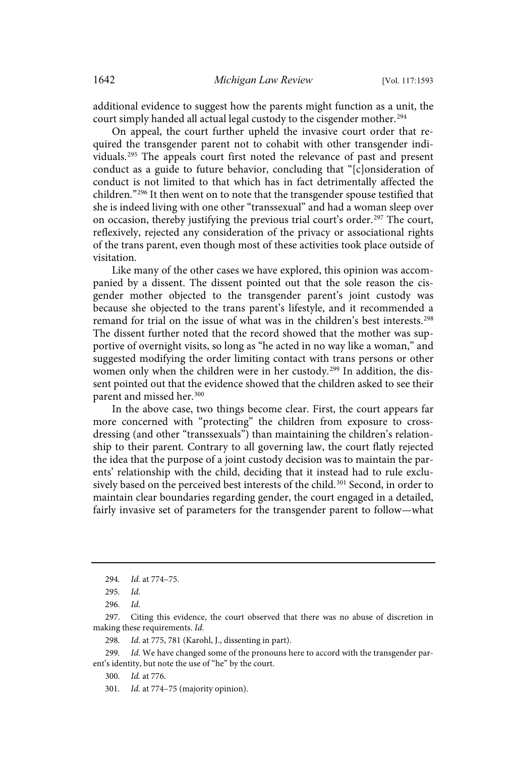additional evidence to suggest how the parents might function as a unit, the court simply handed all actual legal custody to the cisgender mother.[294]

On appeal, the court further upheld the invasive court order that required the transgender parent not to cohabit with other transgender individuals.[295] The appeals court first noted the relevance of past and present conduct as a guide to future behavior, concluding that "[c]onsideration of conduct is not limited to that which has in fact detrimentally affected the children."[296] It then went on to note that the transgender spouse testified that she is indeed living with one other "transsexual" and had a woman sleep over on occasion, thereby justifying the previous trial court's order.[297] The court, reflexively, rejected any consideration of the privacy or associational rights of the trans parent, even though most of these activities took place outside of visitation.

Like many of the other cases we have explored, this opinion was accompanied by a dissent. The dissent pointed out that the sole reason the cisgender mother objected to the transgender parent's joint custody was because she objected to the trans parent's lifestyle, and it recommended a remand for trial on the issue of what was in the children's best interests.[298] The dissent further noted that the record showed that the mother was supportive of overnight visits, so long as "he acted in no way like a woman," and suggested modifying the order limiting contact with trans persons or other women only when the children were in her custody.[299] In addition, the dissent pointed out that the evidence showed that the children asked to see their parent and missed her.[300]

In the above case, two things become clear. First, the court appears far more concerned with "protecting" the children from exposure to cross-dressing (and other "transsexuals") than maintaining the children's relationship to their parent. Contrary to all governing law, the court flatly rejected the idea that the purpose of a joint custody decision was to maintain the parents' relationship with the child, deciding that it instead had to rule exclusively based on the perceived best interests of the child.[301] Second, in order to maintain clear boundaries regarding gender, the court engaged in a detailed, fairly invasive set of parameters for the transgender parent to follow—what

---

294. *Id.* at 774–75.

295. *Id.*

296. *Id.*

297. Citing this evidence, the court observed that there was no abuse of discretion in making these requirements. *Id.*

298. *Id.* at 775, 781 (Karohl, J., dissenting in part).

299. *Id.* We have changed some of the pronouns here to accord with the transgender parent's identity, but note the use of "he" by the court.

300. *Id.* at 776.

301. *Id.* at 774–75 (majority opinion).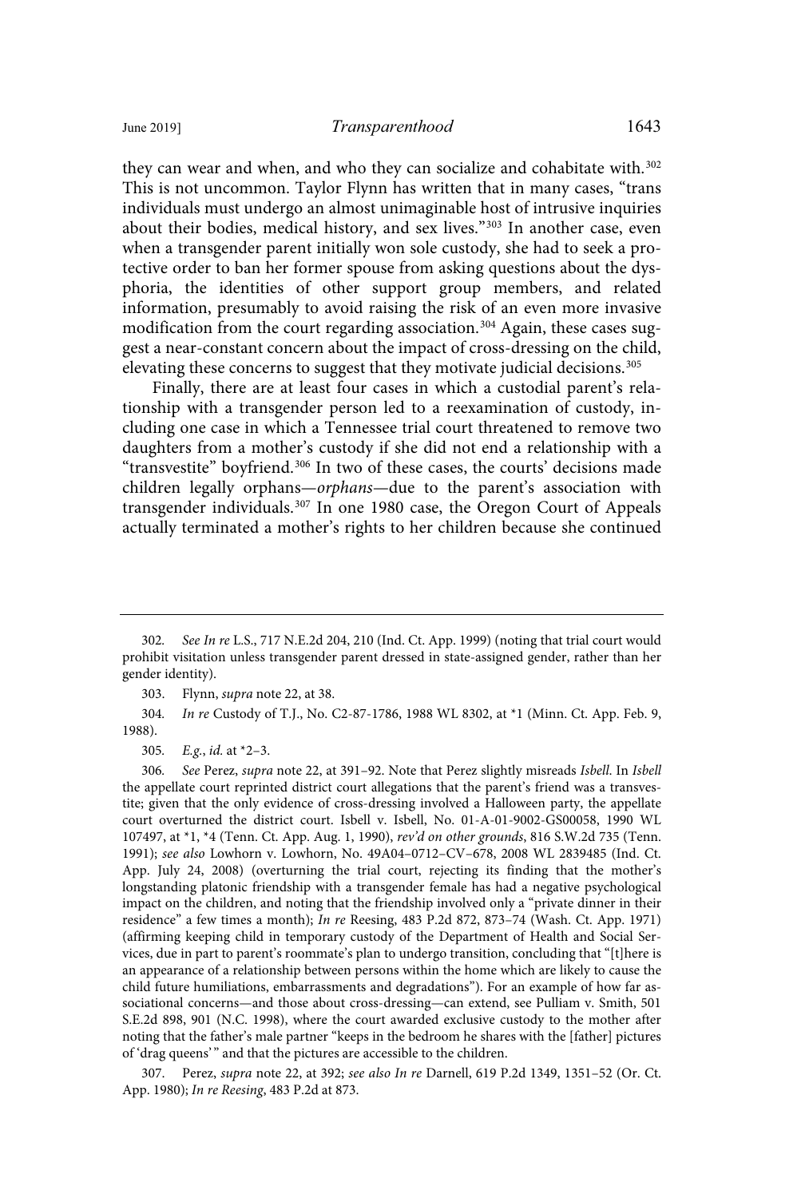they can wear and when, and who they can socialize and cohabitate with.[302] This is not uncommon. Taylor Flynn has written that in many cases, "trans individuals must undergo an almost unimaginable host of intrusive inquiries about their bodies, medical history, and sex lives."[303] In another case, even when a transgender parent initially won sole custody, she had to seek a protective order to ban her former spouse from asking questions about the dysphoria, the identities of other support group members, and related information, presumably to avoid raising the risk of an even more invasive modification from the court regarding association.[304] Again, these cases suggest a near-constant concern about the impact of cross-dressing on the child, elevating these concerns to suggest that they motivate judicial decisions.[305]

Finally, there are at least four cases in which a custodial parent's relationship with a transgender person led to a reexamination of custody, including one case in which a Tennessee trial court threatened to remove two daughters from a mother's custody if she did not end a relationship with a "transvestite" boyfriend.[306] In two of these cases, the courts' decisions made children legally orphans—*orphans*—due to the parent's association with transgender individuals.[307] In one 1980 case, the Oregon Court of Appeals actually terminated a mother's rights to her children because she continued

---

302. *See In re* L.S., 717 N.E.2d 204, 210 (Ind. Ct. App. 1999) (noting that trial court would prohibit visitation unless transgender parent dressed in state-assigned gender, rather than her gender identity).

303. Flynn, *supra* note 22, at 38.

304. *In re* Custody of T.J., No. C2-87-1786, 1988 WL 8302, at *1 (Minn. Ct. App. Feb. 9, 1988).

305. *E.g.*, *id.* at *2–3.

306. *See* Perez, *supra* note 22, at 391–92. Note that Perez slightly misreads *Isbell*. In *Isbell* the appellate court reprinted district court allegations that the parent's friend was a transvestite; given that the only evidence of cross-dressing involved a Halloween party, the appellate court overturned the district court. Isbell v. Isbell, No. 01-A-01-9002-GS00058, 1990 WL 107497, at *1, *4 (Tenn. Ct. App. Aug. 1, 1990), *rev'd on other grounds*, 816 S.W.2d 735 (Tenn. 1991); *see also* Lowhorn v. Lowhorn, No. 49A04–0712–CV–678, 2008 WL 2839485 (Ind. Ct. App. July 24, 2008) (overturning the trial court, rejecting its finding that the mother's longstanding platonic friendship with a transgender female has had a negative psychological impact on the children, and noting that the friendship involved only a "private dinner in their residence" a few times a month); *In re* Reesing, 483 P.2d 872, 873–74 (Wash. Ct. App. 1971) (affirming keeping child in temporary custody of the Department of Health and Social Services, due in part to parent's roommate's plan to undergo transition, concluding that "[t]here is an appearance of a relationship between persons within the home which are likely to cause the child future humiliations, embarrassments and degradations"). For an example of how far associational concerns—and those about cross-dressing—can extend, see Pulliam v. Smith, 501 S.E.2d 898, 901 (N.C. 1998), where the court awarded exclusive custody to the mother after noting that the father's male partner "keeps in the bedroom he shares with the [father] pictures of 'drag queens'" and that the pictures are accessible to the children.

307. Perez, *supra* note 22, at 392; *see also In re* Darnell, 619 P.2d 1349, 1351–52 (Or. Ct. App. 1980); *In re Reesing*, 483 P.2d at 873.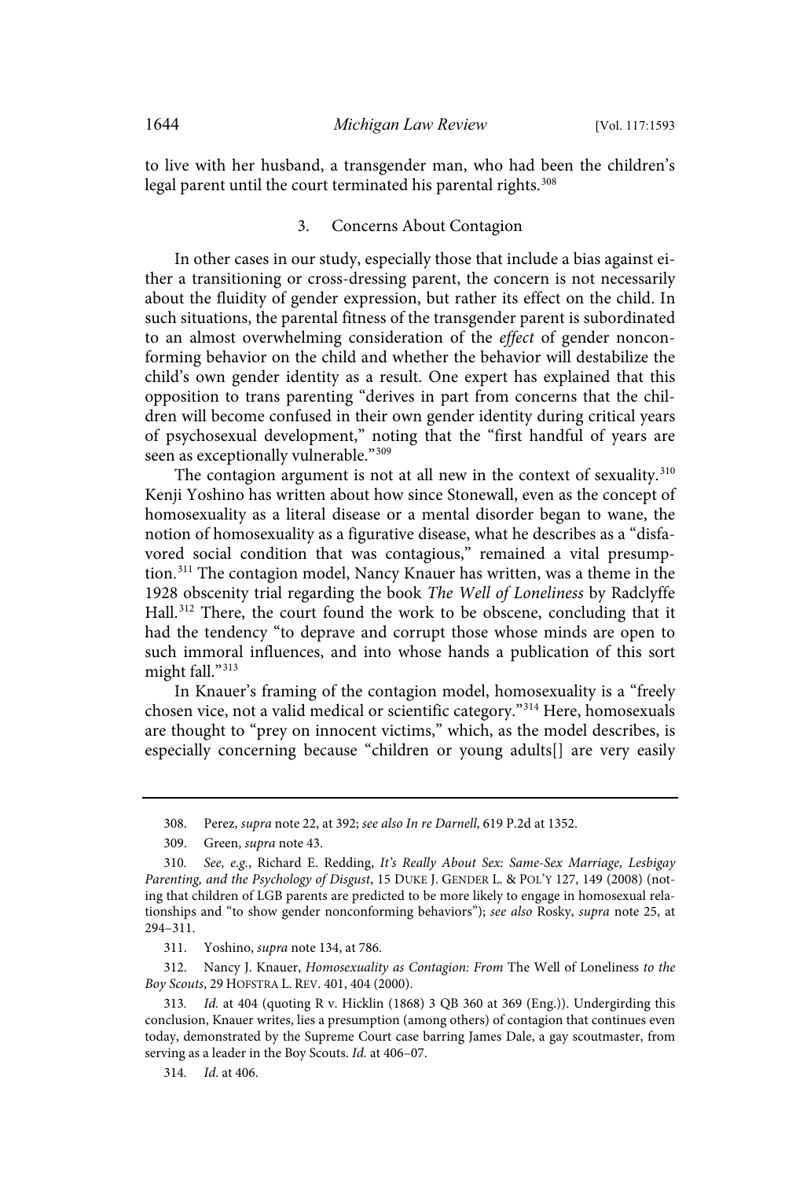to live with her husband, a transgender man, who had been the children's legal parent until the court terminated his parental rights.[308]

### 3. Concerns About Contagion

In other cases in our study, especially those that include a bias against either a transitioning or cross-dressing parent, the concern is not necessarily about the fluidity of gender expression, but rather its effect on the child. In such situations, the parental fitness of the transgender parent is subordinated to an almost overwhelming consideration of the *effect* of gender nonconforming behavior on the child and whether the behavior will destabilize the child's own gender identity as a result. One expert has explained that this opposition to trans parenting "derives in part from concerns that the children will become confused in their own gender identity during critical years of psychosexual development," noting that the "first handful of years are seen as exceptionally vulnerable."[309]

The contagion argument is not at all new in the context of sexuality.[310] Kenji Yoshino has written about how since Stonewall, even as the concept of homosexuality as a literal disease or a mental disorder began to wane, the notion of homosexuality as a figurative disease, what he describes as a "disfavored social condition that was contagious," remained a vital presumption.[311] The contagion model, Nancy Knauer has written, was a theme in the 1928 obscenity trial regarding the book *The Well of Loneliness* by Radclyffe Hall.[312] There, the court found the work to be obscene, concluding that it had the tendency "to deprave and corrupt those whose minds are open to such immoral influences, and into whose hands a publication of this sort might fall."[313]

In Knauer's framing of the contagion model, homosexuality is a "freely chosen vice, not a valid medical or scientific category."[314] Here, homosexuals are thought to "prey on innocent victims," which, as the model describes, is especially concerning because "children or young adults[] are very easily

---

308. Perez, *supra* note 22, at 392; *see also In re Darnell*, 619 P.2d at 1352.

309. Green, *supra* note 43.

310. *See, e.g.*, Richard E. Redding, *It's Really About Sex: Same-Sex Marriage, Lesbigay Parenting, and the Psychology of Disgust*, 15 DUKE J. GENDER L. & POL'Y 127, 149 (2008) (noting that children of LGB parents are predicted to be more likely to engage in homosexual relationships and "to show gender nonconforming behaviors"); *see also* Rosky, *supra* note 25, at 294–311.

311. Yoshino, *supra* note 134, at 786.

312. Nancy J. Knauer, *Homosexuality as Contagion: From* The Well of Loneliness *to the Boy Scouts*, 29 HOFSTRA L. REV. 401, 404 (2000).

313. *Id.* at 404 (quoting R v. Hicklin (1868) 3 QB 360 at 369 (Eng.)). Undergirding this conclusion, Knauer writes, lies a presumption (among others) of contagion that continues even today, demonstrated by the Supreme Court case barring James Dale, a gay scoutmaster, from serving as a leader in the Boy Scouts. *Id.* at 406–07.

314. *Id.* at 406.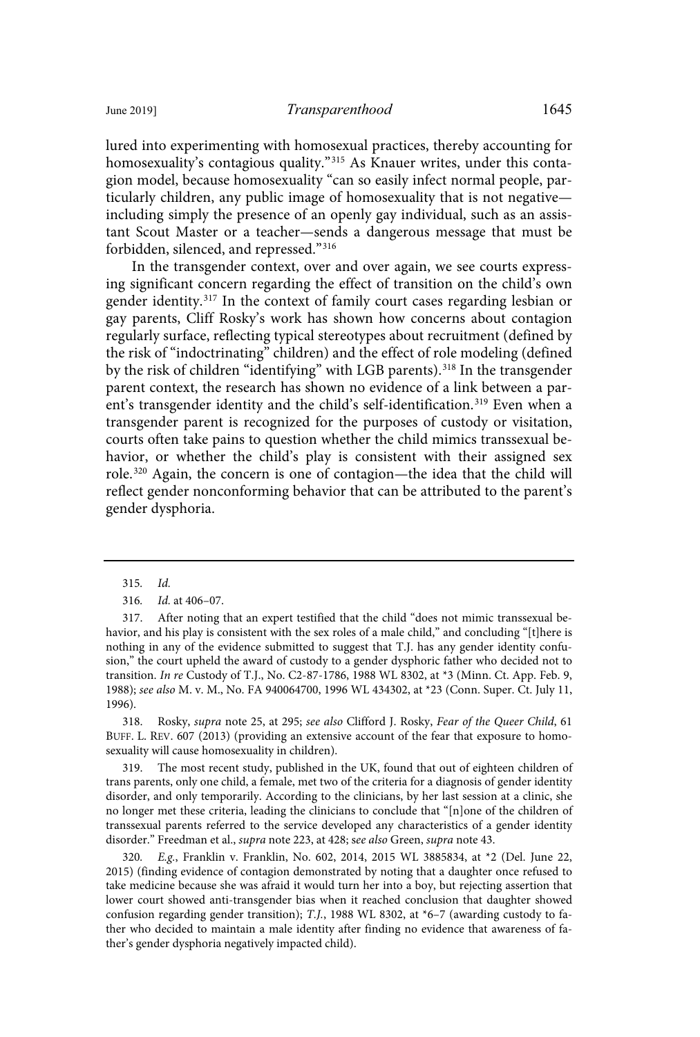lured into experimenting with homosexual practices, thereby accounting for homosexuality's contagious quality."[315] As Knauer writes, under this contagion model, because homosexuality "can so easily infect normal people, particularly children, any public image of homosexuality that is not negative—including simply the presence of an openly gay individual, such as an assistant Scout Master or a teacher—sends a dangerous message that must be forbidden, silenced, and repressed."[316]

In the transgender context, over and over again, we see courts expressing significant concern regarding the effect of transition on the child's own gender identity.[317] In the context of family court cases regarding lesbian or gay parents, Cliff Rosky's work has shown how concerns about contagion regularly surface, reflecting typical stereotypes about recruitment (defined by the risk of "indoctrinating" children) and the effect of role modeling (defined by the risk of children "identifying" with LGB parents).[318] In the transgender parent context, the research has shown no evidence of a link between a parent's transgender identity and the child's self-identification.[319] Even when a transgender parent is recognized for the purposes of custody or visitation, courts often take pains to question whether the child mimics transsexual behavior, or whether the child's play is consistent with their assigned sex role.[320] Again, the concern is one of contagion—the idea that the child will reflect gender nonconforming behavior that can be attributed to the parent's gender dysphoria.

---

315. *Id.*

316. *Id.* at 406–07.

317. After noting that an expert testified that the child "does not mimic transsexual behavior, and his play is consistent with the sex roles of a male child," and concluding "[t]here is nothing in any of the evidence submitted to suggest that T.J. has any gender identity confusion," the court upheld the award of custody to a gender dysphoric father who decided not to transition. *In re* Custody of T.J., No. C2-87-1786, 1988 WL 8302, at *3 (Minn. Ct. App. Feb. 9, 1988); *see also* M. v. M., No. FA 940064700, 1996 WL 434302, at *23 (Conn. Super. Ct. July 11, 1996).

318. Rosky, *supra* note 25, at 295; *see also* Clifford J. Rosky, *Fear of the Queer Child*, 61 BUFF. L. REV. 607 (2013) (providing an extensive account of the fear that exposure to homosexuality will cause homosexuality in children).

319. The most recent study, published in the UK, found that out of eighteen children of trans parents, only one child, a female, met two of the criteria for a diagnosis of gender identity disorder, and only temporarily. According to the clinicians, by her last session at a clinic, she no longer met these criteria, leading the clinicians to conclude that "[n]one of the children of transsexual parents referred to the service developed any characteristics of a gender identity disorder." Freedman et al., *supra* note 223, at 428; *see also* Green, *supra* note 43.

320. *E.g.*, Franklin v. Franklin, No. 602, 2014, 2015 WL 3885834, at *2 (Del. June 22, 2015) (finding evidence of contagion demonstrated by noting that a daughter once refused to take medicine because she was afraid it would turn her into a boy, but rejecting assertion that lower court showed anti-transgender bias when it reached conclusion that daughter showed confusion regarding gender transition); *T.J.*, 1988 WL 8302, at *6–7 (awarding custody to father who decided to maintain a male identity after finding no evidence that awareness of father's gender dysphoria negatively impacted child).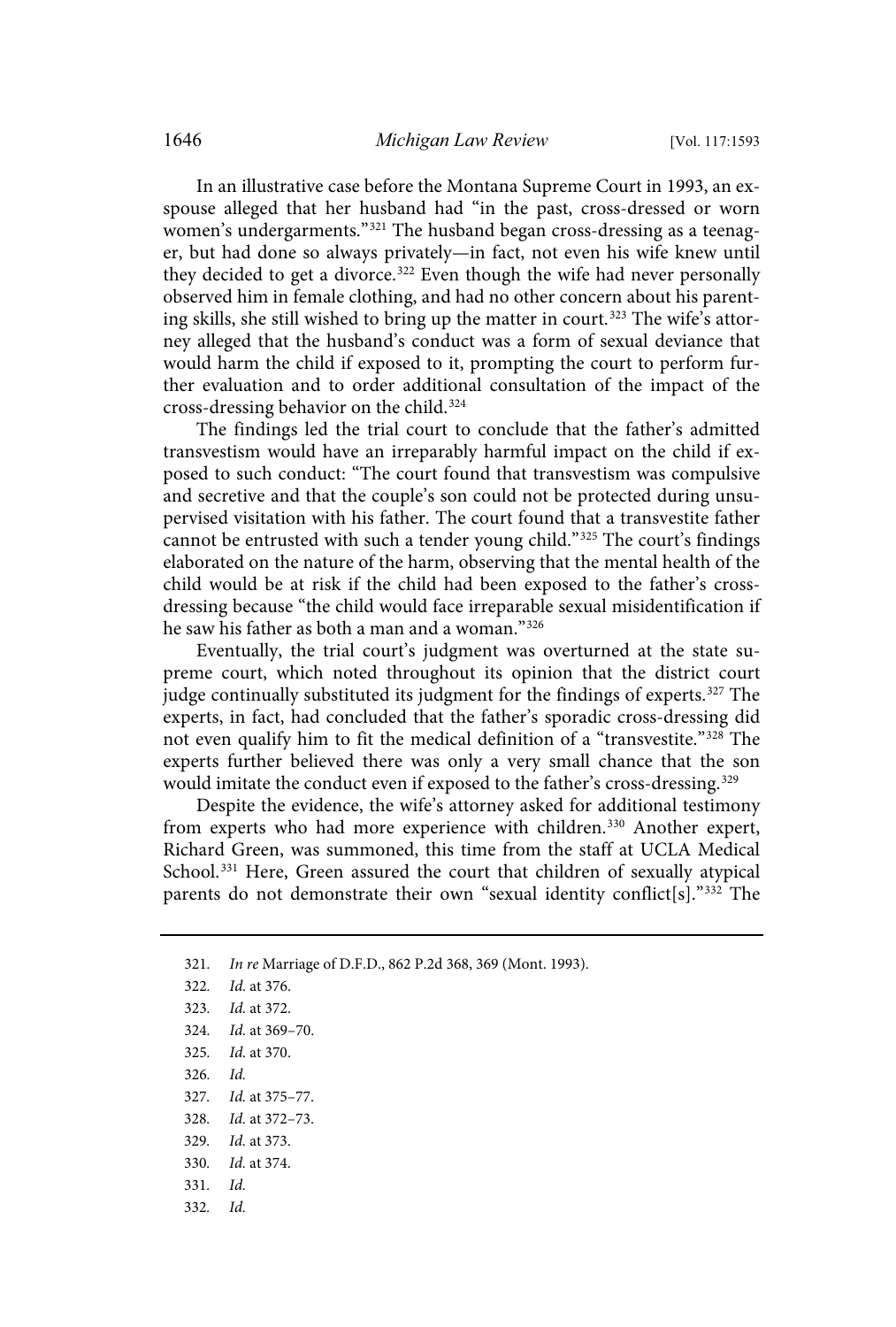In an illustrative case before the Montana Supreme Court in 1993, an ex-spouse alleged that her husband had "in the past, cross-dressed or worn women's undergarments."[321] The husband began cross-dressing as a teenager, but had done so always privately—in fact, not even his wife knew until they decided to get a divorce.[322] Even though the wife had never personally observed him in female clothing, and had no other concern about his parenting skills, she still wished to bring up the matter in court.[323] The wife's attorney alleged that the husband's conduct was a form of sexual deviance that would harm the child if exposed to it, prompting the court to perform further evaluation and to order additional consultation of the impact of the cross-dressing behavior on the child.[324]

The findings led the trial court to conclude that the father's admitted transvestism would have an irreparably harmful impact on the child if exposed to such conduct: "The court found that transvestism was compulsive and secretive and that the couple's son could not be protected during unsupervised visitation with his father. The court found that a transvestite father cannot be entrusted with such a tender young child."[325] The court's findings elaborated on the nature of the harm, observing that the mental health of the child would be at risk if the child had been exposed to the father's cross-dressing because "the child would face irreparable sexual misidentification if he saw his father as both a man and a woman."[326]

Eventually, the trial court's judgment was overturned at the state supreme court, which noted throughout its opinion that the district court judge continually substituted its judgment for the findings of experts.[327] The experts, in fact, had concluded that the father's sporadic cross-dressing did not even qualify him to fit the medical definition of a "transvestite."[328] The experts further believed there was only a very small chance that the son would imitate the conduct even if exposed to the father's cross-dressing.[329]

Despite the evidence, the wife's attorney asked for additional testimony from experts who had more experience with children.[330] Another expert, Richard Green, was summoned, this time from the staff at UCLA Medical School.[331] Here, Green assured the court that children of sexually atypical parents do not demonstrate their own "sexual identity conflict[s]."[332] The

---

321. *In re* Marriage of D.F.D., 862 P.2d 368, 369 (Mont. 1993).

322. *Id.* at 376.

323. *Id.* at 372.

324. *Id.* at 369–70.

325. *Id.* at 370.

326. *Id.*

327. *Id.* at 375–77.

328. *Id.* at 372–73.

329. *Id.* at 373.

330. *Id.* at 374.

331. *Id.*

332. *Id.*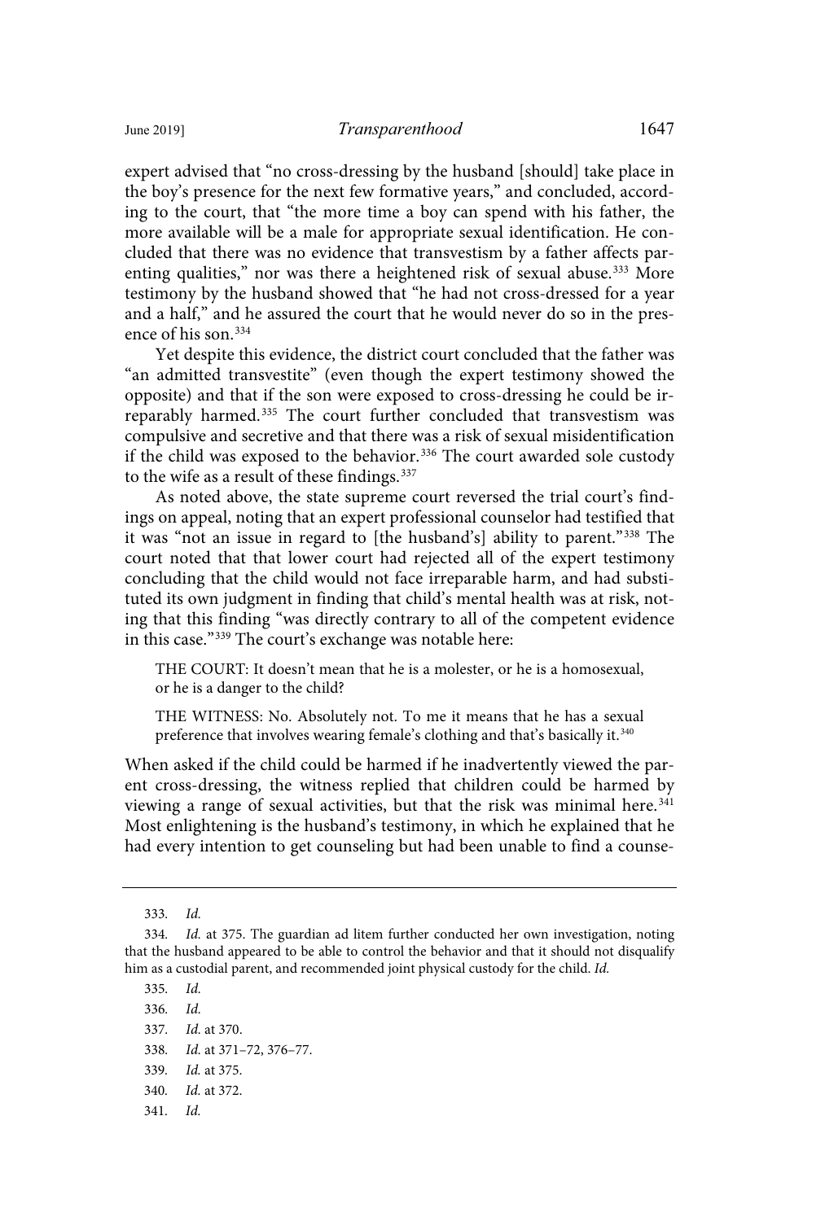expert advised that "no cross-dressing by the husband [should] take place in the boy's presence for the next few formative years," and concluded, according to the court, that "the more time a boy can spend with his father, the more available will be a male for appropriate sexual identification. He concluded that there was no evidence that transvestism by a father affects parenting qualities," nor was there a heightened risk of sexual abuse.[333] More testimony by the husband showed that "he had not cross-dressed for a year and a half," and he assured the court that he would never do so in the presence of his son.[334]

Yet despite this evidence, the district court concluded that the father was "an admitted transvestite" (even though the expert testimony showed the opposite) and that if the son were exposed to cross-dressing he could be irreparably harmed.[335] The court further concluded that transvestism was compulsive and secretive and that there was a risk of sexual misidentification if the child was exposed to the behavior.[336] The court awarded sole custody to the wife as a result of these findings.[337]

As noted above, the state supreme court reversed the trial court's findings on appeal, noting that an expert professional counselor had testified that it was "not an issue in regard to [the husband's] ability to parent."[338] The court noted that that lower court had rejected all of the expert testimony concluding that the child would not face irreparable harm, and had substituted its own judgment in finding that child's mental health was at risk, noting that this finding "was directly contrary to all of the competent evidence in this case."[339] The court's exchange was notable here:

> THE COURT: It doesn't mean that he is a molester, or he is a homosexual, or he is a danger to the child?
>
> THE WITNESS: No. Absolutely not. To me it means that he has a sexual preference that involves wearing female's clothing and that's basically it.[340]

When asked if the child could be harmed if he inadvertently viewed the parent cross-dressing, the witness replied that children could be harmed by viewing a range of sexual activities, but that the risk was minimal here.[341] Most enlightening is the husband's testimony, in which he explained that he had every intention to get counseling but had been unable to find a counse-

---

333. *Id.*

334. *Id.* at 375. The guardian ad litem further conducted her own investigation, noting that the husband appeared to be able to control the behavior and that it should not disqualify him as a custodial parent, and recommended joint physical custody for the child. *Id.*

335. *Id.*

336. *Id.*

337. *Id.* at 370.

338. *Id.* at 371–72, 376–77.

339. *Id.* at 375.

340. *Id.* at 372.

341. *Id.*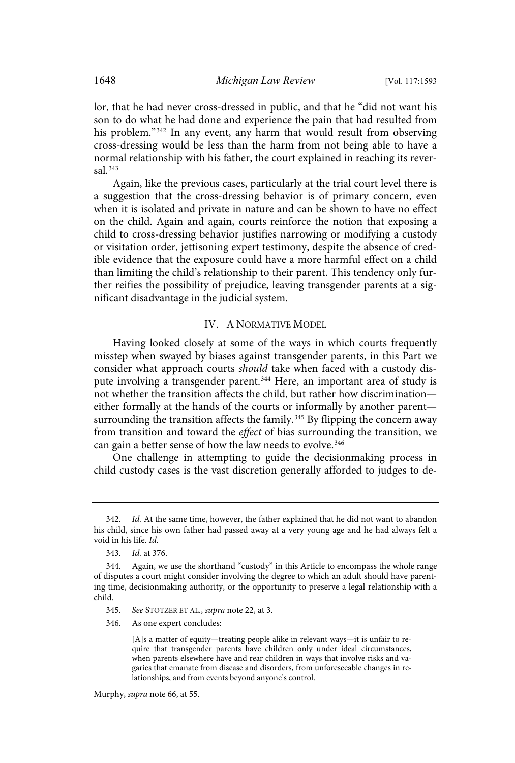lor, that he had never cross-dressed in public, and that he "did not want his son to do what he had done and experience the pain that had resulted from his problem."[342] In any event, any harm that would result from observing cross-dressing would be less than the harm from not being able to have a normal relationship with his father, the court explained in reaching its reversal.[343]

Again, like the previous cases, particularly at the trial court level there is a suggestion that the cross-dressing behavior is of primary concern, even when it is isolated and private in nature and can be shown to have no effect on the child. Again and again, courts reinforce the notion that exposing a child to cross-dressing behavior justifies narrowing or modifying a custody or visitation order, jettisoning expert testimony, despite the absence of credible evidence that the exposure could have a more harmful effect on a child than limiting the child's relationship to their parent. This tendency only further reifies the possibility of prejudice, leaving transgender parents at a significant disadvantage in the judicial system.

## IV. A Normative Model

Having looked closely at some of the ways in which courts frequently misstep when swayed by biases against transgender parents, in this Part we consider what approach courts *should* take when faced with a custody dispute involving a transgender parent.[344] Here, an important area of study is not whether the transition affects the child, but rather how discrimination—either formally at the hands of the courts or informally by another parent—surrounding the transition affects the family.[345] By flipping the concern away from transition and toward the *effect* of bias surrounding the transition, we can gain a better sense of how the law needs to evolve.[346]

One challenge in attempting to guide the decisionmaking process in child custody cases is the vast discretion generally afforded to judges to de-

---

342. *Id.* At the same time, however, the father explained that he did not want to abandon his child, since his own father had passed away at a very young age and he had always felt a void in his life. *Id.*

343. *Id.* at 376.

344. Again, we use the shorthand "custody" in this Article to encompass the whole range of disputes a court might consider involving the degree to which an adult should have parenting time, decisionmaking authority, or the opportunity to preserve a legal relationship with a child.

345. *See* Stotzer et al., *supra* note 22, at 3.

346. As one expert concludes:

> [A]s a matter of equity—treating people alike in relevant ways—it is unfair to require that transgender parents have children only under ideal circumstances, when parents elsewhere have and rear children in ways that involve risks and vagaries that emanate from disease and disorders, from unforeseeable changes in relationships, and from events beyond anyone's control.

Murphy, *supra* note 66, at 55.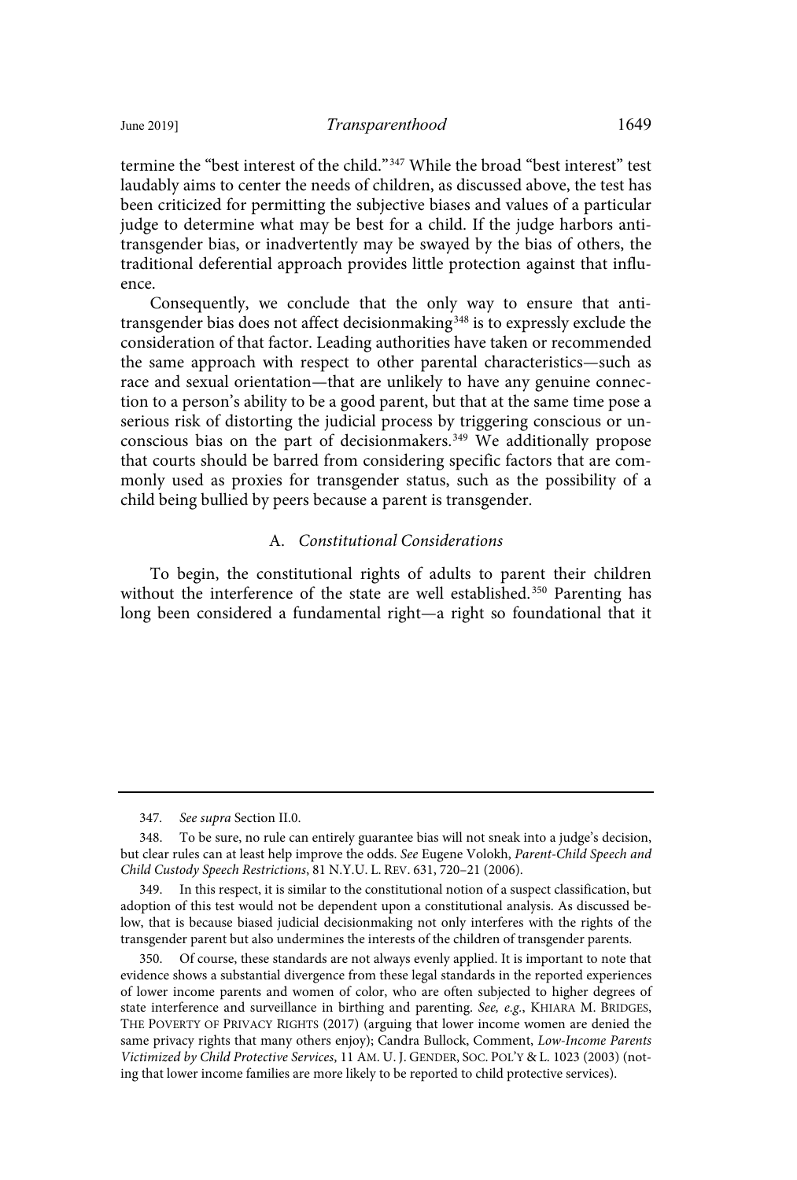termine the "best interest of the child."[347] While the broad "best interest" test laudably aims to center the needs of children, as discussed above, the test has been criticized for permitting the subjective biases and values of a particular judge to determine what may be best for a child. If the judge harbors anti-transgender bias, or inadvertently may be swayed by the bias of others, the traditional deferential approach provides little protection against that influence.

Consequently, we conclude that the only way to ensure that anti-transgender bias does not affect decisionmaking[348] is to expressly exclude the consideration of that factor. Leading authorities have taken or recommended the same approach with respect to other parental characteristics—such as race and sexual orientation—that are unlikely to have any genuine connection to a person's ability to be a good parent, but that at the same time pose a serious risk of distorting the judicial process by triggering conscious or unconscious bias on the part of decisionmakers.[349] We additionally propose that courts should be barred from considering specific factors that are commonly used as proxies for transgender status, such as the possibility of a child being bullied by peers because a parent is transgender.

### A. *Constitutional Considerations*

To begin, the constitutional rights of adults to parent their children without the interference of the state are well established.[350] Parenting has long been considered a fundamental right—a right so foundational that it

---

347. *See supra* Section II.0.

348. To be sure, no rule can entirely guarantee bias will not sneak into a judge's decision, but clear rules can at least help improve the odds. *See* Eugene Volokh, *Parent-Child Speech and Child Custody Speech Restrictions*, 81 N.Y.U. L. REV. 631, 720–21 (2006).

349. In this respect, it is similar to the constitutional notion of a suspect classification, but adoption of this test would not be dependent upon a constitutional analysis. As discussed below, that is because biased judicial decisionmaking not only interferes with the rights of the transgender parent but also undermines the interests of the children of transgender parents.

350. Of course, these standards are not always evenly applied. It is important to note that evidence shows a substantial divergence from these legal standards in the reported experiences of lower income parents and women of color, who are often subjected to higher degrees of state interference and surveillance in birthing and parenting. *See, e.g.*, KHIARA M. BRIDGES, THE POVERTY OF PRIVACY RIGHTS (2017) (arguing that lower income women are denied the same privacy rights that many others enjoy); Candra Bullock, Comment, *Low-Income Parents Victimized by Child Protective Services*, 11 AM. U. J. GENDER, SOC. POL'Y & L. 1023 (2003) (noting that lower income families are more likely to be reported to child protective services).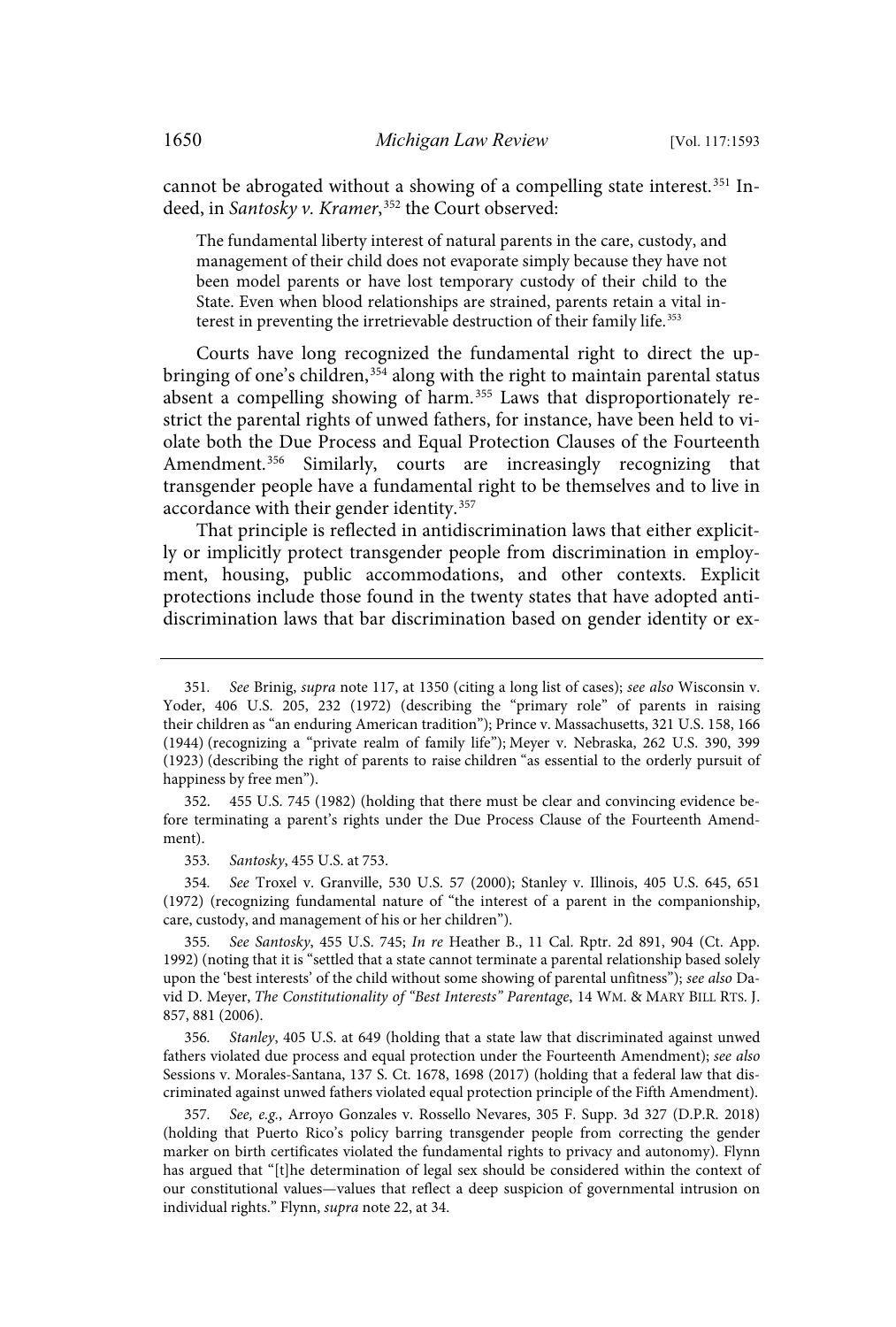cannot be abrogated without a showing of a compelling state interest.[351] Indeed, in *Santosky v. Kramer*,[352] the Court observed:

> The fundamental liberty interest of natural parents in the care, custody, and management of their child does not evaporate simply because they have not been model parents or have lost temporary custody of their child to the State. Even when blood relationships are strained, parents retain a vital interest in preventing the irretrievable destruction of their family life.[353]

Courts have long recognized the fundamental right to direct the upbringing of one's children,[354] along with the right to maintain parental status absent a compelling showing of harm.[355] Laws that disproportionately restrict the parental rights of unwed fathers, for instance, have been held to violate both the Due Process and Equal Protection Clauses of the Fourteenth Amendment.[356] Similarly, courts are increasingly recognizing that transgender people have a fundamental right to be themselves and to live in accordance with their gender identity.[357]

That principle is reflected in antidiscrimination laws that either explicitly or implicitly protect transgender people from discrimination in employment, housing, public accommodations, and other contexts. Explicit protections include those found in the twenty states that have adopted antidiscrimination laws that bar discrimination based on gender identity or ex-

---

351. *See* Brinig, *supra* note 117, at 1350 (citing a long list of cases); *see also* Wisconsin v. Yoder, 406 U.S. 205, 232 (1972) (describing the "primary role" of parents in raising their children as "an enduring American tradition"); Prince v. Massachusetts, 321 U.S. 158, 166 (1944) (recognizing a "private realm of family life"); Meyer v. Nebraska, 262 U.S. 390, 399 (1923) (describing the right of parents to raise children "as essential to the orderly pursuit of happiness by free men").

352. 455 U.S. 745 (1982) (holding that there must be clear and convincing evidence before terminating a parent's rights under the Due Process Clause of the Fourteenth Amendment).

353. *Santosky*, 455 U.S. at 753.

354. *See* Troxel v. Granville, 530 U.S. 57 (2000); Stanley v. Illinois, 405 U.S. 645, 651 (1972) (recognizing fundamental nature of "the interest of a parent in the companionship, care, custody, and management of his or her children").

355. *See Santosky*, 455 U.S. 745; *In re* Heather B., 11 Cal. Rptr. 2d 891, 904 (Ct. App. 1992) (noting that it is "settled that a state cannot terminate a parental relationship based solely upon the 'best interests' of the child without some showing of parental unfitness"); *see also* David D. Meyer, *The Constitutionality of "Best Interests" Parentage*, 14 WM. & MARY BILL RTS. J. 857, 881 (2006).

356. *Stanley*, 405 U.S. at 649 (holding that a state law that discriminated against unwed fathers violated due process and equal protection under the Fourteenth Amendment); *see also* Sessions v. Morales-Santana, 137 S. Ct. 1678, 1698 (2017) (holding that a federal law that discriminated against unwed fathers violated equal protection principle of the Fifth Amendment).

357. *See, e.g.*, Arroyo Gonzales v. Rossello Nevares, 305 F. Supp. 3d 327 (D.P.R. 2018) (holding that Puerto Rico's policy barring transgender people from correcting the gender marker on birth certificates violated the fundamental rights to privacy and autonomy). Flynn has argued that "[t]he determination of legal sex should be considered within the context of our constitutional values—values that reflect a deep suspicion of governmental intrusion on individual rights." Flynn, *supra* note 22, at 34.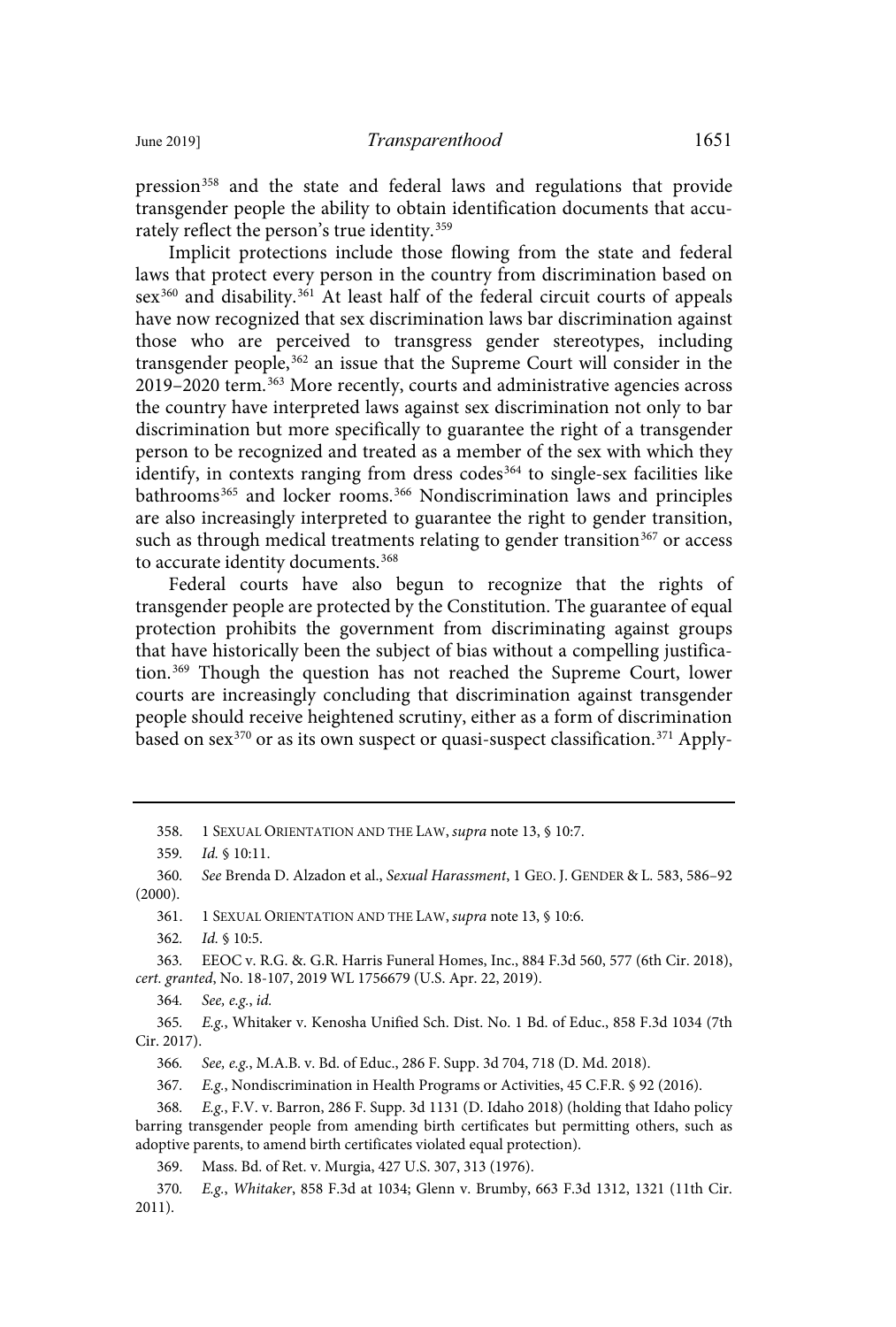pression[358] and the state and federal laws and regulations that provide transgender people the ability to obtain identification documents that accurately reflect the person's true identity.[359]

Implicit protections include those flowing from the state and federal laws that protect every person in the country from discrimination based on sex[360] and disability.[361] At least half of the federal circuit courts of appeals have now recognized that sex discrimination laws bar discrimination against those who are perceived to transgress gender stereotypes, including transgender people,[362] an issue that the Supreme Court will consider in the 2019–2020 term.[363] More recently, courts and administrative agencies across the country have interpreted laws against sex discrimination not only to bar discrimination but more specifically to guarantee the right of a transgender person to be recognized and treated as a member of the sex with which they identify, in contexts ranging from dress codes[364] to single-sex facilities like bathrooms[365] and locker rooms.[366] Nondiscrimination laws and principles are also increasingly interpreted to guarantee the right to gender transition, such as through medical treatments relating to gender transition[367] or access to accurate identity documents.[368]

Federal courts have also begun to recognize that the rights of transgender people are protected by the Constitution. The guarantee of equal protection prohibits the government from discriminating against groups that have historically been the subject of bias without a compelling justification.[369] Though the question has not reached the Supreme Court, lower courts are increasingly concluding that discrimination against transgender people should receive heightened scrutiny, either as a form of discrimination based on sex[370] or as its own suspect or quasi-suspect classification.[371] Apply-

---

358. 1 SEXUAL ORIENTATION AND THE LAW, *supra* note 13, § 10:7.

359. *Id.* § 10:11.

360. *See* Brenda D. Alzadon et al., *Sexual Harassment*, 1 GEO. J. GENDER & L. 583, 586–92 (2000).

361. 1 SEXUAL ORIENTATION AND THE LAW, *supra* note 13, § 10:6.

362. *Id.* § 10:5.

363. EEOC v. R.G. &. G.R. Harris Funeral Homes, Inc., 884 F.3d 560, 577 (6th Cir. 2018), *cert. granted*, No. 18-107, 2019 WL 1756679 (U.S. Apr. 22, 2019).

364. *See, e.g.*, *id.*

365. *E.g.*, Whitaker v. Kenosha Unified Sch. Dist. No. 1 Bd. of Educ., 858 F.3d 1034 (7th Cir. 2017).

366. *See, e.g.*, M.A.B. v. Bd. of Educ., 286 F. Supp. 3d 704, 718 (D. Md. 2018).

367. *E.g.*, Nondiscrimination in Health Programs or Activities, 45 C.F.R. § 92 (2016).

368. *E.g.*, F.V. v. Barron, 286 F. Supp. 3d 1131 (D. Idaho 2018) (holding that Idaho policy barring transgender people from amending birth certificates but permitting others, such as adoptive parents, to amend birth certificates violated equal protection).

369. Mass. Bd. of Ret. v. Murgia, 427 U.S. 307, 313 (1976).

370. *E.g.*, *Whitaker*, 858 F.3d at 1034; Glenn v. Brumby, 663 F.3d 1312, 1321 (11th Cir. 2011).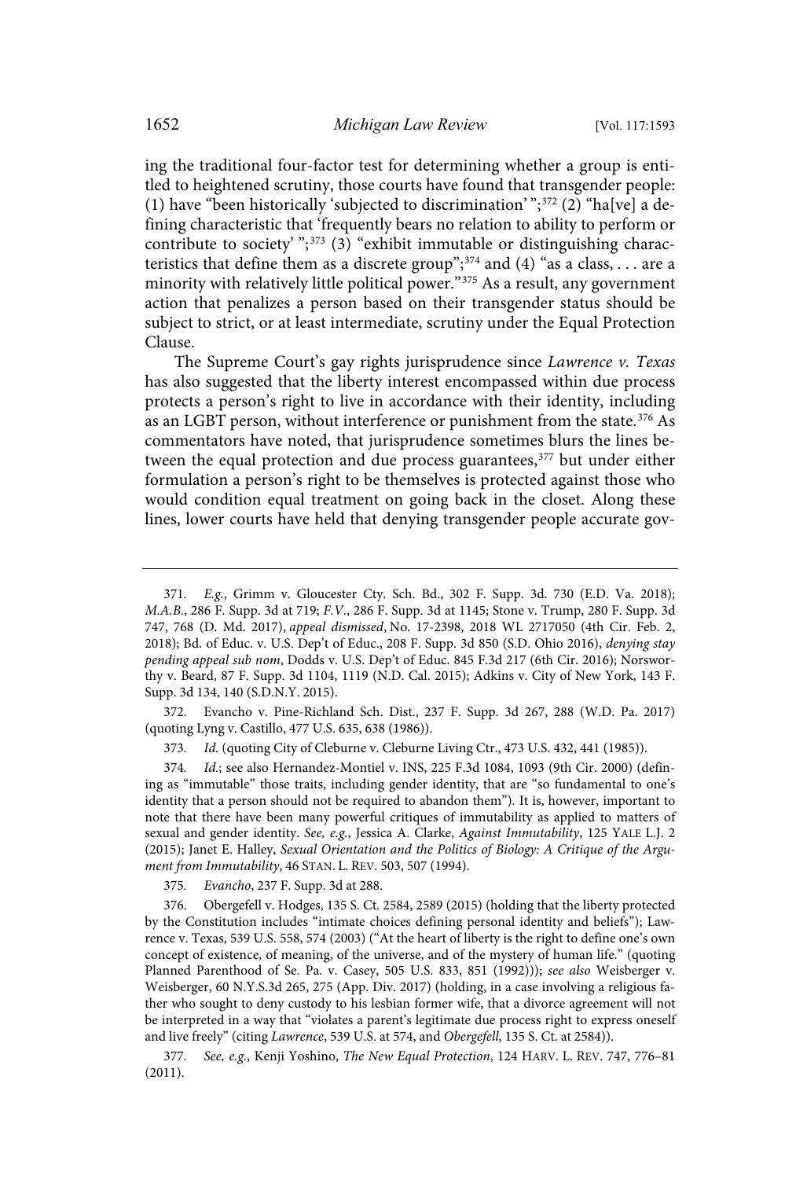ing the traditional four-factor test for determining whether a group is entitled to heightened scrutiny, those courts have found that transgender people: (1) have "been historically 'subjected to discrimination' ";[372] (2) "ha[ve] a defining characteristic that 'frequently bears no relation to ability to perform or contribute to society' ";[373] (3) "exhibit immutable or distinguishing characteristics that define them as a discrete group";[374] and (4) "as a class, . . . are a minority with relatively little political power."[375] As a result, any government action that penalizes a person based on their transgender status should be subject to strict, or at least intermediate, scrutiny under the Equal Protection Clause.

The Supreme Court's gay rights jurisprudence since *Lawrence v. Texas* has also suggested that the liberty interest encompassed within due process protects a person's right to live in accordance with their identity, including as an LGBT person, without interference or punishment from the state.[376] As commentators have noted, that jurisprudence sometimes blurs the lines between the equal protection and due process guarantees,[377] but under either formulation a person's right to be themselves is protected against those who would condition equal treatment on going back in the closet. Along these lines, lower courts have held that denying transgender people accurate gov-

---

371. *E.g.*, Grimm v. Gloucester Cty. Sch. Bd., 302 F. Supp. 3d. 730 (E.D. Va. 2018); *M.A.B.*, 286 F. Supp. 3d at 719; *F.V.*, 286 F. Supp. 3d at 1145; Stone v. Trump, 280 F. Supp. 3d 747, 768 (D. Md. 2017), *appeal dismissed*, No. 17-2398, 2018 WL 2717050 (4th Cir. Feb. 2, 2018); Bd. of Educ. v. U.S. Dep't of Educ., 208 F. Supp. 3d 850 (S.D. Ohio 2016), *denying stay pending appeal sub nom*, Dodds v. U.S. Dep't of Educ. 845 F.3d 217 (6th Cir. 2016); Norsworthy v. Beard, 87 F. Supp. 3d 1104, 1119 (N.D. Cal. 2015); Adkins v. City of New York, 143 F. Supp. 3d 134, 140 (S.D.N.Y. 2015).

372. Evancho v. Pine-Richland Sch. Dist., 237 F. Supp. 3d 267, 288 (W.D. Pa. 2017) (quoting Lyng v. Castillo, 477 U.S. 635, 638 (1986)).

373. *Id.* (quoting City of Cleburne v. Cleburne Living Ctr., 473 U.S. 432, 441 (1985)).

374. *Id.*; see also Hernandez-Montiel v. INS, 225 F.3d 1084, 1093 (9th Cir. 2000) (defining as "immutable" those traits, including gender identity, that are "so fundamental to one's identity that a person should not be required to abandon them"). It is, however, important to note that there have been many powerful critiques of immutability as applied to matters of sexual and gender identity. *See, e.g.*, Jessica A. Clarke, *Against Immutability*, 125 YALE L.J. 2 (2015); Janet E. Halley, *Sexual Orientation and the Politics of Biology: A Critique of the Argument from Immutability*, 46 STAN. L. REV. 503, 507 (1994).

375. *Evancho*, 237 F. Supp. 3d at 288.

376. Obergefell v. Hodges, 135 S. Ct. 2584, 2589 (2015) (holding that the liberty protected by the Constitution includes "intimate choices defining personal identity and beliefs"); Lawrence v. Texas, 539 U.S. 558, 574 (2003) ("At the heart of liberty is the right to define one's own concept of existence, of meaning, of the universe, and of the mystery of human life." (quoting Planned Parenthood of Se. Pa. v. Casey, 505 U.S. 833, 851 (1992))); *see also* Weisberger v. Weisberger, 60 N.Y.S.3d 265, 275 (App. Div. 2017) (holding, in a case involving a religious father who sought to deny custody to his lesbian former wife, that a divorce agreement will not be interpreted in a way that "violates a parent's legitimate due process right to express oneself and live freely" (citing *Lawrence*, 539 U.S. at 574, and *Obergefell*, 135 S. Ct. at 2584)).

377. *See, e.g.*, Kenji Yoshino, *The New Equal Protection*, 124 HARV. L. REV. 747, 776–81 (2011).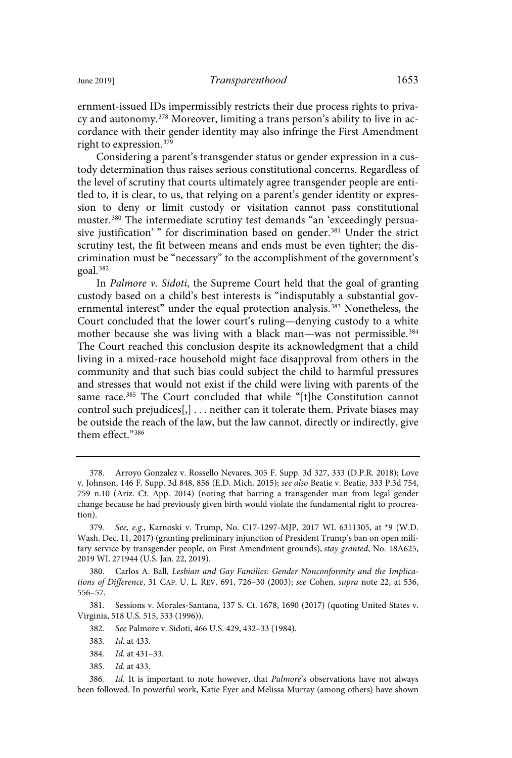ernment-issued IDs impermissibly restricts their due process rights to privacy and autonomy.[378] Moreover, limiting a trans person's ability to live in accordance with their gender identity may also infringe the First Amendment right to expression.[379]

Considering a parent's transgender status or gender expression in a custody determination thus raises serious constitutional concerns. Regardless of the level of scrutiny that courts ultimately agree transgender people are entitled to, it is clear, to us, that relying on a parent's gender identity or expression to deny or limit custody or visitation cannot pass constitutional muster.[380] The intermediate scrutiny test demands "an 'exceedingly persuasive justification' " for discrimination based on gender.[381] Under the strict scrutiny test, the fit between means and ends must be even tighter; the discrimination must be "necessary" to the accomplishment of the government's goal.[382]

In *Palmore v. Sidoti*, the Supreme Court held that the goal of granting custody based on a child's best interests is "indisputably a substantial governmental interest" under the equal protection analysis.[383] Nonetheless, the Court concluded that the lower court's ruling—denying custody to a white mother because she was living with a black man—was not permissible.[384] The Court reached this conclusion despite its acknowledgment that a child living in a mixed-race household might face disapproval from others in the community and that such bias could subject the child to harmful pressures and stresses that would not exist if the child were living with parents of the same race.[385] The Court concluded that while "[t]he Constitution cannot control such prejudices[,] . . . neither can it tolerate them. Private biases may be outside the reach of the law, but the law cannot, directly or indirectly, give them effect."[386]

---

378. Arroyo Gonzalez v. Rossello Nevares, 305 F. Supp. 3d 327, 333 (D.P.R. 2018); Love v. Johnson, 146 F. Supp. 3d 848, 856 (E.D. Mich. 2015); *see also* Beatie v. Beatie, 333 P.3d 754, 759 n.10 (Ariz. Ct. App. 2014) (noting that barring a transgender man from legal gender change because he had previously given birth would violate the fundamental right to procreation).

379. *See, e.g.*, Karnoski v. Trump, No. C17-1297-MJP, 2017 WL 6311305, at *9 (W.D. Wash. Dec. 11, 2017) (granting preliminary injunction of President Trump's ban on open military service by transgender people, on First Amendment grounds), *stay granted*, No. 18A625, 2019 WL 271944 (U.S. Jan. 22, 2019).

380. Carlos A. Ball, *Lesbian and Gay Families: Gender Nonconformity and the Implications of Difference*, 31 CAP. U. L. REV. 691, 726–30 (2003); *see* Cohen, *supra* note 22, at 536, 556–57.

381. Sessions v. Morales-Santana, 137 S. Ct. 1678, 1690 (2017) (quoting United States v. Virginia, 518 U.S. 515, 533 (1996)).

382. *See* Palmore v. Sidoti, 466 U.S. 429, 432–33 (1984).

383. *Id.* at 433.

384. *Id.* at 431–33.

385. *Id.* at 433.

386. *Id.* It is important to note however, that *Palmore*'s observations have not always been followed. In powerful work, Katie Eyer and Melissa Murray (among others) have shown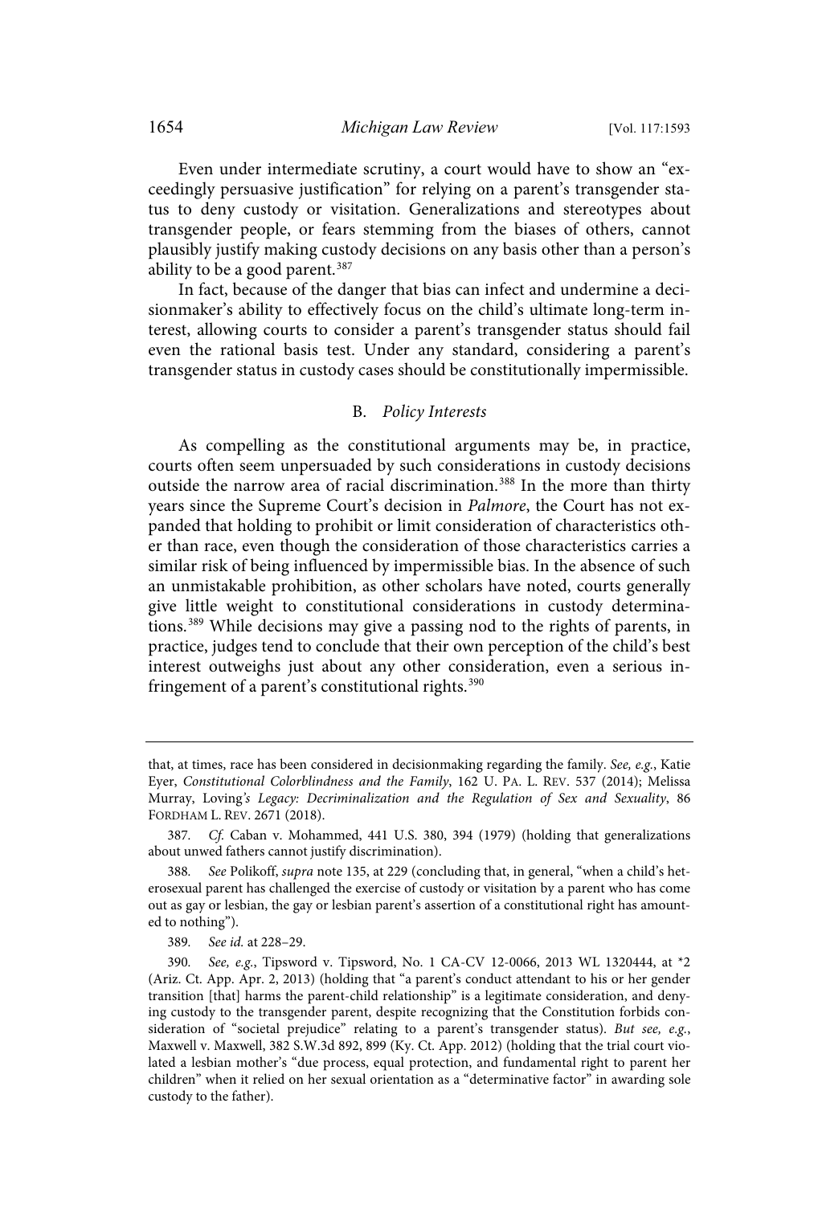Even under intermediate scrutiny, a court would have to show an "exceedingly persuasive justification" for relying on a parent's transgender status to deny custody or visitation. Generalizations and stereotypes about transgender people, or fears stemming from the biases of others, cannot plausibly justify making custody decisions on any basis other than a person's ability to be a good parent.[387]

In fact, because of the danger that bias can infect and undermine a decisionmaker's ability to effectively focus on the child's ultimate long-term interest, allowing courts to consider a parent's transgender status should fail even the rational basis test. Under any standard, considering a parent's transgender status in custody cases should be constitutionally impermissible.

### B. *Policy Interests*

As compelling as the constitutional arguments may be, in practice, courts often seem unpersuaded by such considerations in custody decisions outside the narrow area of racial discrimination.[388] In the more than thirty years since the Supreme Court's decision in *Palmore*, the Court has not expanded that holding to prohibit or limit consideration of characteristics other than race, even though the consideration of those characteristics carries a similar risk of being influenced by impermissible bias. In the absence of such an unmistakable prohibition, as other scholars have noted, courts generally give little weight to constitutional considerations in custody determinations.[389] While decisions may give a passing nod to the rights of parents, in practice, judges tend to conclude that their own perception of the child's best interest outweighs just about any other consideration, even a serious infringement of a parent's constitutional rights.[390]

---

that, at times, race has been considered in decisionmaking regarding the family. *See, e.g.*, Katie Eyer, *Constitutional Colorblindness and the Family*, 162 U. PA. L. REV. 537 (2014); Melissa Murray, *Loving's Legacy: Decriminalization and the Regulation of Sex and Sexuality*, 86 FORDHAM L. REV. 2671 (2018).

387. *Cf.* Caban v. Mohammed, 441 U.S. 380, 394 (1979) (holding that generalizations about unwed fathers cannot justify discrimination).

388. *See* Polikoff, *supra* note 135, at 229 (concluding that, in general, "when a child's heterosexual parent has challenged the exercise of custody or visitation by a parent who has come out as gay or lesbian, the gay or lesbian parent's assertion of a constitutional right has amounted to nothing").

389. *See id.* at 228–29.

390. *See, e.g.*, Tipsword v. Tipsword, No. 1 CA-CV 12-0066, 2013 WL 1320444, at *2 (Ariz. Ct. App. Apr. 2, 2013) (holding that "a parent's conduct attendant to his or her gender transition [that] harms the parent-child relationship" is a legitimate consideration, and denying custody to the transgender parent, despite recognizing that the Constitution forbids consideration of "societal prejudice" relating to a parent's transgender status). *But see, e.g.*, Maxwell v. Maxwell, 382 S.W.3d 892, 899 (Ky. Ct. App. 2012) (holding that the trial court violated a lesbian mother's "due process, equal protection, and fundamental right to parent her children" when it relied on her sexual orientation as a "determinative factor" in awarding sole custody to the father).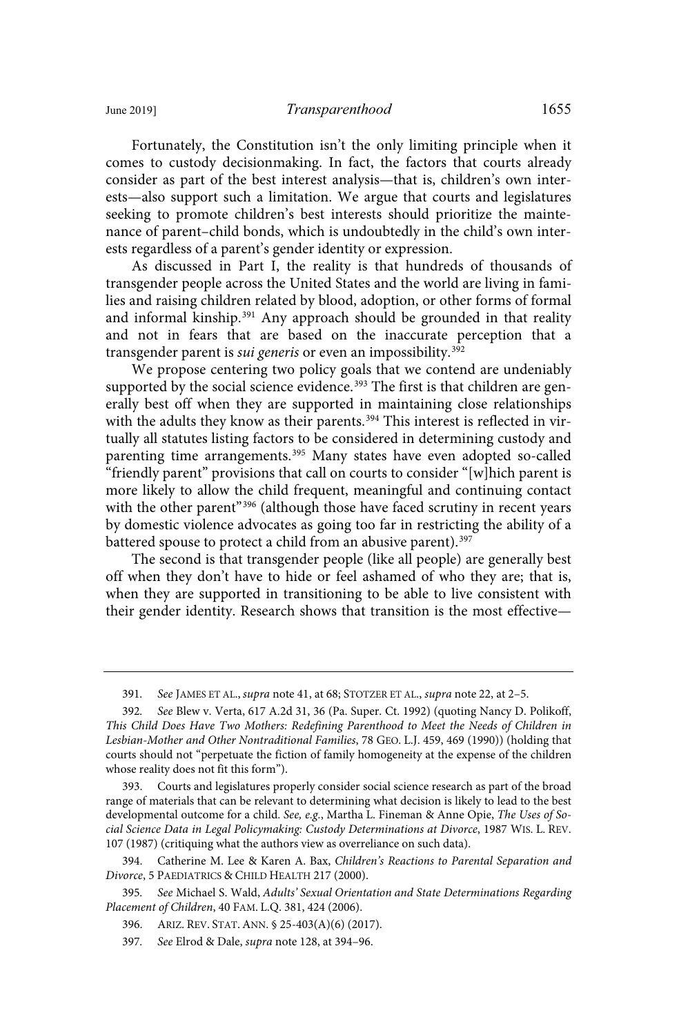Fortunately, the Constitution isn't the only limiting principle when it comes to custody decisionmaking. In fact, the factors that courts already consider as part of the best interest analysis—that is, children's own interests—also support such a limitation. We argue that courts and legislatures seeking to promote children's best interests should prioritize the maintenance of parent–child bonds, which is undoubtedly in the child's own interests regardless of a parent's gender identity or expression.

As discussed in Part I, the reality is that hundreds of thousands of transgender people across the United States and the world are living in families and raising children related by blood, adoption, or other forms of formal and informal kinship.[391] Any approach should be grounded in that reality and not in fears that are based on the inaccurate perception that a transgender parent is *sui generis* or even an impossibility.[392]

We propose centering two policy goals that we contend are undeniably supported by the social science evidence.[393] The first is that children are generally best off when they are supported in maintaining close relationships with the adults they know as their parents.[394] This interest is reflected in virtually all statutes listing factors to be considered in determining custody and parenting time arrangements.[395] Many states have even adopted so-called "friendly parent" provisions that call on courts to consider "[w]hich parent is more likely to allow the child frequent, meaningful and continuing contact with the other parent"[396] (although those have faced scrutiny in recent years by domestic violence advocates as going too far in restricting the ability of a battered spouse to protect a child from an abusive parent).[397]

The second is that transgender people (like all people) are generally best off when they don't have to hide or feel ashamed of who they are; that is, when they are supported in transitioning to be able to live consistent with their gender identity. Research shows that transition is the most effective—

---

391. *See* JAMES ET AL., *supra* note 41, at 68; STOTZER ET AL., *supra* note 22, at 2–5.

392. *See* Blew v. Verta, 617 A.2d 31, 36 (Pa. Super. Ct. 1992) (quoting Nancy D. Polikoff, *This Child Does Have Two Mothers: Redefining Parenthood to Meet the Needs of Children in Lesbian-Mother and Other Nontraditional Families*, 78 GEO. L.J. 459, 469 (1990)) (holding that courts should not "perpetuate the fiction of family homogeneity at the expense of the children whose reality does not fit this form").

393. Courts and legislatures properly consider social science research as part of the broad range of materials that can be relevant to determining what decision is likely to lead to the best developmental outcome for a child. *See, e.g.*, Martha L. Fineman & Anne Opie, *The Uses of Social Science Data in Legal Policymaking: Custody Determinations at Divorce*, 1987 WIS. L. REV. 107 (1987) (critiquing what the authors view as overreliance on such data).

394. Catherine M. Lee & Karen A. Bax, *Children's Reactions to Parental Separation and Divorce*, 5 PAEDIATRICS & CHILD HEALTH 217 (2000).

395. *See* Michael S. Wald, *Adults' Sexual Orientation and State Determinations Regarding Placement of Children*, 40 FAM. L.Q. 381, 424 (2006).

396. ARIZ. REV. STAT. ANN. § 25-403(A)(6) (2017).

397. *See* Elrod & Dale, *supra* note 128, at 394–96.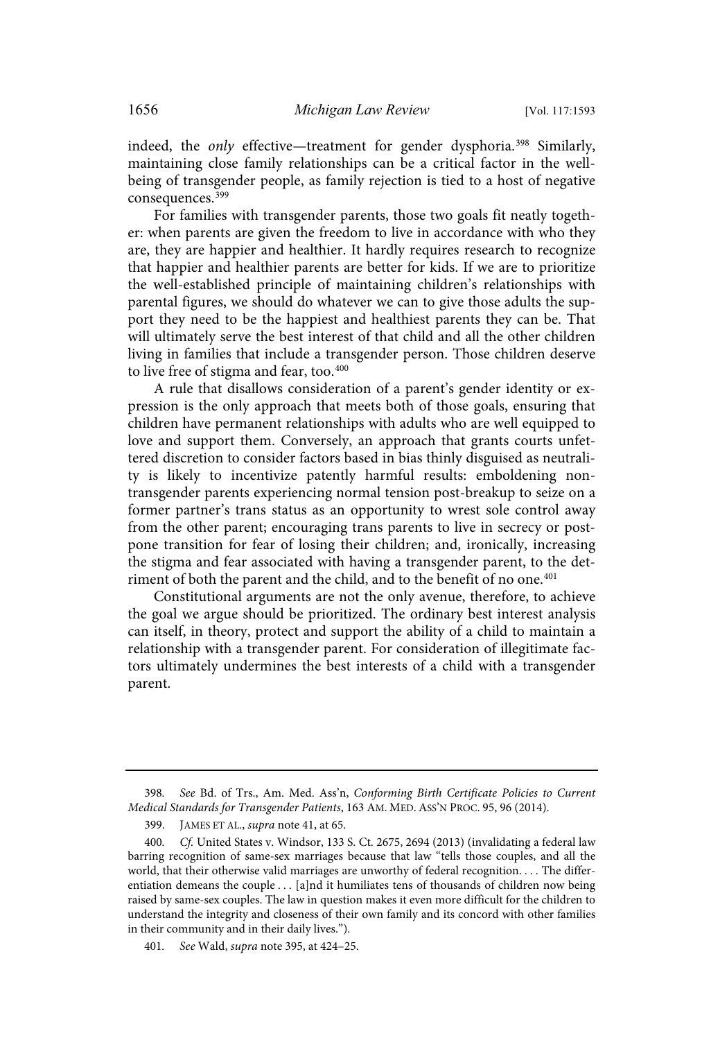indeed, the *only* effective—treatment for gender dysphoria.[398] Similarly, maintaining close family relationships can be a critical factor in the well-being of transgender people, as family rejection is tied to a host of negative consequences.[399]

For families with transgender parents, those two goals fit neatly together: when parents are given the freedom to live in accordance with who they are, they are happier and healthier. It hardly requires research to recognize that happier and healthier parents are better for kids. If we are to prioritize the well-established principle of maintaining children's relationships with parental figures, we should do whatever we can to give those adults the support they need to be the happiest and healthiest parents they can be. That will ultimately serve the best interest of that child and all the other children living in families that include a transgender person. Those children deserve to live free of stigma and fear, too.[400]

A rule that disallows consideration of a parent's gender identity or expression is the only approach that meets both of those goals, ensuring that children have permanent relationships with adults who are well equipped to love and support them. Conversely, an approach that grants courts unfettered discretion to consider factors based in bias thinly disguised as neutrality is likely to incentivize patently harmful results: emboldening non-transgender parents experiencing normal tension post-breakup to seize on a former partner's trans status as an opportunity to wrest sole control away from the other parent; encouraging trans parents to live in secrecy or postpone transition for fear of losing their children; and, ironically, increasing the stigma and fear associated with having a transgender parent, to the detriment of both the parent and the child, and to the benefit of no one.[401]

Constitutional arguments are not the only avenue, therefore, to achieve the goal we argue should be prioritized. The ordinary best interest analysis can itself, in theory, protect and support the ability of a child to maintain a relationship with a transgender parent. For consideration of illegitimate factors ultimately undermines the best interests of a child with a transgender parent.

---

398. *See* Bd. of Trs., Am. Med. Ass'n, *Conforming Birth Certificate Policies to Current Medical Standards for Transgender Patients*, 163 AM. MED. ASS'N PROC. 95, 96 (2014).

399. JAMES ET AL., *supra* note 41, at 65.

400. *Cf.* United States v. Windsor, 133 S. Ct. 2675, 2694 (2013) (invalidating a federal law barring recognition of same-sex marriages because that law "tells those couples, and all the world, that their otherwise valid marriages are unworthy of federal recognition. . . . The differentiation demeans the couple . . . [a]nd it humiliates tens of thousands of children now being raised by same-sex couples. The law in question makes it even more difficult for the children to understand the integrity and closeness of their own family and its concord with other families in their community and in their daily lives.").

401. *See* Wald, *supra* note 395, at 424–25.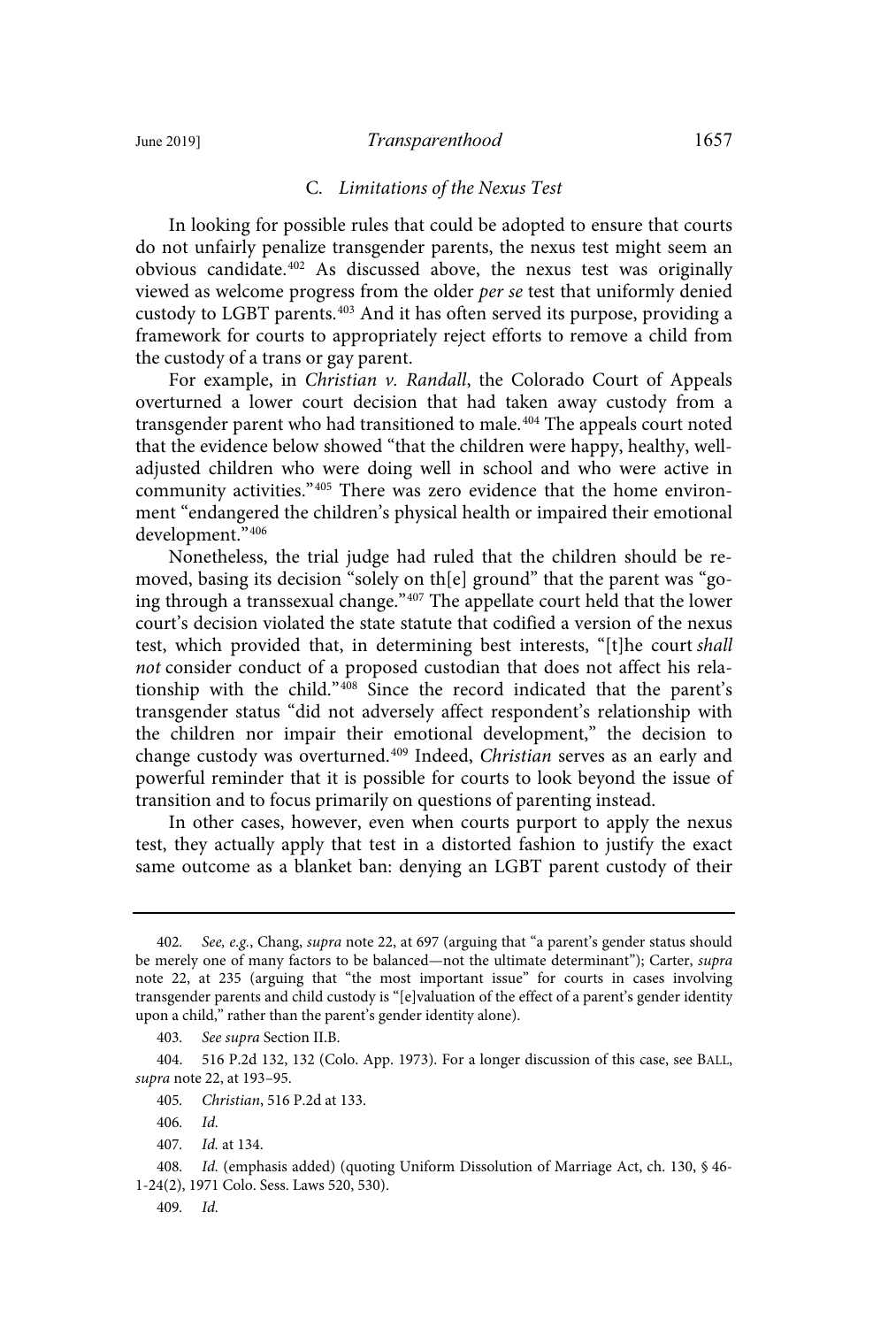### C. *Limitations of the Nexus Test*

In looking for possible rules that could be adopted to ensure that courts do not unfairly penalize transgender parents, the nexus test might seem an obvious candidate.[402] As discussed above, the nexus test was originally viewed as welcome progress from the older *per se* test that uniformly denied custody to LGBT parents.[403] And it has often served its purpose, providing a framework for courts to appropriately reject efforts to remove a child from the custody of a trans or gay parent.

For example, in *Christian v. Randall*, the Colorado Court of Appeals overturned a lower court decision that had taken away custody from a transgender parent who had transitioned to male.[404] The appeals court noted that the evidence below showed "that the children were happy, healthy, well-adjusted children who were doing well in school and who were active in community activities."[405] There was zero evidence that the home environment "endangered the children's physical health or impaired their emotional development."[406]

Nonetheless, the trial judge had ruled that the children should be removed, basing its decision "solely on th[e] ground" that the parent was "going through a transsexual change."[407] The appellate court held that the lower court's decision violated the state statute that codified a version of the nexus test, which provided that, in determining best interests, "[t]he court *shall not* consider conduct of a proposed custodian that does not affect his relationship with the child."[408] Since the record indicated that the parent's transgender status "did not adversely affect respondent's relationship with the children nor impair their emotional development," the decision to change custody was overturned.[409] Indeed, *Christian* serves as an early and powerful reminder that it is possible for courts to look beyond the issue of transition and to focus primarily on questions of parenting instead.

In other cases, however, even when courts purport to apply the nexus test, they actually apply that test in a distorted fashion to justify the exact same outcome as a blanket ban: denying an LGBT parent custody of their

---

402. *See, e.g.*, Chang, *supra* note 22, at 697 (arguing that "a parent's gender status should be merely one of many factors to be balanced—not the ultimate determinant"); Carter, *supra* note 22, at 235 (arguing that "the most important issue" for courts in cases involving transgender parents and child custody is "[e]valuation of the effect of a parent's gender identity upon a child," rather than the parent's gender identity alone).

403. *See supra* Section II.B.

404. 516 P.2d 132, 132 (Colo. App. 1973). For a longer discussion of this case, see BALL, *supra* note 22, at 193–95.

405. *Christian*, 516 P.2d at 133.

406. *Id.*

407. *Id.* at 134.

408. *Id.* (emphasis added) (quoting Uniform Dissolution of Marriage Act, ch. 130, § 46-1-24(2), 1971 Colo. Sess. Laws 520, 530).

409. *Id.*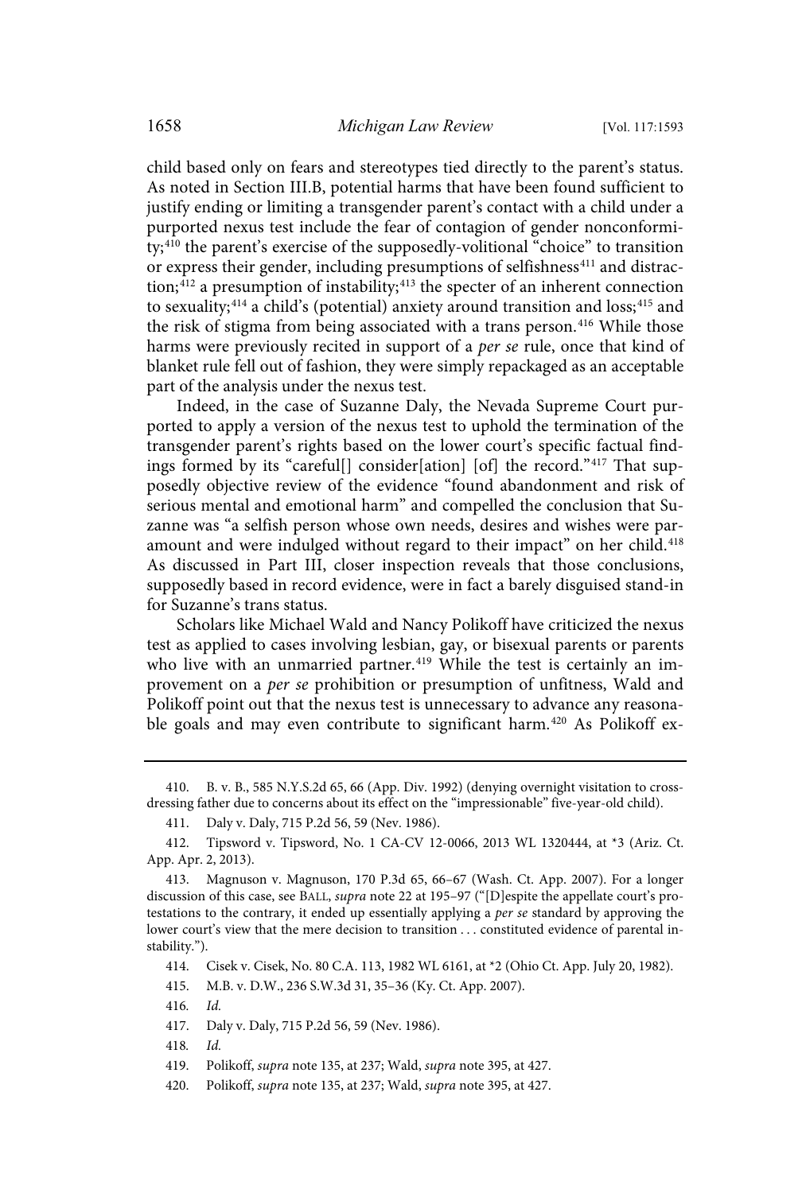child based only on fears and stereotypes tied directly to the parent's status. As noted in Section III.B, potential harms that have been found sufficient to justify ending or limiting a transgender parent's contact with a child under a purported nexus test include the fear of contagion of gender nonconformity;[410] the parent's exercise of the supposedly-volitional "choice" to transition or express their gender, including presumptions of selfishness[411] and distraction;[412] a presumption of instability;[413] the specter of an inherent connection to sexuality;[414] a child's (potential) anxiety around transition and loss;[415] and the risk of stigma from being associated with a trans person.[416] While those harms were previously recited in support of a *per se* rule, once that kind of blanket rule fell out of fashion, they were simply repackaged as an acceptable part of the analysis under the nexus test.

Indeed, in the case of Suzanne Daly, the Nevada Supreme Court purported to apply a version of the nexus test to uphold the termination of the transgender parent's rights based on the lower court's specific factual findings formed by its "careful[] consider[ation] [of] the record."[417] That supposedly objective review of the evidence "found abandonment and risk of serious mental and emotional harm" and compelled the conclusion that Suzanne was "a selfish person whose own needs, desires and wishes were paramount and were indulged without regard to their impact" on her child.[418] As discussed in Part III, closer inspection reveals that those conclusions, supposedly based in record evidence, were in fact a barely disguised stand-in for Suzanne's trans status.

Scholars like Michael Wald and Nancy Polikoff have criticized the nexus test as applied to cases involving lesbian, gay, or bisexual parents or parents who live with an unmarried partner.[419] While the test is certainly an improvement on a *per se* prohibition or presumption of unfitness, Wald and Polikoff point out that the nexus test is unnecessary to advance any reasonable goals and may even contribute to significant harm.[420] As Polikoff ex-

---

410. B. v. B., 585 N.Y.S.2d 65, 66 (App. Div. 1992) (denying overnight visitation to cross-dressing father due to concerns about its effect on the "impressionable" five-year-old child).

411. Daly v. Daly, 715 P.2d 56, 59 (Nev. 1986).

412. Tipsword v. Tipsword, No. 1 CA-CV 12-0066, 2013 WL 1320444, at *3 (Ariz. Ct. App. Apr. 2, 2013).

413. Magnuson v. Magnuson, 170 P.3d 65, 66–67 (Wash. Ct. App. 2007). For a longer discussion of this case, see BALL, *supra* note 22 at 195–97 ("[D]espite the appellate court's protestations to the contrary, it ended up essentially applying a *per se* standard by approving the lower court's view that the mere decision to transition . . . constituted evidence of parental instability.").

414. Cisek v. Cisek, No. 80 C.A. 113, 1982 WL 6161, at *2 (Ohio Ct. App. July 20, 1982).

415. M.B. v. D.W., 236 S.W.3d 31, 35–36 (Ky. Ct. App. 2007).

416. *Id.*

417. Daly v. Daly, 715 P.2d 56, 59 (Nev. 1986).

418. *Id.*

419. Polikoff, *supra* note 135, at 237; Wald, *supra* note 395, at 427.

420. Polikoff, *supra* note 135, at 237; Wald, *supra* note 395, at 427.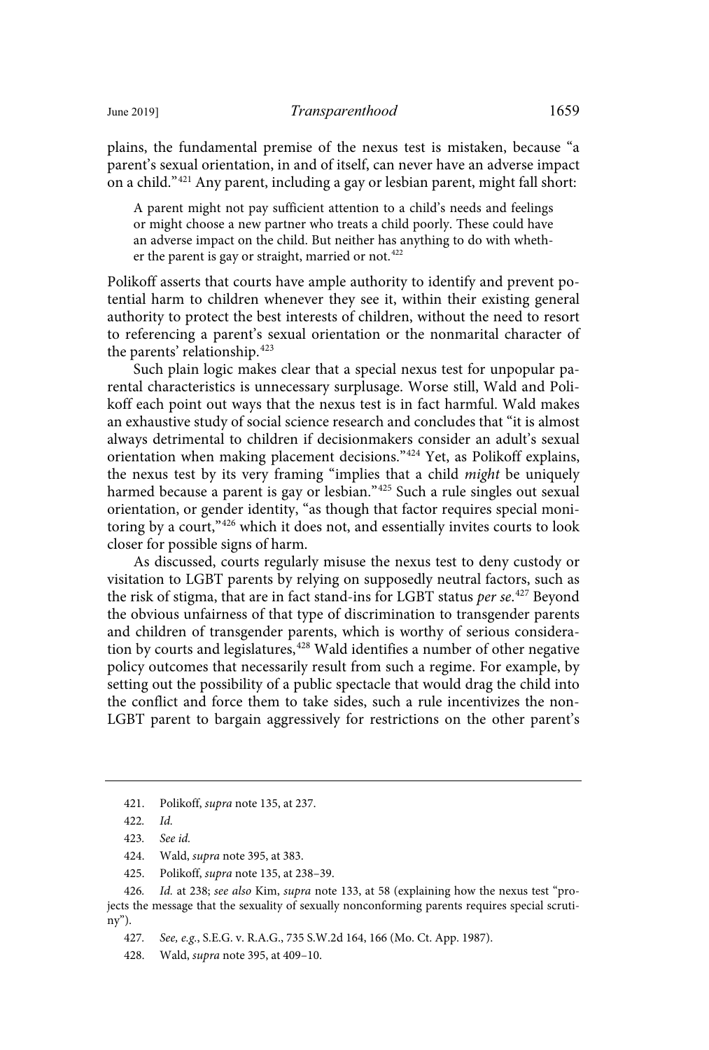plains, the fundamental premise of the nexus test is mistaken, because "a parent's sexual orientation, in and of itself, can never have an adverse impact on a child."[421] Any parent, including a gay or lesbian parent, might fall short:

> A parent might not pay sufficient attention to a child's needs and feelings or might choose a new partner who treats a child poorly. These could have an adverse impact on the child. But neither has anything to do with whether the parent is gay or straight, married or not.[422]

Polikoff asserts that courts have ample authority to identify and prevent potential harm to children whenever they see it, within their existing general authority to protect the best interests of children, without the need to resort to referencing a parent's sexual orientation or the nonmarital character of the parents' relationship.[423]

Such plain logic makes clear that a special nexus test for unpopular parental characteristics is unnecessary surplusage. Worse still, Wald and Polikoff each point out ways that the nexus test is in fact harmful. Wald makes an exhaustive study of social science research and concludes that "it is almost always detrimental to children if decisionmakers consider an adult's sexual orientation when making placement decisions."[424] Yet, as Polikoff explains, the nexus test by its very framing "implies that a child *might* be uniquely harmed because a parent is gay or lesbian."[425] Such a rule singles out sexual orientation, or gender identity, "as though that factor requires special monitoring by a court,"[426] which it does not, and essentially invites courts to look closer for possible signs of harm.

As discussed, courts regularly misuse the nexus test to deny custody or visitation to LGBT parents by relying on supposedly neutral factors, such as the risk of stigma, that are in fact stand-ins for LGBT status *per se*.[427] Beyond the obvious unfairness of that type of discrimination to transgender parents and children of transgender parents, which is worthy of serious consideration by courts and legislatures,[428] Wald identifies a number of other negative policy outcomes that necessarily result from such a regime. For example, by setting out the possibility of a public spectacle that would drag the child into the conflict and force them to take sides, such a rule incentivizes the non-LGBT parent to bargain aggressively for restrictions on the other parent's

---

421. Polikoff, *supra* note 135, at 237.

422. *Id.*

423. *See id.*

424. Wald, *supra* note 395, at 383.

425. Polikoff, *supra* note 135, at 238–39.

426. *Id.* at 238; *see also* Kim, *supra* note 133, at 58 (explaining how the nexus test "projects the message that the sexuality of sexually nonconforming parents requires special scrutiny").

427. *See, e.g.*, S.E.G. v. R.A.G., 735 S.W.2d 164, 166 (Mo. Ct. App. 1987).

428. Wald, *supra* note 395, at 409–10.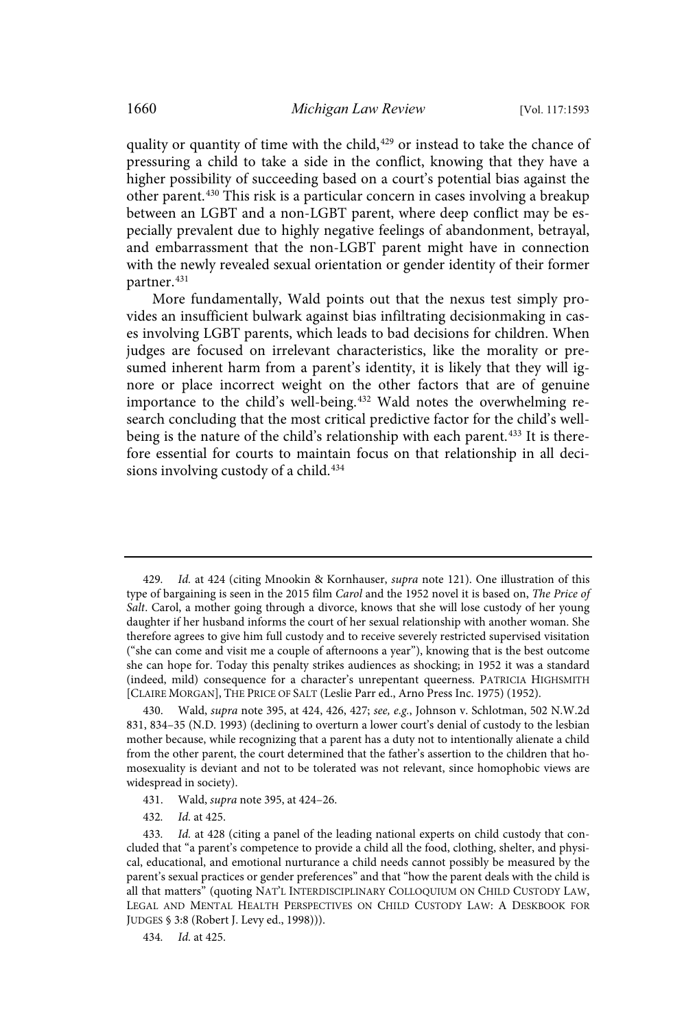quality or quantity of time with the child,[429] or instead to take the chance of pressuring a child to take a side in the conflict, knowing that they have a higher possibility of succeeding based on a court's potential bias against the other parent.[430] This risk is a particular concern in cases involving a breakup between an LGBT and a non-LGBT parent, where deep conflict may be especially prevalent due to highly negative feelings of abandonment, betrayal, and embarrassment that the non-LGBT parent might have in connection with the newly revealed sexual orientation or gender identity of their former partner.[431]

More fundamentally, Wald points out that the nexus test simply provides an insufficient bulwark against bias infiltrating decisionmaking in cases involving LGBT parents, which leads to bad decisions for children. When judges are focused on irrelevant characteristics, like the morality or presumed inherent harm from a parent's identity, it is likely that they will ignore or place incorrect weight on the other factors that are of genuine importance to the child's well-being.[432] Wald notes the overwhelming research concluding that the most critical predictive factor for the child's well-being is the nature of the child's relationship with each parent.[433] It is therefore essential for courts to maintain focus on that relationship in all decisions involving custody of a child.[434]

---

429. *Id.* at 424 (citing Mnookin & Kornhauser, *supra* note 121). One illustration of this type of bargaining is seen in the 2015 film *Carol* and the 1952 novel it is based on, *The Price of Salt*. Carol, a mother going through a divorce, knows that she will lose custody of her young daughter if her husband informs the court of her sexual relationship with another woman. She therefore agrees to give him full custody and to receive severely restricted supervised visitation ("she can come and visit me a couple of afternoons a year"), knowing that is the best outcome she can hope for. Today this penalty strikes audiences as shocking; in 1952 it was a standard (indeed, mild) consequence for a character's unrepentant queerness. PATRICIA HIGHSMITH [CLAIRE MORGAN], THE PRICE OF SALT (Leslie Parr ed., Arno Press Inc. 1975) (1952).

430. Wald, *supra* note 395, at 424, 426, 427; *see, e.g.*, Johnson v. Schlotman, 502 N.W.2d 831, 834–35 (N.D. 1993) (declining to overturn a lower court's denial of custody to the lesbian mother because, while recognizing that a parent has a duty not to intentionally alienate a child from the other parent, the court determined that the father's assertion to the children that homosexuality is deviant and not to be tolerated was not relevant, since homophobic views are widespread in society).

431. Wald, *supra* note 395, at 424–26.

432. *Id.* at 425.

433. *Id.* at 428 (citing a panel of the leading national experts on child custody that concluded that "a parent's competence to provide a child all the food, clothing, shelter, and physical, educational, and emotional nurturance a child needs cannot possibly be measured by the parent's sexual practices or gender preferences" and that "how the parent deals with the child is all that matters" (quoting NAT'L INTERDISCIPLINARY COLLOQUIUM ON CHILD CUSTODY LAW, LEGAL AND MENTAL HEALTH PERSPECTIVES ON CHILD CUSTODY LAW: A DESKBOOK FOR JUDGES § 3:8 (Robert J. Levy ed., 1998))).

434. *Id.* at 425.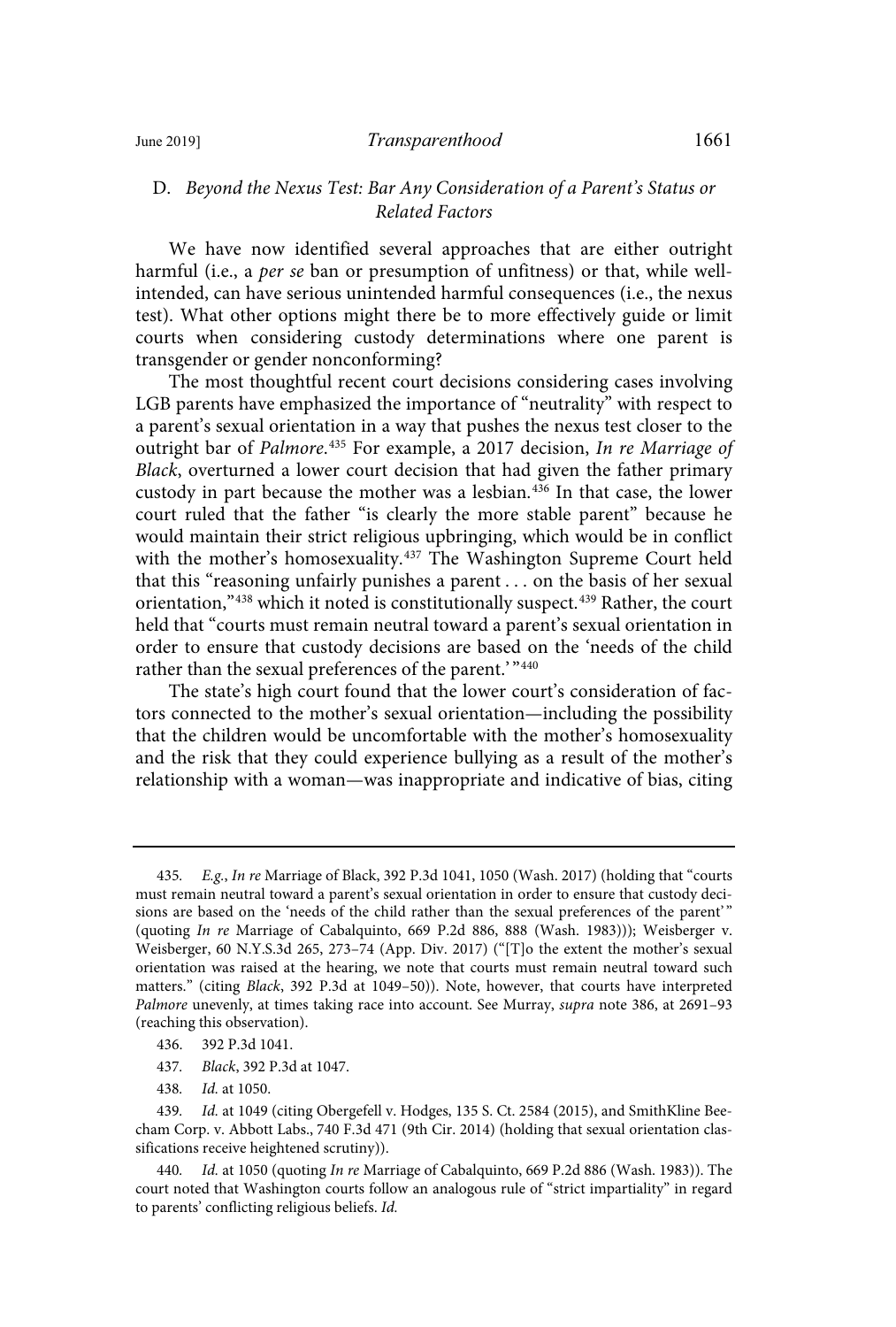### D. *Beyond the Nexus Test: Bar Any Consideration of a Parent's Status or Related Factors*

We have now identified several approaches that are either outright harmful (i.e., a *per se* ban or presumption of unfitness) or that, while well-intended, can have serious unintended harmful consequences (i.e., the nexus test). What other options might there be to more effectively guide or limit courts when considering custody determinations where one parent is transgender or gender nonconforming?

The most thoughtful recent court decisions considering cases involving LGB parents have emphasized the importance of "neutrality" with respect to a parent's sexual orientation in a way that pushes the nexus test closer to the outright bar of *Palmore*.[435] For example, a 2017 decision, *In re Marriage of Black*, overturned a lower court decision that had given the father primary custody in part because the mother was a lesbian.[436] In that case, the lower court ruled that the father "is clearly the more stable parent" because he would maintain their strict religious upbringing, which would be in conflict with the mother's homosexuality.[437] The Washington Supreme Court held that this "reasoning unfairly punishes a parent . . . on the basis of her sexual orientation,"[438] which it noted is constitutionally suspect.[439] Rather, the court held that "courts must remain neutral toward a parent's sexual orientation in order to ensure that custody decisions are based on the 'needs of the child rather than the sexual preferences of the parent.'"[440]

The state's high court found that the lower court's consideration of factors connected to the mother's sexual orientation—including the possibility that the children would be uncomfortable with the mother's homosexuality and the risk that they could experience bullying as a result of the mother's relationship with a woman—was inappropriate and indicative of bias, citing

---

435. *E.g.*, *In re* Marriage of Black, 392 P.3d 1041, 1050 (Wash. 2017) (holding that "courts must remain neutral toward a parent's sexual orientation in order to ensure that custody decisions are based on the 'needs of the child rather than the sexual preferences of the parent'" (quoting *In re* Marriage of Cabalquinto, 669 P.2d 886, 888 (Wash. 1983))); Weisberger v. Weisberger, 60 N.Y.S.3d 265, 273–74 (App. Div. 2017) ("[T]o the extent the mother's sexual orientation was raised at the hearing, we note that courts must remain neutral toward such matters." (citing *Black*, 392 P.3d at 1049–50)). Note, however, that courts have interpreted *Palmore* unevenly, at times taking race into account. See Murray, *supra* note 386, at 2691–93 (reaching this observation).

436. 392 P.3d 1041.

437. *Black*, 392 P.3d at 1047.

438. *Id.* at 1050.

439. *Id.* at 1049 (citing Obergefell v. Hodges, 135 S. Ct. 2584 (2015), and SmithKline Beecham Corp. v. Abbott Labs., 740 F.3d 471 (9th Cir. 2014) (holding that sexual orientation classifications receive heightened scrutiny)).

440. *Id.* at 1050 (quoting *In re* Marriage of Cabalquinto, 669 P.2d 886 (Wash. 1983)). The court noted that Washington courts follow an analogous rule of "strict impartiality" in regard to parents' conflicting religious beliefs. *Id.*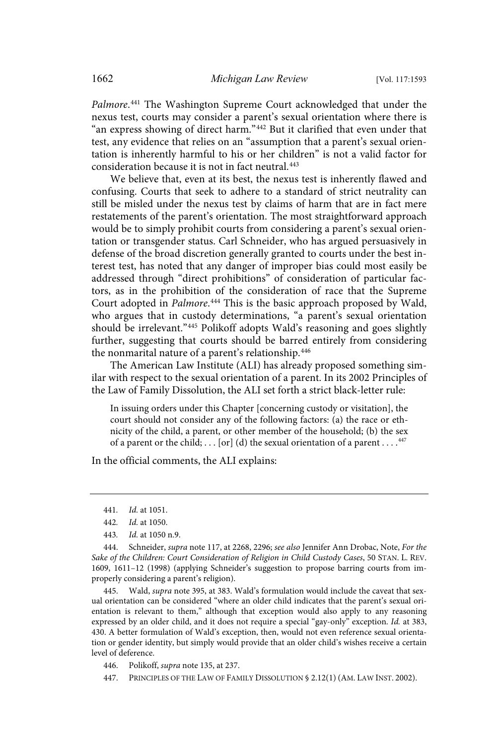*Palmore*.[441] The Washington Supreme Court acknowledged that under the nexus test, courts may consider a parent's sexual orientation where there is "an express showing of direct harm."[442] But it clarified that even under that test, any evidence that relies on an "assumption that a parent's sexual orientation is inherently harmful to his or her children" is not a valid factor for consideration because it is not in fact neutral.[443]

We believe that, even at its best, the nexus test is inherently flawed and confusing. Courts that seek to adhere to a standard of strict neutrality can still be misled under the nexus test by claims of harm that are in fact mere restatements of the parent's orientation. The most straightforward approach would be to simply prohibit courts from considering a parent's sexual orientation or transgender status. Carl Schneider, who has argued persuasively in defense of the broad discretion generally granted to courts under the best interest test, has noted that any danger of improper bias could most easily be addressed through "direct prohibitions" of consideration of particular factors, as in the prohibition of the consideration of race that the Supreme Court adopted in *Palmore*.[444] This is the basic approach proposed by Wald, who argues that in custody determinations, "a parent's sexual orientation should be irrelevant."[445] Polikoff adopts Wald's reasoning and goes slightly further, suggesting that courts should be barred entirely from considering the nonmarital nature of a parent's relationship.[446]

The American Law Institute (ALI) has already proposed something similar with respect to the sexual orientation of a parent. In its 2002 Principles of the Law of Family Dissolution, the ALI set forth a strict black-letter rule:

> In issuing orders under this Chapter [concerning custody or visitation], the court should not consider any of the following factors: (a) the race or ethnicity of the child, a parent, or other member of the household; (b) the sex of a parent or the child; . . . [or] (d) the sexual orientation of a parent . . . .[447]

In the official comments, the ALI explains:

---

441. *Id.* at 1051.

442. *Id.* at 1050.

443. *Id.* at 1050 n.9.

444. Schneider, *supra* note 117, at 2268, 2296; *see also* Jennifer Ann Drobac, Note, *For the Sake of the Children: Court Consideration of Religion in Child Custody Cases*, 50 STAN. L. REV. 1609, 1611–12 (1998) (applying Schneider's suggestion to propose barring courts from improperly considering a parent's religion).

445. Wald, *supra* note 395, at 383. Wald's formulation would include the caveat that sexual orientation can be considered "where an older child indicates that the parent's sexual orientation is relevant to them," although that exception would also apply to any reasoning expressed by an older child, and it does not require a special "gay-only" exception. *Id.* at 383, 430. A better formulation of Wald's exception, then, would not even reference sexual orientation or gender identity, but simply would provide that an older child's wishes receive a certain level of deference.

446. Polikoff, *supra* note 135, at 237.

447. PRINCIPLES OF THE LAW OF FAMILY DISSOLUTION § 2.12(1) (AM. LAW INST. 2002).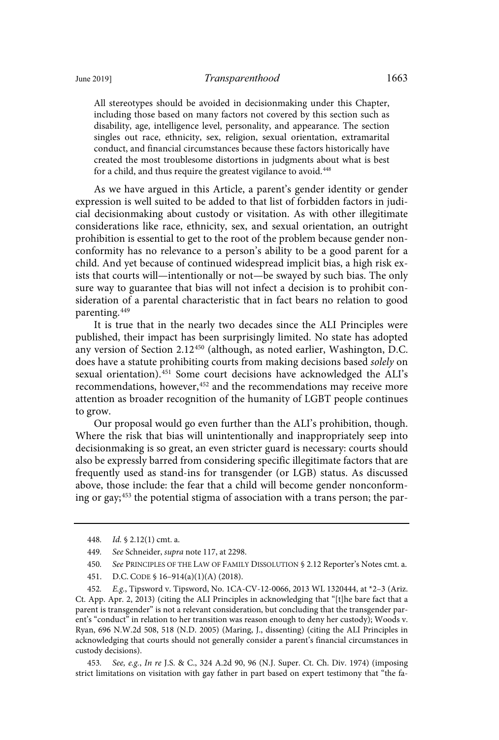> All stereotypes should be avoided in decisionmaking under this Chapter, including those based on many factors not covered by this section such as disability, age, intelligence level, personality, and appearance. The section singles out race, ethnicity, sex, religion, sexual orientation, extramarital conduct, and financial circumstances because these factors historically have created the most troublesome distortions in judgments about what is best for a child, and thus require the greatest vigilance to avoid.[448]

As we have argued in this Article, a parent's gender identity or gender expression is well suited to be added to that list of forbidden factors in judicial decisionmaking about custody or visitation. As with other illegitimate considerations like race, ethnicity, sex, and sexual orientation, an outright prohibition is essential to get to the root of the problem because gender nonconformity has no relevance to a person's ability to be a good parent for a child. And yet because of continued widespread implicit bias, a high risk exists that courts will—intentionally or not—be swayed by such bias. The only sure way to guarantee that bias will not infect a decision is to prohibit consideration of a parental characteristic that in fact bears no relation to good parenting.[449]

It is true that in the nearly two decades since the ALI Principles were published, their impact has been surprisingly limited. No state has adopted any version of Section 2.12[450] (although, as noted earlier, Washington, D.C. does have a statute prohibiting courts from making decisions based *solely* on sexual orientation).[451] Some court decisions have acknowledged the ALI's recommendations, however,[452] and the recommendations may receive more attention as broader recognition of the humanity of LGBT people continues to grow.

Our proposal would go even further than the ALI's prohibition, though. Where the risk that bias will unintentionally and inappropriately seep into decisionmaking is so great, an even stricter guard is necessary: courts should also be expressly barred from considering specific illegitimate factors that are frequently used as stand-ins for transgender (or LGB) status. As discussed above, those include: the fear that a child will become gender nonconforming or gay;[453] the potential stigma of association with a trans person; the par-

---

448. *Id.* § 2.12(1) cmt. a.

449. *See* Schneider, *supra* note 117, at 2298.

450. *See* PRINCIPLES OF THE LAW OF FAMILY DISSOLUTION § 2.12 Reporter's Notes cmt. a.

451. D.C. CODE § 16–914(a)(1)(A) (2018).

452. *E.g.*, Tipsword v. Tipsword, No. 1CA-CV-12-0066, 2013 WL 1320444, at *2–3 (Ariz. Ct. App. Apr. 2, 2013) (citing the ALI Principles in acknowledging that "[t]he bare fact that a parent is transgender" is not a relevant consideration, but concluding that the transgender parent's "conduct" in relation to her transition was reason enough to deny her custody); Woods v. Ryan, 696 N.W.2d 508, 518 (N.D. 2005) (Maring, J., dissenting) (citing the ALI Principles in acknowledging that courts should not generally consider a parent's financial circumstances in custody decisions).

453. *See, e.g.*, *In re* J.S. & C., 324 A.2d 90, 96 (N.J. Super. Ct. Ch. Div. 1974) (imposing strict limitations on visitation with gay father in part based on expert testimony that "the fa-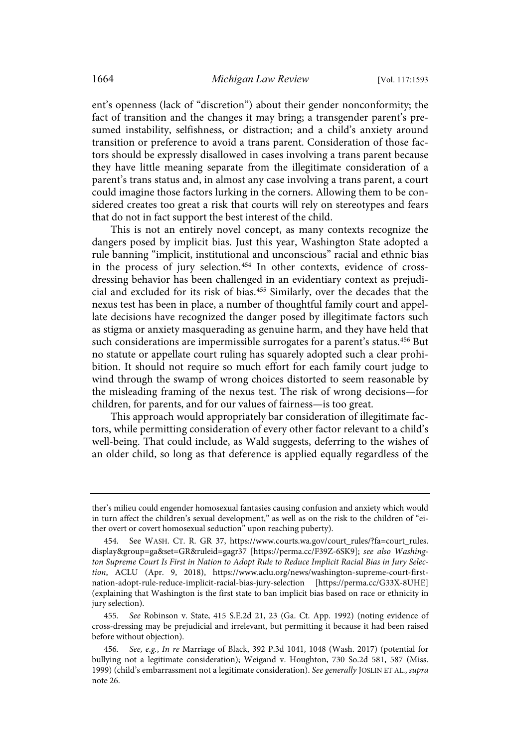ent's openness (lack of "discretion") about their gender nonconformity; the fact of transition and the changes it may bring; a transgender parent's presumed instability, selfishness, or distraction; and a child's anxiety around transition or preference to avoid a trans parent. Consideration of those factors should be expressly disallowed in cases involving a trans parent because they have little meaning separate from the illegitimate consideration of a parent's trans status and, in almost any case involving a trans parent, a court could imagine those factors lurking in the corners. Allowing them to be considered creates too great a risk that courts will rely on stereotypes and fears that do not in fact support the best interest of the child.

This is not an entirely novel concept, as many contexts recognize the dangers posed by implicit bias. Just this year, Washington State adopted a rule banning "implicit, institutional and unconscious" racial and ethnic bias in the process of jury selection.[454] In other contexts, evidence of cross-dressing behavior has been challenged in an evidentiary context as prejudicial and excluded for its risk of bias.[455] Similarly, over the decades that the nexus test has been in place, a number of thoughtful family court and appellate decisions have recognized the danger posed by illegitimate factors such as stigma or anxiety masquerading as genuine harm, and they have held that such considerations are impermissible surrogates for a parent's status.[456] But no statute or appellate court ruling has squarely adopted such a clear prohibition. It should not require so much effort for each family court judge to wind through the swamp of wrong choices distorted to seem reasonable by the misleading framing of the nexus test. The risk of wrong decisions—for children, for parents, and for our values of fairness—is too great.

This approach would appropriately bar consideration of illegitimate factors, while permitting consideration of every other factor relevant to a child's well-being. That could include, as Wald suggests, deferring to the wishes of an older child, so long as that deference is applied equally regardless of the

---

ther's milieu could engender homosexual fantasies causing confusion and anxiety which would in turn affect the children's sexual development," as well as on the risk to the children of "either overt or covert homosexual seduction" upon reaching puberty).

454. See WASH. CT. R. GR 37, https://www.courts.wa.gov/court_rules/?fa=court_rules.display&group=ga&set=GR&ruleid=gagr37 [https://perma.cc/F39Z-6SK9]; *see also Washington Supreme Court Is First in Nation to Adopt Rule to Reduce Implicit Racial Bias in Jury Selection*, ACLU (Apr. 9, 2018), https://www.aclu.org/news/washington-supreme-court-first-nation-adopt-rule-reduce-implicit-racial-bias-jury-selection [https://perma.cc/G33X-8UHE] (explaining that Washington is the first state to ban implicit bias based on race or ethnicity in jury selection).

455. *See* Robinson v. State, 415 S.E.2d 21, 23 (Ga. Ct. App. 1992) (noting evidence of cross-dressing may be prejudicial and irrelevant, but permitting it because it had been raised before without objection).

456. *See, e.g.*, *In re* Marriage of Black, 392 P.3d 1041, 1048 (Wash. 2017) (potential for bullying not a legitimate consideration); Weigand v. Houghton, 730 So.2d 581, 587 (Miss. 1999) (child's embarrassment not a legitimate consideration). *See generally* JOSLIN ET AL., *supra* note 26.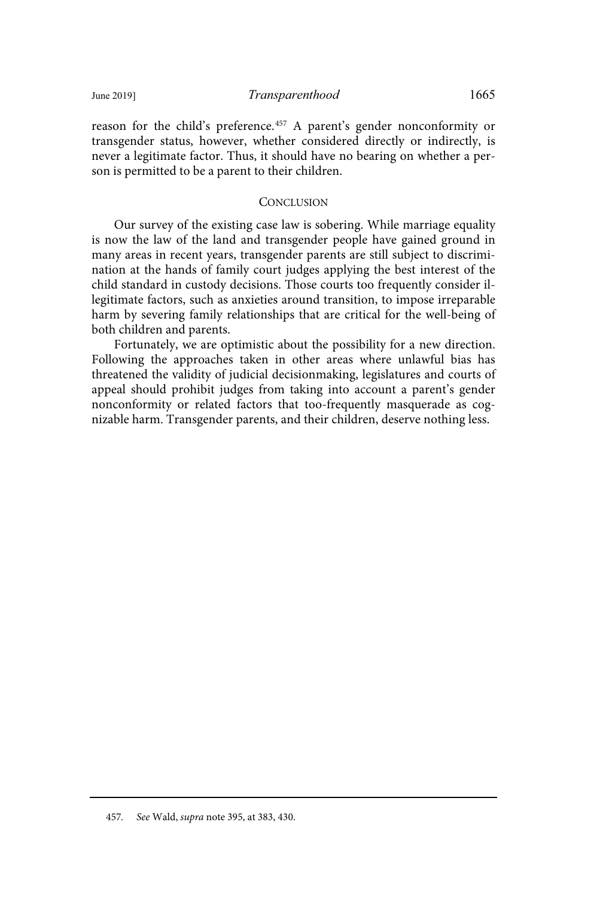reason for the child's preference.[457] A parent's gender nonconformity or transgender status, however, whether considered directly or indirectly, is never a legitimate factor. Thus, it should have no bearing on whether a person is permitted to be a parent to their children.

## CONCLUSION

Our survey of the existing case law is sobering. While marriage equality is now the law of the land and transgender people have gained ground in many areas in recent years, transgender parents are still subject to discrimination at the hands of family court judges applying the best interest of the child standard in custody decisions. Those courts too frequently consider illegitimate factors, such as anxieties around transition, to impose irreparable harm by severing family relationships that are critical for the well-being of both children and parents.

Fortunately, we are optimistic about the possibility for a new direction. Following the approaches taken in other areas where unlawful bias has threatened the validity of judicial decisionmaking, legislatures and courts of appeal should prohibit judges from taking into account a parent's gender nonconformity or related factors that too-frequently masquerade as cognizable harm. Transgender parents, and their children, deserve nothing less.

---

457. *See* Wald, *supra* note 395, at 383, 430.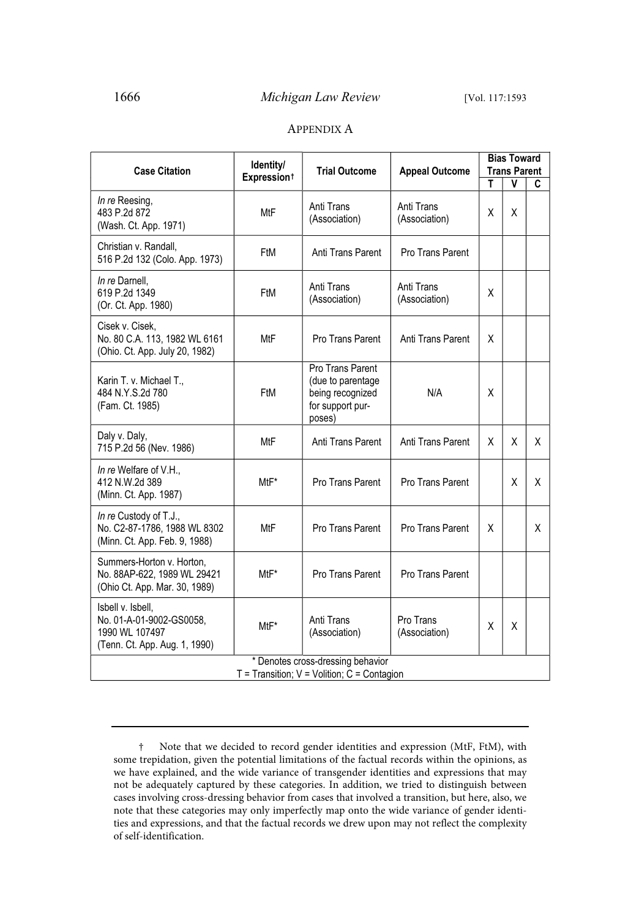## APPENDIX A

| Case Citation | Identity/ Expression† | Trial Outcome | Appeal Outcome | Bias Toward Trans Parent | | |
|---|---|---|---|---|---|---|
| | | | | T | V | C |
| *In re* Reesing, 483 P.2d 872 (Wash. Ct. App. 1971) | MtF | Anti Trans (Association) | Anti Trans (Association) | X | X | |
| Christian v. Randall, 516 P.2d 132 (Colo. App. 1973) | FtM | Anti Trans Parent | Pro Trans Parent | | | |
| *In re* Darnell, 619 P.2d 1349 (Or. Ct. App. 1980) | FtM | Anti Trans (Association) | Anti Trans (Association) | X | | |
| Cisek v. Cisek, No. 80 C.A. 113, 1982 WL 6161 (Ohio. Ct. App. July 20, 1982) | MtF | Pro Trans Parent | Anti Trans Parent | X | | |
| Karin T. v. Michael T., 484 N.Y.S.2d 780 (Fam. Ct. 1985) | FtM | Pro Trans Parent (due to parentage being recognized for support purposes) | N/A | X | | |
| Daly v. Daly, 715 P.2d 56 (Nev. 1986) | MtF | Anti Trans Parent | Anti Trans Parent | X | X | X |
| *In re* Welfare of V.H., 412 N.W.2d 389 (Minn. Ct. App. 1987) | MtF* | Pro Trans Parent | Pro Trans Parent | | X | X |
| *In re* Custody of T.J., No. C2-87-1786, 1988 WL 8302 (Minn. Ct. App. Feb. 9, 1988) | MtF | Pro Trans Parent | Pro Trans Parent | X | | X |
| Summers-Horton v. Horton, No. 88AP-622, 1989 WL 29421 (Ohio Ct. App. Mar. 30, 1989) | MtF* | Pro Trans Parent | Pro Trans Parent | | | |
| Isbell v. Isbell, No. 01-A-01-9002-GS0058, 1990 WL 107497 (Tenn. Ct. App. Aug. 1, 1990) | MtF* | Anti Trans (Association) | Pro Trans (Association) | X | X | |

\* Denotes cross-dressing behavior
T = Transition; V = Volition; C = Contagion

† Note that we decided to record gender identities and expression (MtF, FtM), with some trepidation, given the potential limitations of the factual records within the opinions, as we have explained, and the wide variance of transgender identities and expressions that may not be adequately captured by these categories. In addition, we tried to distinguish between cases involving cross-dressing behavior from cases that involved a transition, but here, also, we note that these categories may only imperfectly map onto the wide variance of gender identities and expressions, and that the factual records we drew upon may not reflect the complexity of self-identification.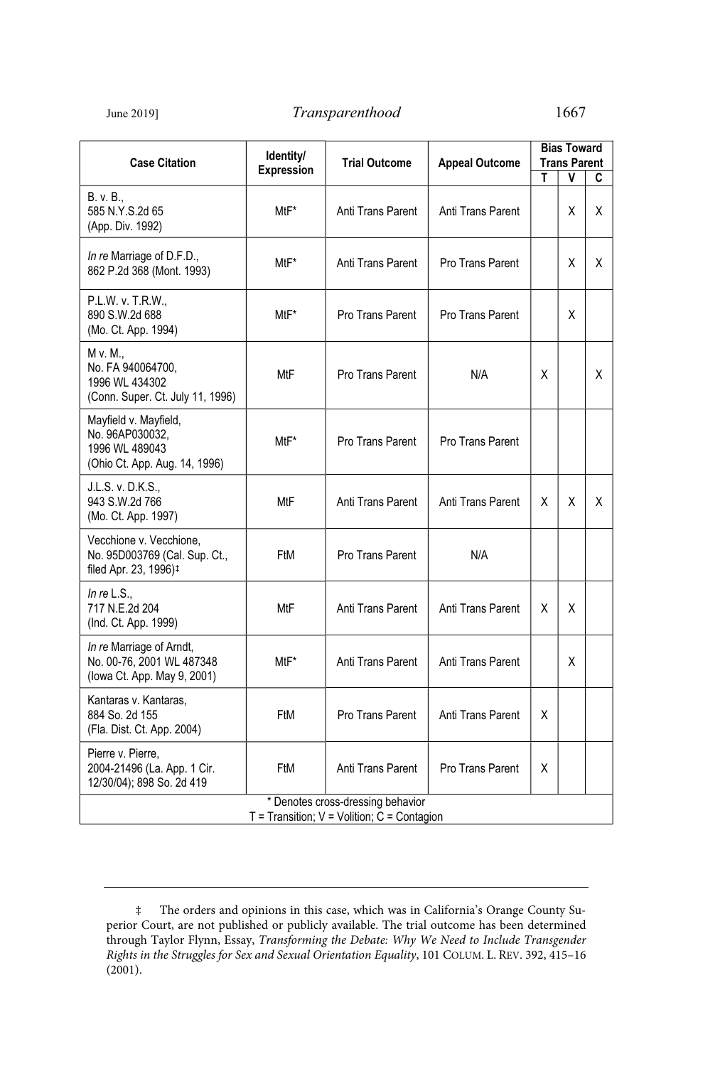| Case Citation | Identity/ Expression | Trial Outcome | Appeal Outcome | Bias Toward Trans Parent | | |
|---|---|---|---|---|---|---|
| | | | | T | V | C |
| B. v. B., 585 N.Y.S.2d 65 (App. Div. 1992) | MtF* | Anti Trans Parent | Anti Trans Parent | | X | X |
| *In re* Marriage of D.F.D., 862 P.2d 368 (Mont. 1993) | MtF* | Anti Trans Parent | Pro Trans Parent | | X | X |
| P.L.W. v. T.R.W., 890 S.W.2d 688 (Mo. Ct. App. 1994) | MtF* | Pro Trans Parent | Pro Trans Parent | | X | |
| M v. M., No. FA 940064700, 1996 WL 434302 (Conn. Super. Ct. July 11, 1996) | MtF | Pro Trans Parent | N/A | X | | X |
| Mayfield v. Mayfield, No. 96AP030032, 1996 WL 489043 (Ohio Ct. App. Aug. 14, 1996) | MtF* | Pro Trans Parent | Pro Trans Parent | | | |
| J.L.S. v. D.K.S., 943 S.W.2d 766 (Mo. Ct. App. 1997) | MtF | Anti Trans Parent | Anti Trans Parent | X | X | X |
| Vecchione v. Vecchione, No. 95D003769 (Cal. Sup. Ct., filed Apr. 23, 1996)‡ | FtM | Pro Trans Parent | N/A | | | |
| *In re* L.S., 717 N.E.2d 204 (Ind. Ct. App. 1999) | MtF | Anti Trans Parent | Anti Trans Parent | X | X | |
| *In re* Marriage of Arndt, No. 00-76, 2001 WL 487348 (Iowa Ct. App. May 9, 2001) | MtF* | Anti Trans Parent | Anti Trans Parent | | X | |
| Kantaras v. Kantaras, 884 So. 2d 155 (Fla. Dist. Ct. App. 2004) | FtM | Pro Trans Parent | Anti Trans Parent | X | | |
| Pierre v. Pierre, 2004-21496 (La. App. 1 Cir. 12/30/04); 898 So. 2d 419 | FtM | Anti Trans Parent | Pro Trans Parent | X | | |
| * Denotes cross-dressing behavior T = Transition; V = Volition; C = Contagion | | | | | | |

‡ The orders and opinions in this case, which was in California's Orange County Superior Court, are not published or publicly available. The trial outcome has been determined through Taylor Flynn, Essay, *Transforming the Debate: Why We Need to Include Transgender Rights in the Struggles for Sex and Sexual Orientation Equality*, 101 COLUM. L. REV. 392, 415–16 (2001).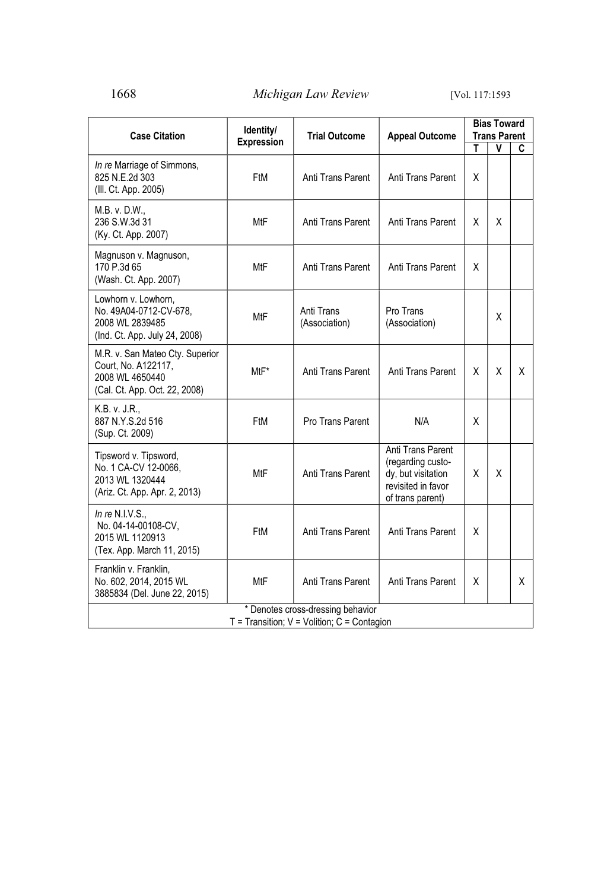| Case Citation | Identity/ Expression | Trial Outcome | Appeal Outcome | Bias Toward Trans Parent | | |
|---|---|---|---|---|---|---|
| | | | | T | V | C |
| *In re* Marriage of Simmons, 825 N.E.2d 303 (Ill. Ct. App. 2005) | FtM | Anti Trans Parent | Anti Trans Parent | X | | |
| M.B. v. D.W., 236 S.W.3d 31 (Ky. Ct. App. 2007) | MtF | Anti Trans Parent | Anti Trans Parent | X | X | |
| Magnuson v. Magnuson, 170 P.3d 65 (Wash. Ct. App. 2007) | MtF | Anti Trans Parent | Anti Trans Parent | X | | |
| Lowhorn v. Lowhorn, No. 49A04-0712-CV-678, 2008 WL 2839485 (Ind. Ct. App. July 24, 2008) | MtF | Anti Trans (Association) | Pro Trans (Association) | | X | |
| M.R. v. San Mateo Cty. Superior Court, No. A122117, 2008 WL 4650440 (Cal. Ct. App. Oct. 22, 2008) | MtF* | Anti Trans Parent | Anti Trans Parent | X | X | X |
| K.B. v. J.R., 887 N.Y.S.2d 516 (Sup. Ct. 2009) | FtM | Pro Trans Parent | N/A | X | | |
| Tipsword v. Tipsword, No. 1 CA-CV 12-0066, 2013 WL 1320444 (Ariz. Ct. App. Apr. 2, 2013) | MtF | Anti Trans Parent | Anti Trans Parent (regarding custody, but visitation revisited in favor of trans parent) | X | X | |
| *In re* N.I.V.S., No. 04-14-00108-CV, 2015 WL 1120913 (Tex. App. March 11, 2015) | FtM | Anti Trans Parent | Anti Trans Parent | X | | |
| Franklin v. Franklin, No. 602, 2014, 2015 WL 3885834 (Del. June 22, 2015) | MtF | Anti Trans Parent | Anti Trans Parent | X | | X |

\* Denotes cross-dressing behavior
T = Transition; V = Volition; C = Contagion